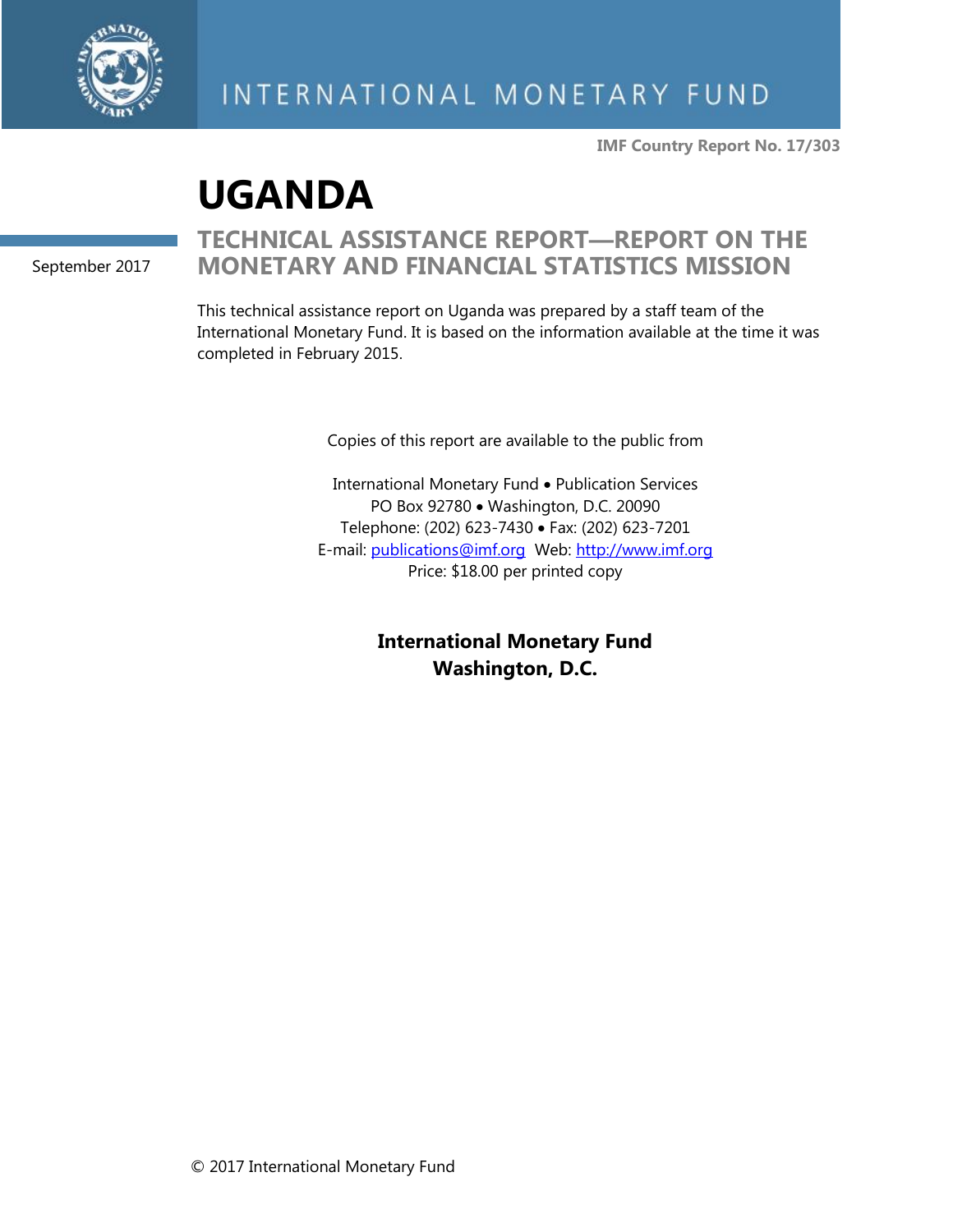INTERNATIONAL MONETARY FUND

**IMF Country Report No. 17/303**

# UGANDA

September 2017

## TECHNICAL ASSISTANCE REPORT—REPORT ON THE MONETARY AND FINANCIAL STATISTICS MISSION

This technical assistance report on Uganda was prepared by a staff team of the International Monetary Fund. It is based on the information available at the time it was completed in February 2015.

Copies of this report are available to the public from

International Monetary Fund • Publication Services
PO Box 92780 • Washington, D.C. 20090
Telephone: (202) 623-7430 • Fax: (202) 623-7201
E-mail: publications@imf.org Web: http://www.imf.org
Price: $18.00 per printed copy

**International Monetary Fund**
**Washington, D.C.**

© 2017 International Monetary Fund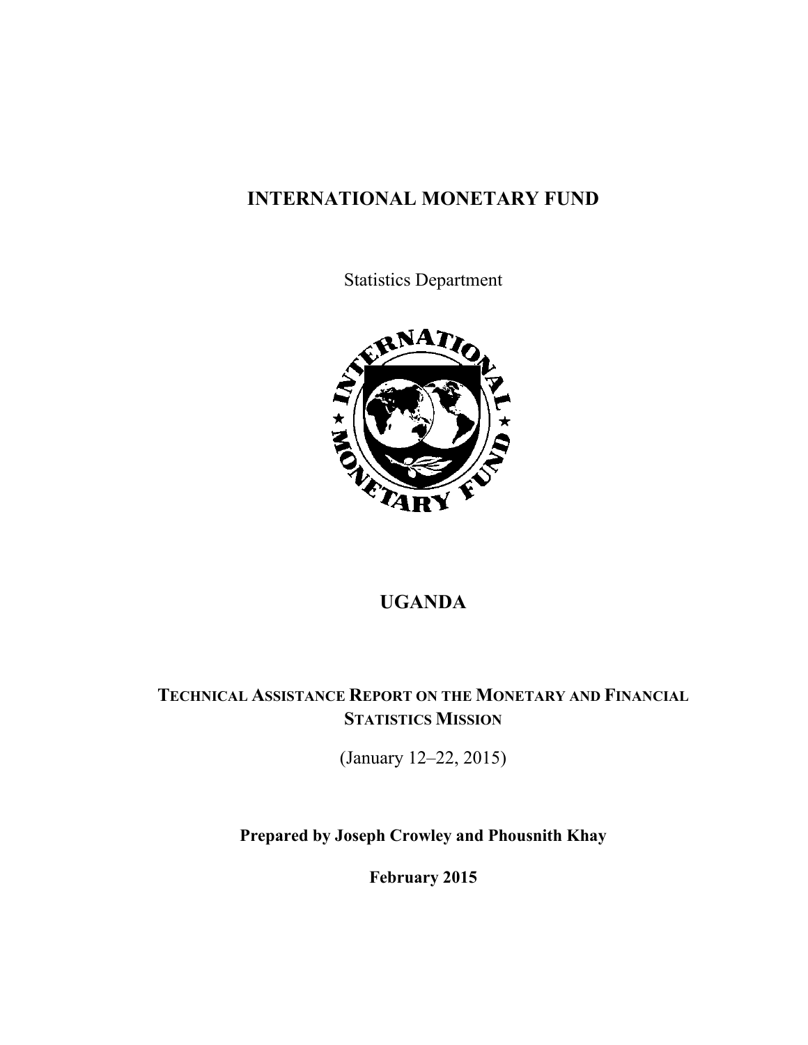# INTERNATIONAL MONETARY FUND

Statistics Department

# UGANDA

## TECHNICAL ASSISTANCE REPORT ON THE MONETARY AND FINANCIAL STATISTICS MISSION

(January 12–22, 2015)

**Prepared by Joseph Crowley and Phousnith Khay**

**February 2015**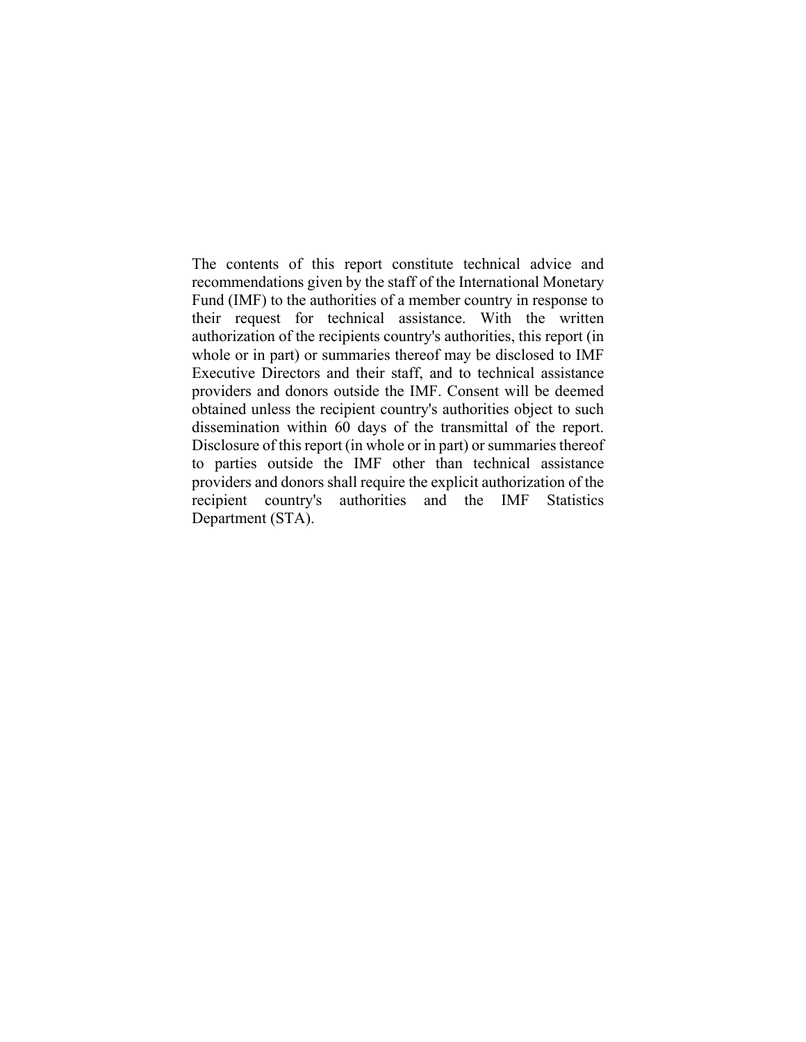The contents of this report constitute technical advice and recommendations given by the staff of the International Monetary Fund (IMF) to the authorities of a member country in response to their request for technical assistance. With the written authorization of the recipients country's authorities, this report (in whole or in part) or summaries thereof may be disclosed to IMF Executive Directors and their staff, and to technical assistance providers and donors outside the IMF. Consent will be deemed obtained unless the recipient country's authorities object to such dissemination within 60 days of the transmittal of the report. Disclosure of this report (in whole or in part) or summaries thereof to parties outside the IMF other than technical assistance providers and donors shall require the explicit authorization of the recipient country's authorities and the IMF Statistics Department (STA).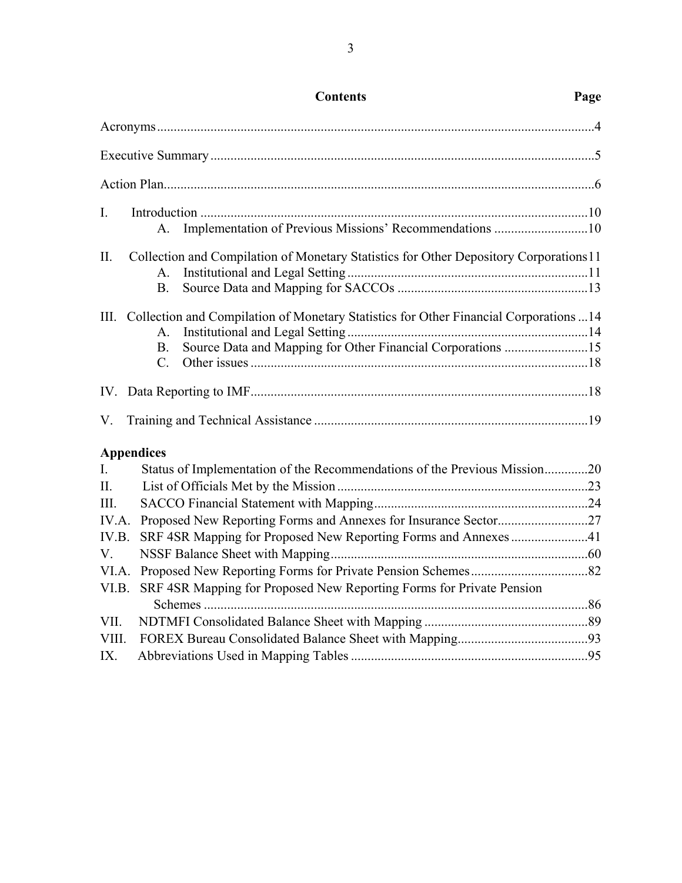## Contents

| | Page |
|---|---|
| Acronyms | 4 |
| Executive Summary | 5 |
| Action Plan | 6 |
| I. Introduction | 10 |
| A. Implementation of Previous Missions' Recommendations | 10 |
| II. Collection and Compilation of Monetary Statistics for Other Depository Corporations | 11 |
| A. Institutional and Legal Setting | 11 |
| B. Source Data and Mapping for SACCOs | 13 |
| III. Collection and Compilation of Monetary Statistics for Other Financial Corporations | 14 |
| A. Institutional and Legal Setting | 14 |
| B. Source Data and Mapping for Other Financial Corporations | 15 |
| C. Other issues | 18 |
| IV. Data Reporting to IMF | 18 |
| V. Training and Technical Assistance | 19 |

**Appendices**

| | Page |
|---|---|
| I. Status of Implementation of the Recommendations of the Previous Mission | 20 |
| II. List of Officials Met by the Mission | 23 |
| III. SACCO Financial Statement with Mapping | 24 |
| IV.A. Proposed New Reporting Forms and Annexes for Insurance Sector | 27 |
| IV.B. SRF 4SR Mapping for Proposed New Reporting Forms and Annexes | 41 |
| V. NSSF Balance Sheet with Mapping | 60 |
| VI.A. Proposed New Reporting Forms for Private Pension Schemes | 82 |
| VI.B. SRF 4SR Mapping for Proposed New Reporting Forms for Private Pension Schemes | 86 |
| VII. NDTMFI Consolidated Balance Sheet with Mapping | 89 |
| VIII. FOREX Bureau Consolidated Balance Sheet with Mapping | 93 |
| IX. Abbreviations Used in Mapping Tables | 95 |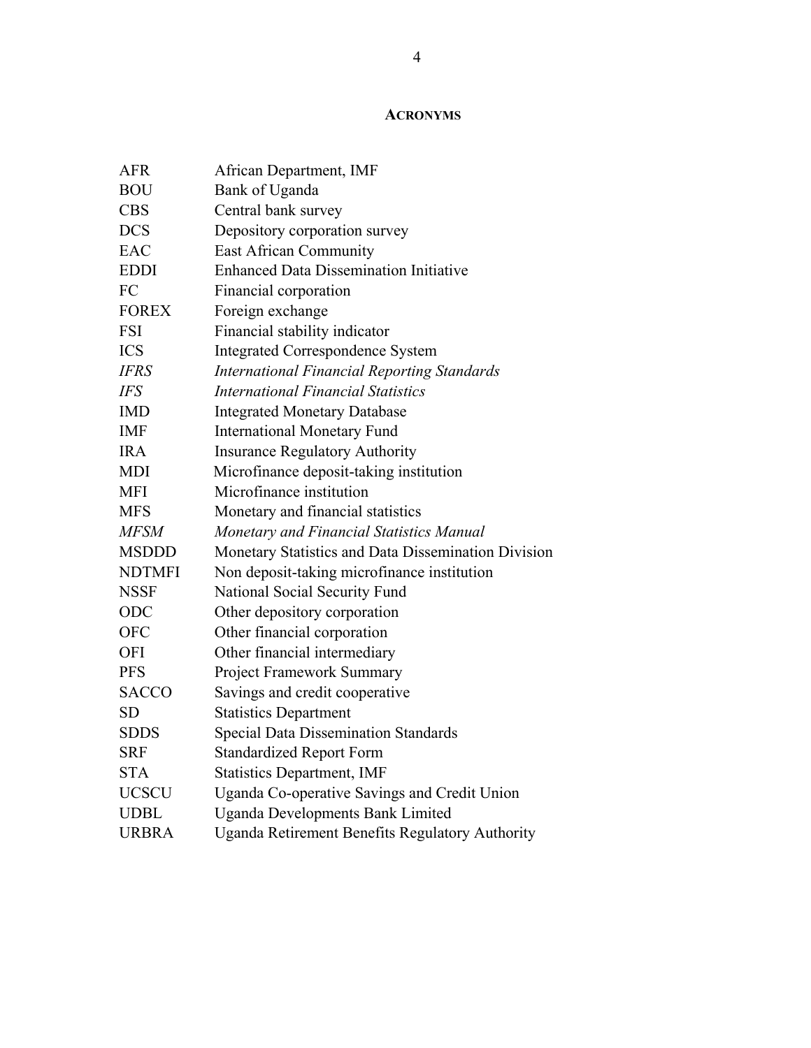## ACRONYMS

| | |
|---|---|
| AFR | African Department, IMF |
| BOU | Bank of Uganda |
| CBS | Central bank survey |
| DCS | Depository corporation survey |
| EAC | East African Community |
| EDDI | Enhanced Data Dissemination Initiative |
| FC | Financial corporation |
| FOREX | Foreign exchange |
| FSI | Financial stability indicator |
| ICS | Integrated Correspondence System |
| *IFRS* | *International Financial Reporting Standards* |
| *IFS* | *International Financial Statistics* |
| IMD | Integrated Monetary Database |
| IMF | International Monetary Fund |
| IRA | Insurance Regulatory Authority |
| MDI | Microfinance deposit-taking institution |
| MFI | Microfinance institution |
| MFS | Monetary and financial statistics |
| *MFSM* | *Monetary and Financial Statistics Manual* |
| MSDDD | Monetary Statistics and Data Dissemination Division |
| NDTMFI | Non deposit-taking microfinance institution |
| NSSF | National Social Security Fund |
| ODC | Other depository corporation |
| OFC | Other financial corporation |
| OFI | Other financial intermediary |
| PFS | Project Framework Summary |
| SACCO | Savings and credit cooperative |
| SD | Statistics Department |
| SDDS | Special Data Dissemination Standards |
| SRF | Standardized Report Form |
| STA | Statistics Department, IMF |
| UCSCU | Uganda Co-operative Savings and Credit Union |
| UDBL | Uganda Developments Bank Limited |
| URBRA | Uganda Retirement Benefits Regulatory Authority |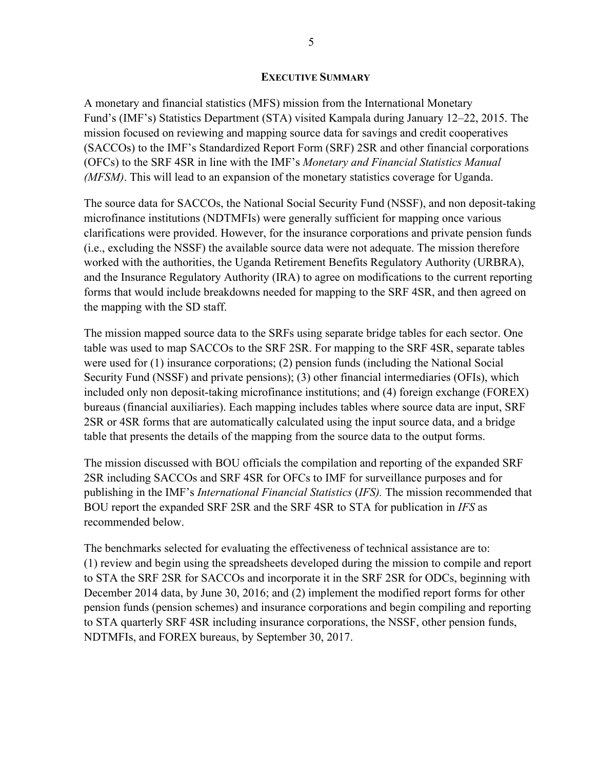## Executive Summary

A monetary and financial statistics (MFS) mission from the International Monetary Fund's (IMF's) Statistics Department (STA) visited Kampala during January 12–22, 2015. The mission focused on reviewing and mapping source data for savings and credit cooperatives (SACCOs) to the IMF's Standardized Report Form (SRF) 2SR and other financial corporations (OFCs) to the SRF 4SR in line with the IMF's *Monetary and Financial Statistics Manual (MFSM)*. This will lead to an expansion of the monetary statistics coverage for Uganda.

The source data for SACCOs, the National Social Security Fund (NSSF), and non deposit-taking microfinance institutions (NDTMFIs) were generally sufficient for mapping once various clarifications were provided. However, for the insurance corporations and private pension funds (i.e., excluding the NSSF) the available source data were not adequate. The mission therefore worked with the authorities, the Uganda Retirement Benefits Regulatory Authority (URBRA), and the Insurance Regulatory Authority (IRA) to agree on modifications to the current reporting forms that would include breakdowns needed for mapping to the SRF 4SR, and then agreed on the mapping with the SD staff.

The mission mapped source data to the SRFs using separate bridge tables for each sector. One table was used to map SACCOs to the SRF 2SR. For mapping to the SRF 4SR, separate tables were used for (1) insurance corporations; (2) pension funds (including the National Social Security Fund (NSSF) and private pensions); (3) other financial intermediaries (OFIs), which included only non deposit-taking microfinance institutions; and (4) foreign exchange (FOREX) bureaus (financial auxiliaries). Each mapping includes tables where source data are input, SRF 2SR or 4SR forms that are automatically calculated using the input source data, and a bridge table that presents the details of the mapping from the source data to the output forms.

The mission discussed with BOU officials the compilation and reporting of the expanded SRF 2SR including SACCOs and SRF 4SR for OFCs to IMF for surveillance purposes and for publishing in the IMF's *International Financial Statistics* (*IFS).* The mission recommended that BOU report the expanded SRF 2SR and the SRF 4SR to STA for publication in *IFS* as recommended below.

The benchmarks selected for evaluating the effectiveness of technical assistance are to: (1) review and begin using the spreadsheets developed during the mission to compile and report to STA the SRF 2SR for SACCOs and incorporate it in the SRF 2SR for ODCs, beginning with December 2014 data, by June 30, 2016; and (2) implement the modified report forms for other pension funds (pension schemes) and insurance corporations and begin compiling and reporting to STA quarterly SRF 4SR including insurance corporations, the NSSF, other pension funds, NDTMFIs, and FOREX bureaus, by September 30, 2017.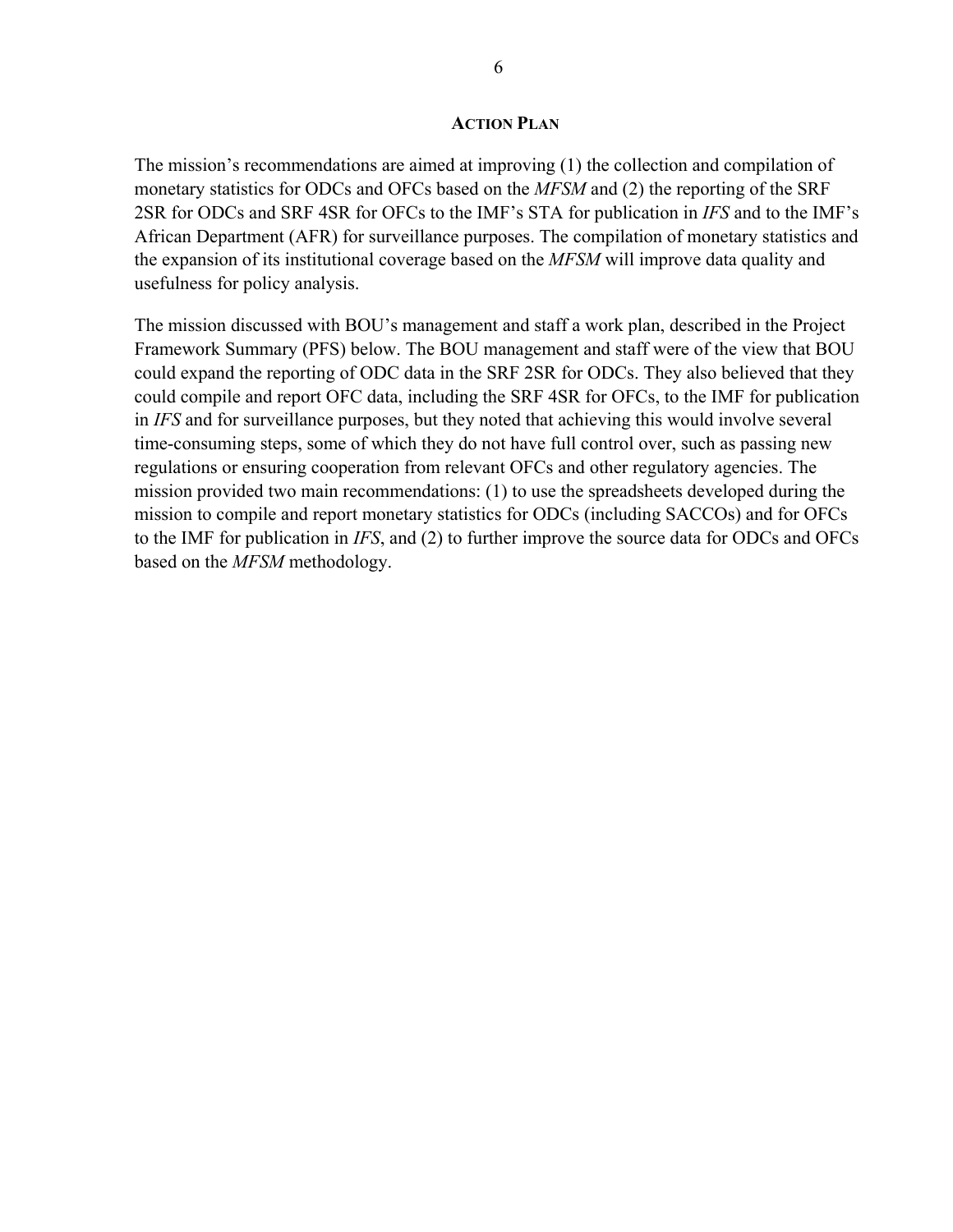## ACTION PLAN

The mission's recommendations are aimed at improving (1) the collection and compilation of monetary statistics for ODCs and OFCs based on the *MFSM* and (2) the reporting of the SRF 2SR for ODCs and SRF 4SR for OFCs to the IMF's STA for publication in *IFS* and to the IMF's African Department (AFR) for surveillance purposes. The compilation of monetary statistics and the expansion of its institutional coverage based on the *MFSM* will improve data quality and usefulness for policy analysis.

The mission discussed with BOU's management and staff a work plan, described in the Project Framework Summary (PFS) below. The BOU management and staff were of the view that BOU could expand the reporting of ODC data in the SRF 2SR for ODCs. They also believed that they could compile and report OFC data, including the SRF 4SR for OFCs, to the IMF for publication in *IFS* and for surveillance purposes, but they noted that achieving this would involve several time-consuming steps, some of which they do not have full control over, such as passing new regulations or ensuring cooperation from relevant OFCs and other regulatory agencies. The mission provided two main recommendations: (1) to use the spreadsheets developed during the mission to compile and report monetary statistics for ODCs (including SACCOs) and for OFCs to the IMF for publication in *IFS*, and (2) to further improve the source data for ODCs and OFCs based on the *MFSM* methodology.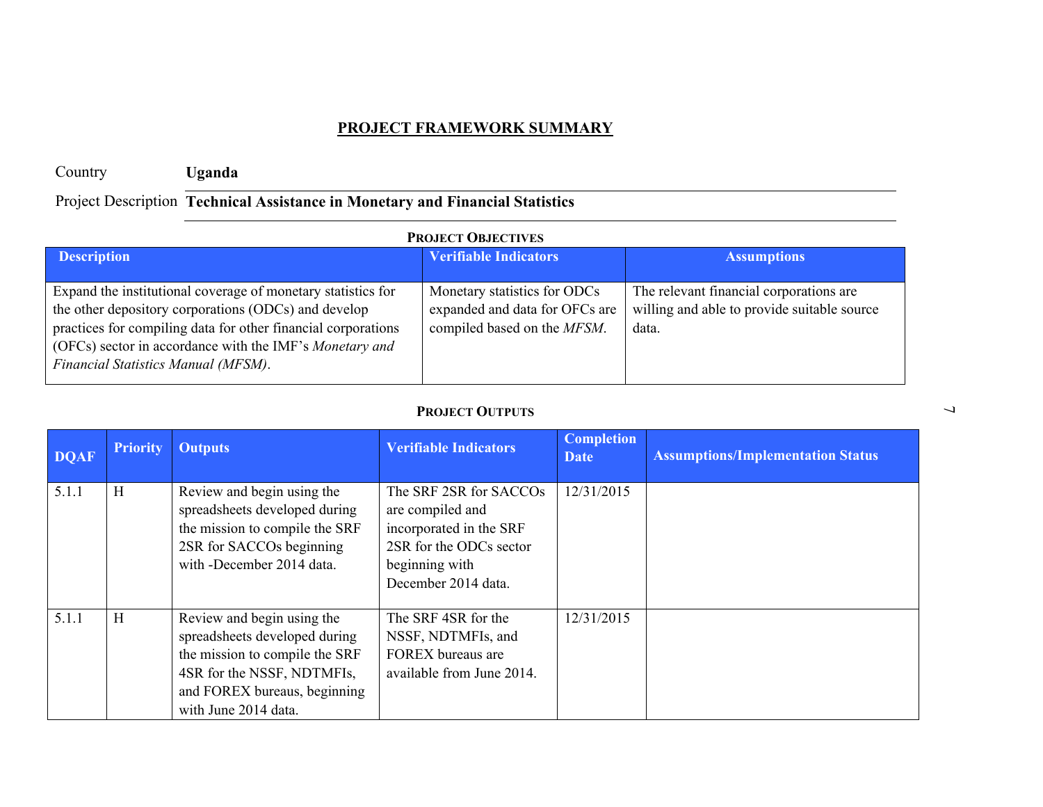## PROJECT FRAMEWORK SUMMARY

Country **Uganda**

Project Description **Technical Assistance in Monetary and Financial Statistics**

### PROJECT OBJECTIVES

| Description | Verifiable Indicators | Assumptions |
|---|---|---|
| Expand the institutional coverage of monetary statistics for the other depository corporations (ODCs) and develop practices for compiling data for other financial corporations (OFCs) sector in accordance with the IMF's *Monetary and Financial Statistics Manual (MFSM)*. | Monetary statistics for ODCs expanded and data for OFCs are compiled based on the *MFSM*. | The relevant financial corporations are willing and able to provide suitable source data. |

### PROJECT OUTPUTS

| DQAF | Priority | Outputs | Verifiable Indicators | Completion Date | Assumptions/Implementation Status |
|---|---|---|---|---|---|
| 5.1.1 | H | Review and begin using the spreadsheets developed during the mission to compile the SRF 2SR for SACCOs beginning with -December 2014 data. | The SRF 2SR for SACCOs are compiled and incorporated in the SRF 2SR for the ODCs sector beginning with December 2014 data. | 12/31/2015 | |
| 5.1.1 | H | Review and begin using the spreadsheets developed during the mission to compile the SRF 4SR for the NSSF, NDTMFIs, and FOREX bureaus, beginning with June 2014 data. | The SRF 4SR for the NSSF, NDTMFIs, and FOREX bureaus are available from June 2014. | 12/31/2015 | |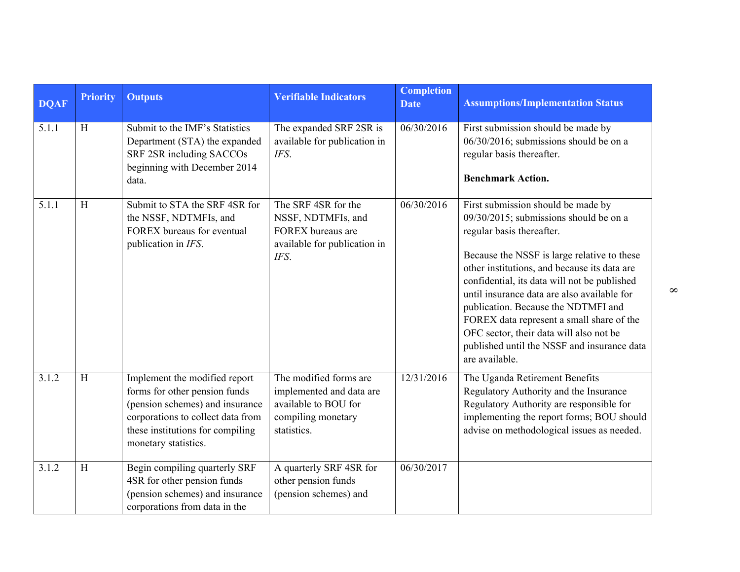| DQAF | Priority | Outputs | Verifiable Indicators | Completion Date | Assumptions/Implementation Status |
|---|---|---|---|---|---|
| 5.1.1 | H | Submit to the IMF's Statistics Department (STA) the expanded SRF 2SR including SACCOs beginning with December 2014 data. | The expanded SRF 2SR is available for publication in *IFS*. | 06/30/2016 | First submission should be made by 06/30/2016; submissions should be on a regular basis thereafter. **Benchmark Action.** |
| 5.1.1 | H | Submit to STA the SRF 4SR for the NSSF, NDTMFIs, and FOREX bureaus for eventual publication in *IFS*. | The SRF 4SR for the NSSF, NDTMFIs, and FOREX bureaus are available for publication in *IFS*. | 06/30/2016 | First submission should be made by 09/30/2015; submissions should be on a regular basis thereafter. Because the NSSF is large relative to these other institutions, and because its data are confidential, its data will not be published until insurance data are also available for publication. Because the NDTMFI and FOREX data represent a small share of the OFC sector, their data will also not be published until the NSSF and insurance data are available. |
| 3.1.2 | H | Implement the modified report forms for other pension funds (pension schemes) and insurance corporations to collect data from these institutions for compiling monetary statistics. | The modified forms are implemented and data are available to BOU for compiling monetary statistics. | 12/31/2016 | The Uganda Retirement Benefits Regulatory Authority and the Insurance Regulatory Authority are responsible for implementing the report forms; BOU should advise on methodological issues as needed. |
| 3.1.2 | H | Begin compiling quarterly SRF 4SR for other pension funds (pension schemes) and insurance corporations from data in the | A quarterly SRF 4SR for other pension funds (pension schemes) and | 06/30/2017 | |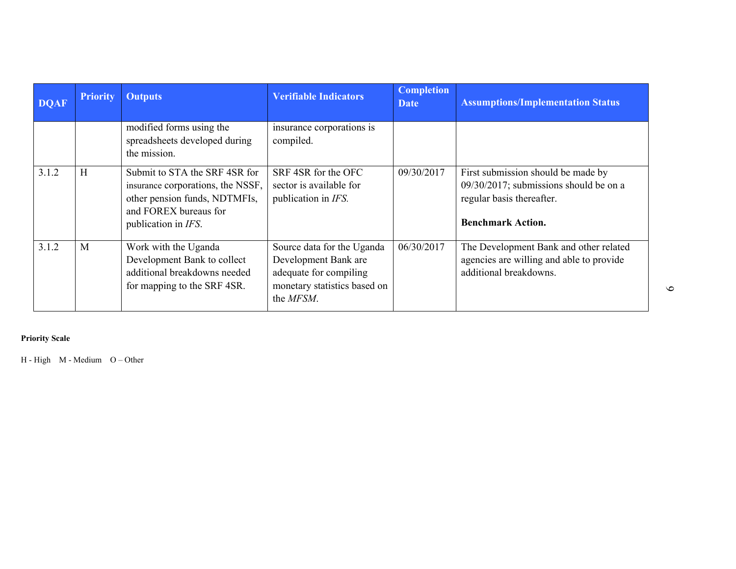| DQAF | Priority | Outputs | Verifiable Indicators | Completion Date | Assumptions/Implementation Status |
|---|---|---|---|---|---|
| | | modified forms using the spreadsheets developed during the mission. | insurance corporations is compiled. | | |
| 3.1.2 | H | Submit to STA the SRF 4SR for insurance corporations, the NSSF, other pension funds, NDTMFIs, and FOREX bureaus for publication in *IFS*. | SRF 4SR for the OFC sector is available for publication in *IFS.* | 09/30/2017 | First submission should be made by 09/30/2017; submissions should be on a regular basis thereafter. **Benchmark Action.** |
| 3.1.2 | M | Work with the Uganda Development Bank to collect additional breakdowns needed for mapping to the SRF 4SR. | Source data for the Uganda Development Bank are adequate for compiling monetary statistics based on the *MFSM*. | 06/30/2017 | The Development Bank and other related agencies are willing and able to provide additional breakdowns. |

**Priority Scale**

H - High M - Medium O – Other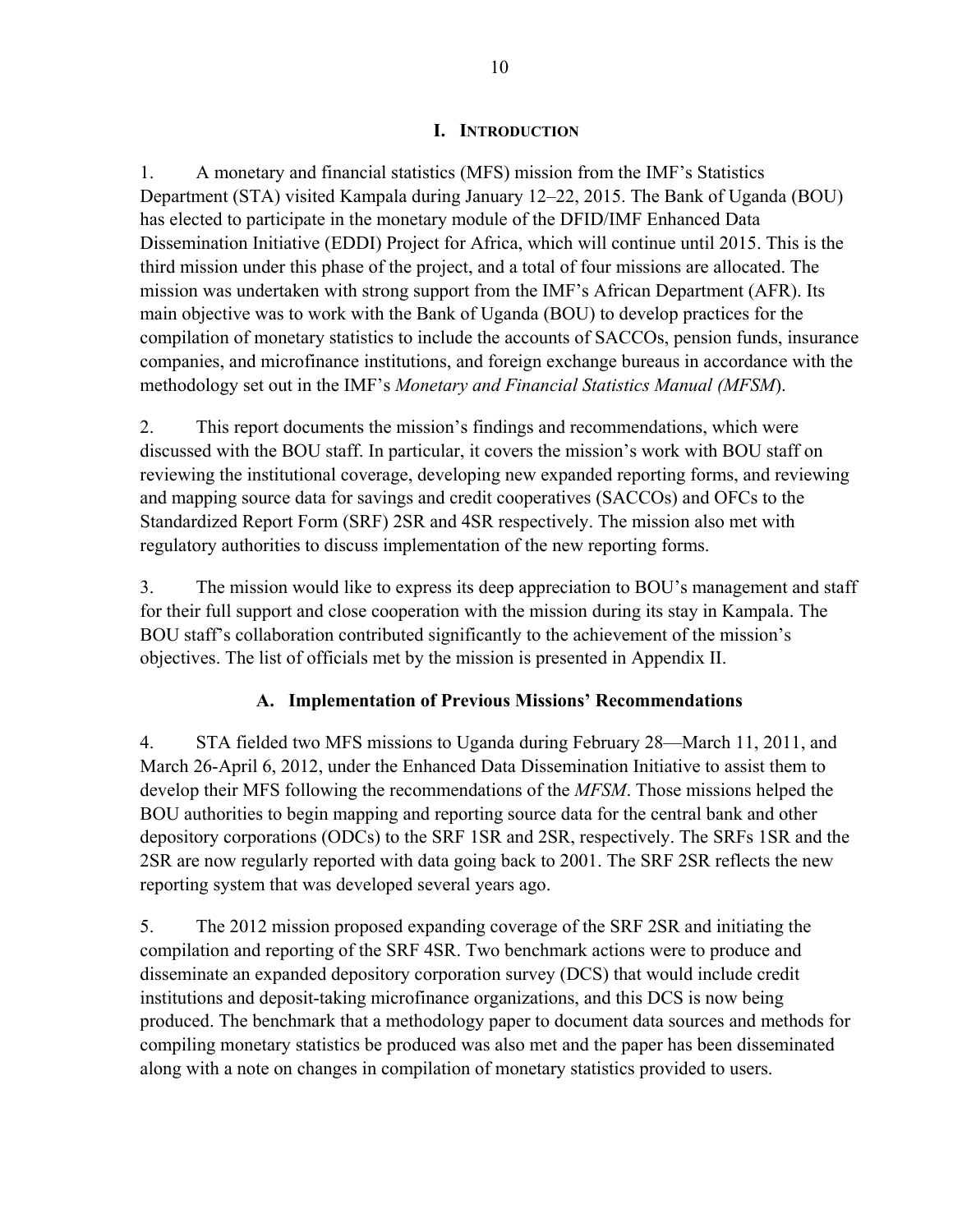# I. Introduction

1. A monetary and financial statistics (MFS) mission from the IMF's Statistics Department (STA) visited Kampala during January 12–22, 2015. The Bank of Uganda (BOU) has elected to participate in the monetary module of the DFID/IMF Enhanced Data Dissemination Initiative (EDDI) Project for Africa, which will continue until 2015. This is the third mission under this phase of the project, and a total of four missions are allocated. The mission was undertaken with strong support from the IMF's African Department (AFR). Its main objective was to work with the Bank of Uganda (BOU) to develop practices for the compilation of monetary statistics to include the accounts of SACCOs, pension funds, insurance companies, and microfinance institutions, and foreign exchange bureaus in accordance with the methodology set out in the IMF's *Monetary and Financial Statistics Manual (MFSM*).

2. This report documents the mission's findings and recommendations, which were discussed with the BOU staff. In particular, it covers the mission's work with BOU staff on reviewing the institutional coverage, developing new expanded reporting forms, and reviewing and mapping source data for savings and credit cooperatives (SACCOs) and OFCs to the Standardized Report Form (SRF) 2SR and 4SR respectively. The mission also met with regulatory authorities to discuss implementation of the new reporting forms.

3. The mission would like to express its deep appreciation to BOU's management and staff for their full support and close cooperation with the mission during its stay in Kampala. The BOU staff's collaboration contributed significantly to the achievement of the mission's objectives. The list of officials met by the mission is presented in Appendix II.

## A. Implementation of Previous Missions' Recommendations

4. STA fielded two MFS missions to Uganda during February 28—March 11, 2011, and March 26-April 6, 2012, under the Enhanced Data Dissemination Initiative to assist them to develop their MFS following the recommendations of the *MFSM*. Those missions helped the BOU authorities to begin mapping and reporting source data for the central bank and other depository corporations (ODCs) to the SRF 1SR and 2SR, respectively. The SRFs 1SR and the 2SR are now regularly reported with data going back to 2001. The SRF 2SR reflects the new reporting system that was developed several years ago.

5. The 2012 mission proposed expanding coverage of the SRF 2SR and initiating the compilation and reporting of the SRF 4SR. Two benchmark actions were to produce and disseminate an expanded depository corporation survey (DCS) that would include credit institutions and deposit-taking microfinance organizations, and this DCS is now being produced. The benchmark that a methodology paper to document data sources and methods for compiling monetary statistics be produced was also met and the paper has been disseminated along with a note on changes in compilation of monetary statistics provided to users.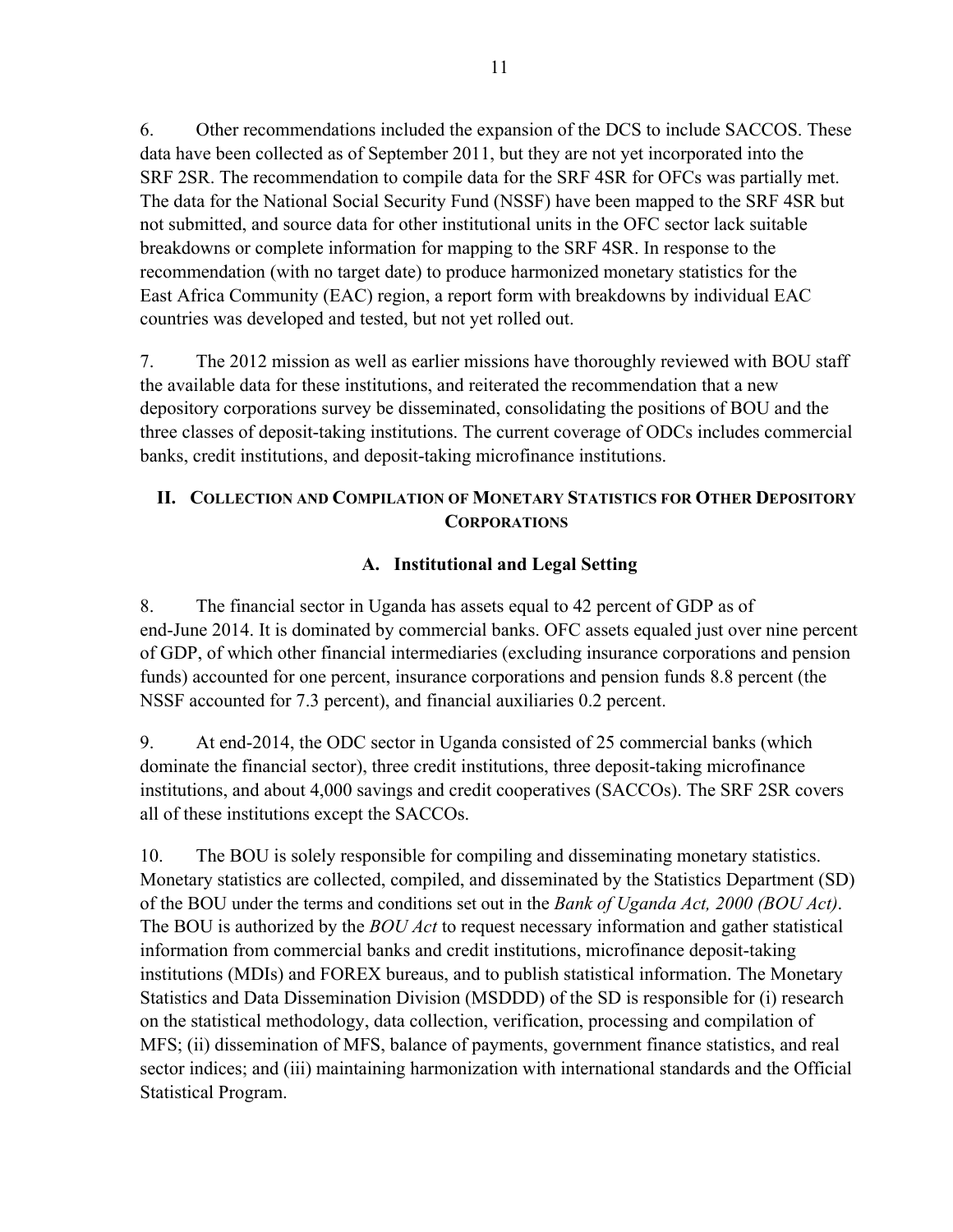6. Other recommendations included the expansion of the DCS to include SACCOS. These data have been collected as of September 2011, but they are not yet incorporated into the SRF 2SR. The recommendation to compile data for the SRF 4SR for OFCs was partially met. The data for the National Social Security Fund (NSSF) have been mapped to the SRF 4SR but not submitted, and source data for other institutional units in the OFC sector lack suitable breakdowns or complete information for mapping to the SRF 4SR. In response to the recommendation (with no target date) to produce harmonized monetary statistics for the East Africa Community (EAC) region, a report form with breakdowns by individual EAC countries was developed and tested, but not yet rolled out.

7. The 2012 mission as well as earlier missions have thoroughly reviewed with BOU staff the available data for these institutions, and reiterated the recommendation that a new depository corporations survey be disseminated, consolidating the positions of BOU and the three classes of deposit-taking institutions. The current coverage of ODCs includes commercial banks, credit institutions, and deposit-taking microfinance institutions.

## II. Collection and Compilation of Monetary Statistics for Other Depository Corporations

### A. Institutional and Legal Setting

8. The financial sector in Uganda has assets equal to 42 percent of GDP as of end-June 2014. It is dominated by commercial banks. OFC assets equaled just over nine percent of GDP, of which other financial intermediaries (excluding insurance corporations and pension funds) accounted for one percent, insurance corporations and pension funds 8.8 percent (the NSSF accounted for 7.3 percent), and financial auxiliaries 0.2 percent.

9. At end-2014, the ODC sector in Uganda consisted of 25 commercial banks (which dominate the financial sector), three credit institutions, three deposit-taking microfinance institutions, and about 4,000 savings and credit cooperatives (SACCOs). The SRF 2SR covers all of these institutions except the SACCOs.

10. The BOU is solely responsible for compiling and disseminating monetary statistics. Monetary statistics are collected, compiled, and disseminated by the Statistics Department (SD) of the BOU under the terms and conditions set out in the *Bank of Uganda Act, 2000 (BOU Act)*. The BOU is authorized by the *BOU Act* to request necessary information and gather statistical information from commercial banks and credit institutions, microfinance deposit-taking institutions (MDIs) and FOREX bureaus, and to publish statistical information. The Monetary Statistics and Data Dissemination Division (MSDDD) of the SD is responsible for (i) research on the statistical methodology, data collection, verification, processing and compilation of MFS; (ii) dissemination of MFS, balance of payments, government finance statistics, and real sector indices; and (iii) maintaining harmonization with international standards and the Official Statistical Program.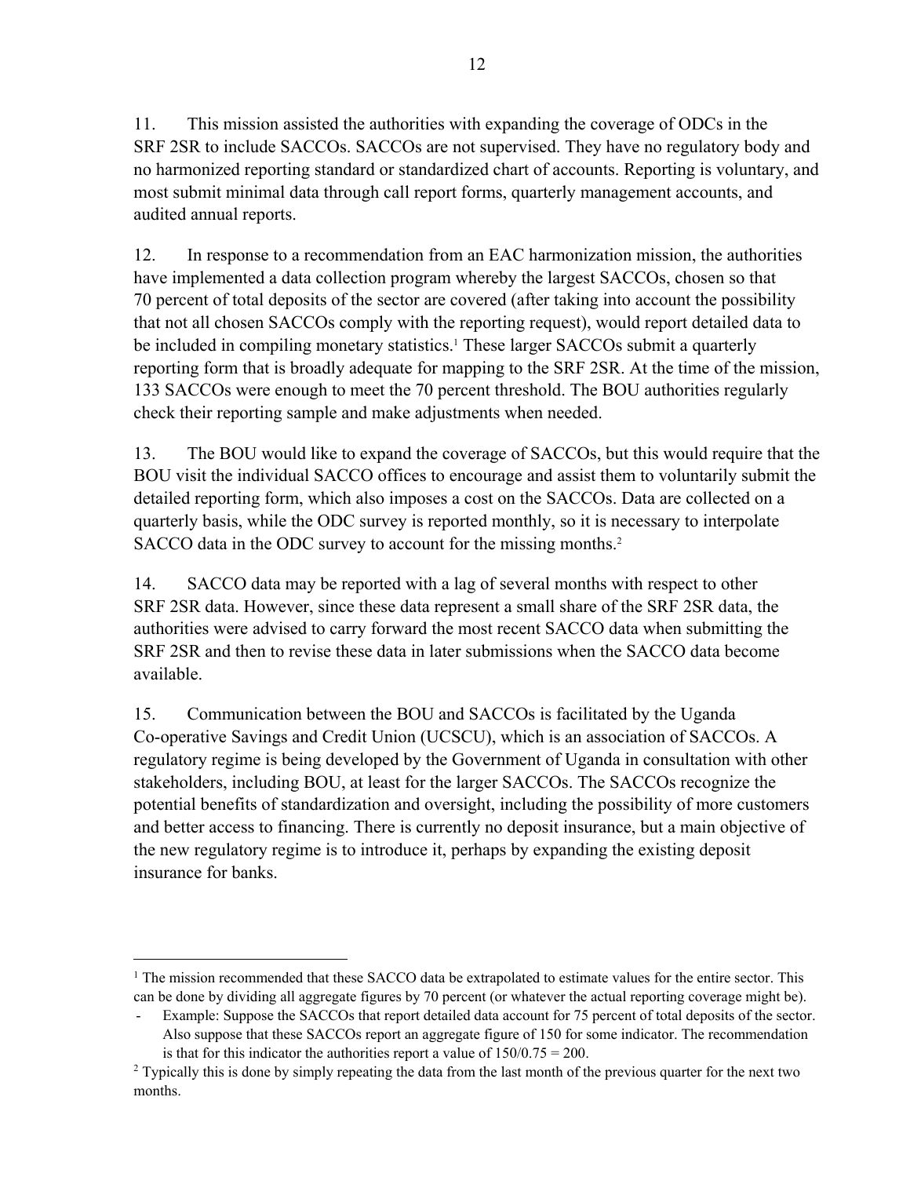11. This mission assisted the authorities with expanding the coverage of ODCs in the SRF 2SR to include SACCOs. SACCOs are not supervised. They have no regulatory body and no harmonized reporting standard or standardized chart of accounts. Reporting is voluntary, and most submit minimal data through call report forms, quarterly management accounts, and audited annual reports.

12. In response to a recommendation from an EAC harmonization mission, the authorities have implemented a data collection program whereby the largest SACCOs, chosen so that 70 percent of total deposits of the sector are covered (after taking into account the possibility that not all chosen SACCOs comply with the reporting request), would report detailed data to be included in compiling monetary statistics.[1] These larger SACCOs submit a quarterly reporting form that is broadly adequate for mapping to the SRF 2SR. At the time of the mission, 133 SACCOs were enough to meet the 70 percent threshold. The BOU authorities regularly check their reporting sample and make adjustments when needed.

13. The BOU would like to expand the coverage of SACCOs, but this would require that the BOU visit the individual SACCO offices to encourage and assist them to voluntarily submit the detailed reporting form, which also imposes a cost on the SACCOs. Data are collected on a quarterly basis, while the ODC survey is reported monthly, so it is necessary to interpolate SACCO data in the ODC survey to account for the missing months.[2]

14. SACCO data may be reported with a lag of several months with respect to other SRF 2SR data. However, since these data represent a small share of the SRF 2SR data, the authorities were advised to carry forward the most recent SACCO data when submitting the SRF 2SR and then to revise these data in later submissions when the SACCO data become available.

15. Communication between the BOU and SACCOs is facilitated by the Uganda Co-operative Savings and Credit Union (UCSCU), which is an association of SACCOs. A regulatory regime is being developed by the Government of Uganda in consultation with other stakeholders, including BOU, at least for the larger SACCOs. The SACCOs recognize the potential benefits of standardization and oversight, including the possibility of more customers and better access to financing. There is currently no deposit insurance, but a main objective of the new regulatory regime is to introduce it, perhaps by expanding the existing deposit insurance for banks.

---

[1] The mission recommended that these SACCO data be extrapolated to estimate values for the entire sector. This can be done by dividing all aggregate figures by 70 percent (or whatever the actual reporting coverage might be).

- Example: Suppose the SACCOs that report detailed data account for 75 percent of total deposits of the sector. Also suppose that these SACCOs report an aggregate figure of 150 for some indicator. The recommendation is that for this indicator the authorities report a value of $150/0.75 = 200$.

[2] Typically this is done by simply repeating the data from the last month of the previous quarter for the next two months.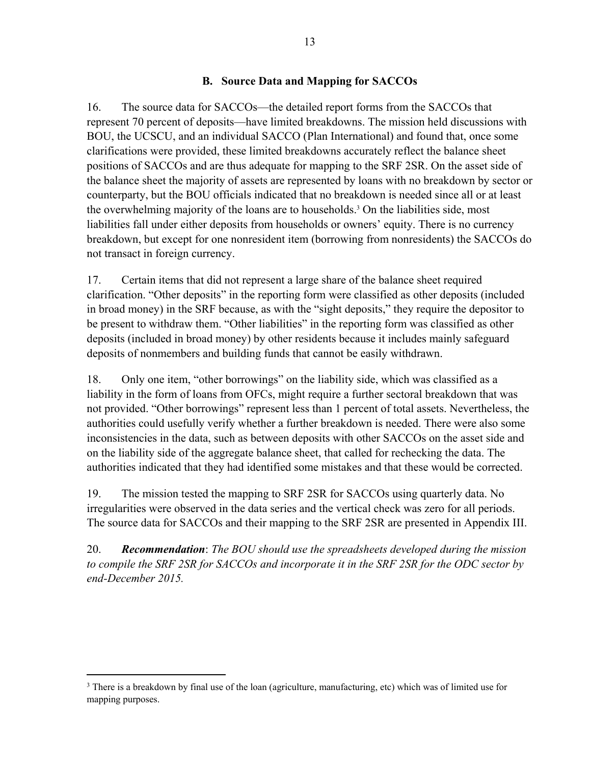### B. Source Data and Mapping for SACCOs

16. The source data for SACCOs—the detailed report forms from the SACCOs that represent 70 percent of deposits—have limited breakdowns. The mission held discussions with BOU, the UCSCU, and an individual SACCO (Plan International) and found that, once some clarifications were provided, these limited breakdowns accurately reflect the balance sheet positions of SACCOs and are thus adequate for mapping to the SRF 2SR. On the asset side of the balance sheet the majority of assets are represented by loans with no breakdown by sector or counterparty, but the BOU officials indicated that no breakdown is needed since all or at least the overwhelming majority of the loans are to households.[3] On the liabilities side, most liabilities fall under either deposits from households or owners' equity. There is no currency breakdown, but except for one nonresident item (borrowing from nonresidents) the SACCOs do not transact in foreign currency.

17. Certain items that did not represent a large share of the balance sheet required clarification. "Other deposits" in the reporting form were classified as other deposits (included in broad money) in the SRF because, as with the "sight deposits," they require the depositor to be present to withdraw them. "Other liabilities" in the reporting form was classified as other deposits (included in broad money) by other residents because it includes mainly safeguard deposits of nonmembers and building funds that cannot be easily withdrawn.

18. Only one item, "other borrowings" on the liability side, which was classified as a liability in the form of loans from OFCs, might require a further sectoral breakdown that was not provided. "Other borrowings" represent less than 1 percent of total assets. Nevertheless, the authorities could usefully verify whether a further breakdown is needed. There were also some inconsistencies in the data, such as between deposits with other SACCOs on the asset side and on the liability side of the aggregate balance sheet, that called for rechecking the data. The authorities indicated that they had identified some mistakes and that these would be corrected.

19. The mission tested the mapping to SRF 2SR for SACCOs using quarterly data. No irregularities were observed in the data series and the vertical check was zero for all periods. The source data for SACCOs and their mapping to the SRF 2SR are presented in Appendix III.

20. ***Recommendation***: *The BOU should use the spreadsheets developed during the mission to compile the SRF 2SR for SACCOs and incorporate it in the SRF 2SR for the ODC sector by end-December 2015.*

---

[3] There is a breakdown by final use of the loan (agriculture, manufacturing, etc) which was of limited use for mapping purposes.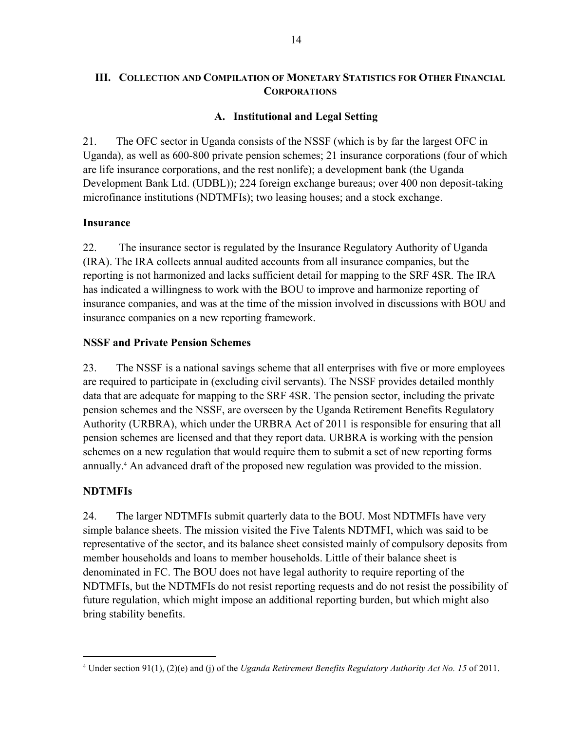## III. Collection and Compilation of Monetary Statistics for Other Financial Corporations

### A. Institutional and Legal Setting

21. The OFC sector in Uganda consists of the NSSF (which is by far the largest OFC in Uganda), as well as 600-800 private pension schemes; 21 insurance corporations (four of which are life insurance corporations, and the rest nonlife); a development bank (the Uganda Development Bank Ltd. (UDBL)); 224 foreign exchange bureaus; over 400 non deposit-taking microfinance institutions (NDTMFIs); two leasing houses; and a stock exchange.

**Insurance**

22. The insurance sector is regulated by the Insurance Regulatory Authority of Uganda (IRA). The IRA collects annual audited accounts from all insurance companies, but the reporting is not harmonized and lacks sufficient detail for mapping to the SRF 4SR. The IRA has indicated a willingness to work with the BOU to improve and harmonize reporting of insurance companies, and was at the time of the mission involved in discussions with BOU and insurance companies on a new reporting framework.

**NSSF and Private Pension Schemes**

23. The NSSF is a national savings scheme that all enterprises with five or more employees are required to participate in (excluding civil servants). The NSSF provides detailed monthly data that are adequate for mapping to the SRF 4SR. The pension sector, including the private pension schemes and the NSSF, are overseen by the Uganda Retirement Benefits Regulatory Authority (URBRA), which under the URBRA Act of 2011 is responsible for ensuring that all pension schemes are licensed and that they report data. URBRA is working with the pension schemes on a new regulation that would require them to submit a set of new reporting forms annually.[4] An advanced draft of the proposed new regulation was provided to the mission.

**NDTMFIs**

24. The larger NDTMFIs submit quarterly data to the BOU. Most NDTMFIs have very simple balance sheets. The mission visited the Five Talents NDTMFI, which was said to be representative of the sector, and its balance sheet consisted mainly of compulsory deposits from member households and loans to member households. Little of their balance sheet is denominated in FC. The BOU does not have legal authority to require reporting of the NDTMFIs, but the NDTMFIs do not resist reporting requests and do not resist the possibility of future regulation, which might impose an additional reporting burden, but which might also bring stability benefits.

---

[4] Under section 91(1), (2)(e) and (j) of the *Uganda Retirement Benefits Regulatory Authority Act No. 15* of 2011.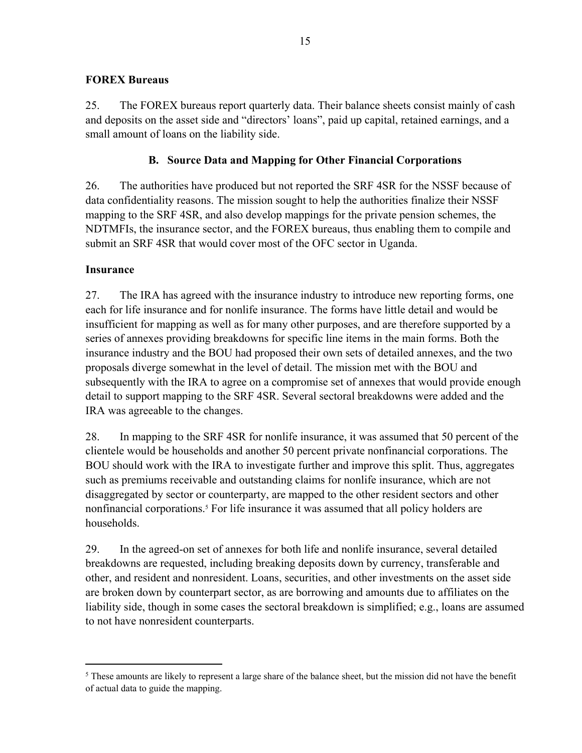**FOREX Bureaus**

25. The FOREX bureaus report quarterly data. Their balance sheets consist mainly of cash and deposits on the asset side and "directors' loans", paid up capital, retained earnings, and a small amount of loans on the liability side.

## B. Source Data and Mapping for Other Financial Corporations

26. The authorities have produced but not reported the SRF 4SR for the NSSF because of data confidentiality reasons. The mission sought to help the authorities finalize their NSSF mapping to the SRF 4SR, and also develop mappings for the private pension schemes, the NDTMFIs, the insurance sector, and the FOREX bureaus, thus enabling them to compile and submit an SRF 4SR that would cover most of the OFC sector in Uganda.

**Insurance**

27. The IRA has agreed with the insurance industry to introduce new reporting forms, one each for life insurance and for nonlife insurance. The forms have little detail and would be insufficient for mapping as well as for many other purposes, and are therefore supported by a series of annexes providing breakdowns for specific line items in the main forms. Both the insurance industry and the BOU had proposed their own sets of detailed annexes, and the two proposals diverge somewhat in the level of detail. The mission met with the BOU and subsequently with the IRA to agree on a compromise set of annexes that would provide enough detail to support mapping to the SRF 4SR. Several sectoral breakdowns were added and the IRA was agreeable to the changes.

28. In mapping to the SRF 4SR for nonlife insurance, it was assumed that 50 percent of the clientele would be households and another 50 percent private nonfinancial corporations. The BOU should work with the IRA to investigate further and improve this split. Thus, aggregates such as premiums receivable and outstanding claims for nonlife insurance, which are not disaggregated by sector or counterparty, are mapped to the other resident sectors and other nonfinancial corporations.[5] For life insurance it was assumed that all policy holders are households.

29. In the agreed-on set of annexes for both life and nonlife insurance, several detailed breakdowns are requested, including breaking deposits down by currency, transferable and other, and resident and nonresident. Loans, securities, and other investments on the asset side are broken down by counterpart sector, as are borrowing and amounts due to affiliates on the liability side, though in some cases the sectoral breakdown is simplified; e.g., loans are assumed to not have nonresident counterparts.

[5] These amounts are likely to represent a large share of the balance sheet, but the mission did not have the benefit of actual data to guide the mapping.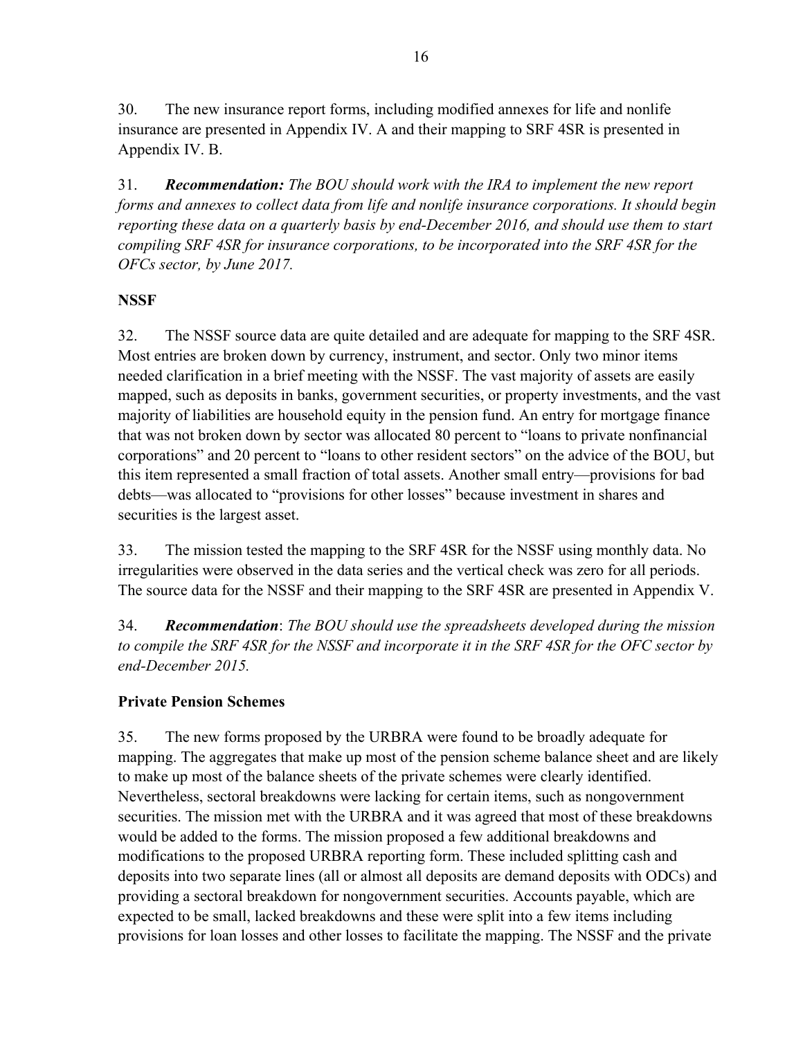30. The new insurance report forms, including modified annexes for life and nonlife insurance are presented in Appendix IV. A and their mapping to SRF 4SR is presented in Appendix IV. B.

31. ***Recommendation:*** *The BOU should work with the IRA to implement the new report forms and annexes to collect data from life and nonlife insurance corporations. It should begin reporting these data on a quarterly basis by end-December 2016, and should use them to start compiling SRF 4SR for insurance corporations, to be incorporated into the SRF 4SR for the OFCs sector, by June 2017.*

**NSSF**

32. The NSSF source data are quite detailed and are adequate for mapping to the SRF 4SR. Most entries are broken down by currency, instrument, and sector. Only two minor items needed clarification in a brief meeting with the NSSF. The vast majority of assets are easily mapped, such as deposits in banks, government securities, or property investments, and the vast majority of liabilities are household equity in the pension fund. An entry for mortgage finance that was not broken down by sector was allocated 80 percent to "loans to private nonfinancial corporations" and 20 percent to "loans to other resident sectors" on the advice of the BOU, but this item represented a small fraction of total assets. Another small entry—provisions for bad debts—was allocated to "provisions for other losses" because investment in shares and securities is the largest asset.

33. The mission tested the mapping to the SRF 4SR for the NSSF using monthly data. No irregularities were observed in the data series and the vertical check was zero for all periods. The source data for the NSSF and their mapping to the SRF 4SR are presented in Appendix V.

34. ***Recommendation***: *The BOU should use the spreadsheets developed during the mission to compile the SRF 4SR for the NSSF and incorporate it in the SRF 4SR for the OFC sector by end-December 2015.*

**Private Pension Schemes**

35. The new forms proposed by the URBRA were found to be broadly adequate for mapping. The aggregates that make up most of the pension scheme balance sheet and are likely to make up most of the balance sheets of the private schemes were clearly identified. Nevertheless, sectoral breakdowns were lacking for certain items, such as nongovernment securities. The mission met with the URBRA and it was agreed that most of these breakdowns would be added to the forms. The mission proposed a few additional breakdowns and modifications to the proposed URBRA reporting form. These included splitting cash and deposits into two separate lines (all or almost all deposits are demand deposits with ODCs) and providing a sectoral breakdown for nongovernment securities. Accounts payable, which are expected to be small, lacked breakdowns and these were split into a few items including provisions for loan losses and other losses to facilitate the mapping. The NSSF and the private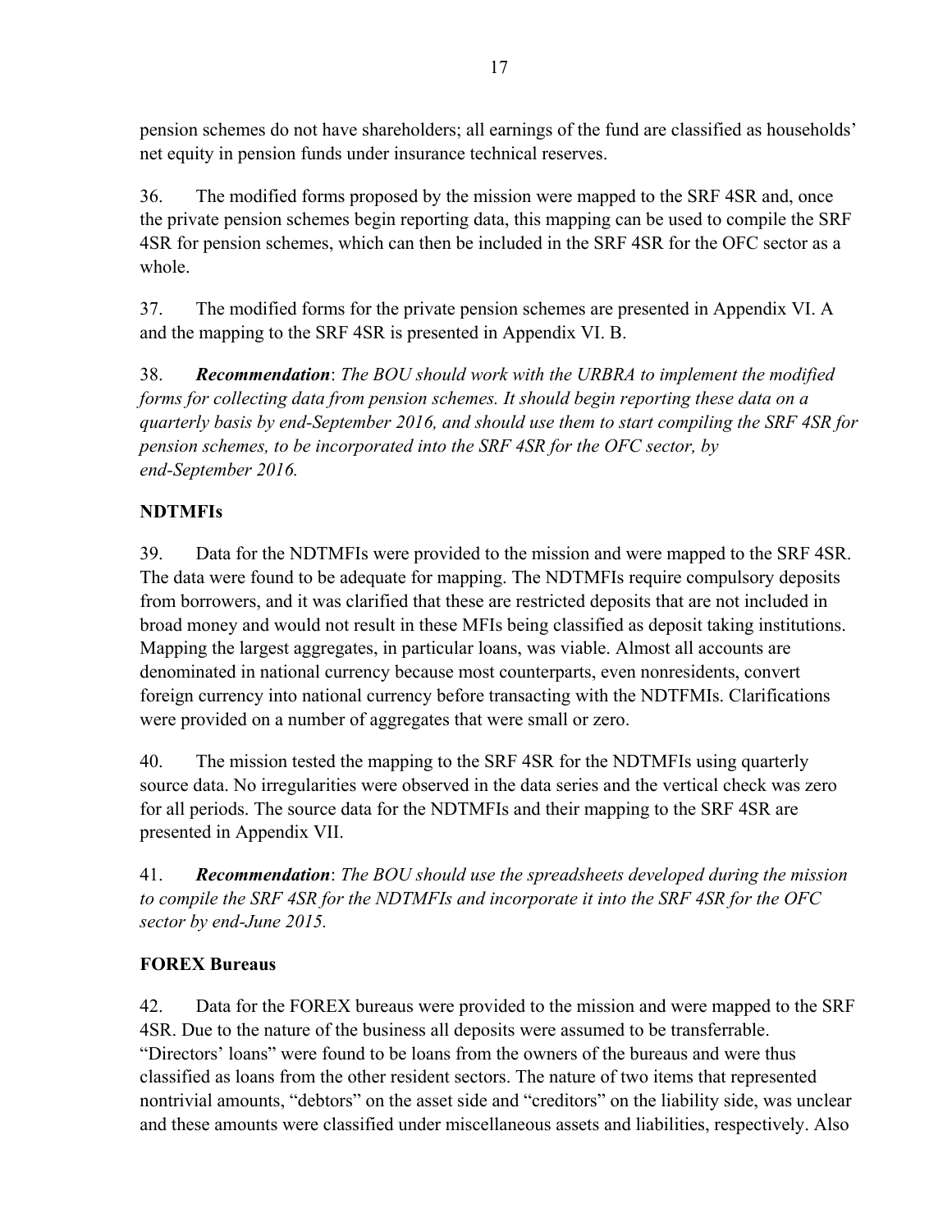pension schemes do not have shareholders; all earnings of the fund are classified as households' net equity in pension funds under insurance technical reserves.

36. The modified forms proposed by the mission were mapped to the SRF 4SR and, once the private pension schemes begin reporting data, this mapping can be used to compile the SRF 4SR for pension schemes, which can then be included in the SRF 4SR for the OFC sector as a whole.

37. The modified forms for the private pension schemes are presented in Appendix VI. A and the mapping to the SRF 4SR is presented in Appendix VI. B.

38. ***Recommendation***: *The BOU should work with the URBRA to implement the modified forms for collecting data from pension schemes. It should begin reporting these data on a quarterly basis by end-September 2016, and should use them to start compiling the SRF 4SR for pension schemes, to be incorporated into the SRF 4SR for the OFC sector, by end-September 2016.*

**NDTMFIs**

39. Data for the NDTMFIs were provided to the mission and were mapped to the SRF 4SR. The data were found to be adequate for mapping. The NDTMFIs require compulsory deposits from borrowers, and it was clarified that these are restricted deposits that are not included in broad money and would not result in these MFIs being classified as deposit taking institutions. Mapping the largest aggregates, in particular loans, was viable. Almost all accounts are denominated in national currency because most counterparts, even nonresidents, convert foreign currency into national currency before transacting with the NDTFMIs. Clarifications were provided on a number of aggregates that were small or zero.

40. The mission tested the mapping to the SRF 4SR for the NDTMFIs using quarterly source data. No irregularities were observed in the data series and the vertical check was zero for all periods. The source data for the NDTMFIs and their mapping to the SRF 4SR are presented in Appendix VII.

41. ***Recommendation***: *The BOU should use the spreadsheets developed during the mission to compile the SRF 4SR for the NDTMFIs and incorporate it into the SRF 4SR for the OFC sector by end-June 2015.*

**FOREX Bureaus**

42. Data for the FOREX bureaus were provided to the mission and were mapped to the SRF 4SR. Due to the nature of the business all deposits were assumed to be transferrable. "Directors' loans" were found to be loans from the owners of the bureaus and were thus classified as loans from the other resident sectors. The nature of two items that represented nontrivial amounts, "debtors" on the asset side and "creditors" on the liability side, was unclear and these amounts were classified under miscellaneous assets and liabilities, respectively. Also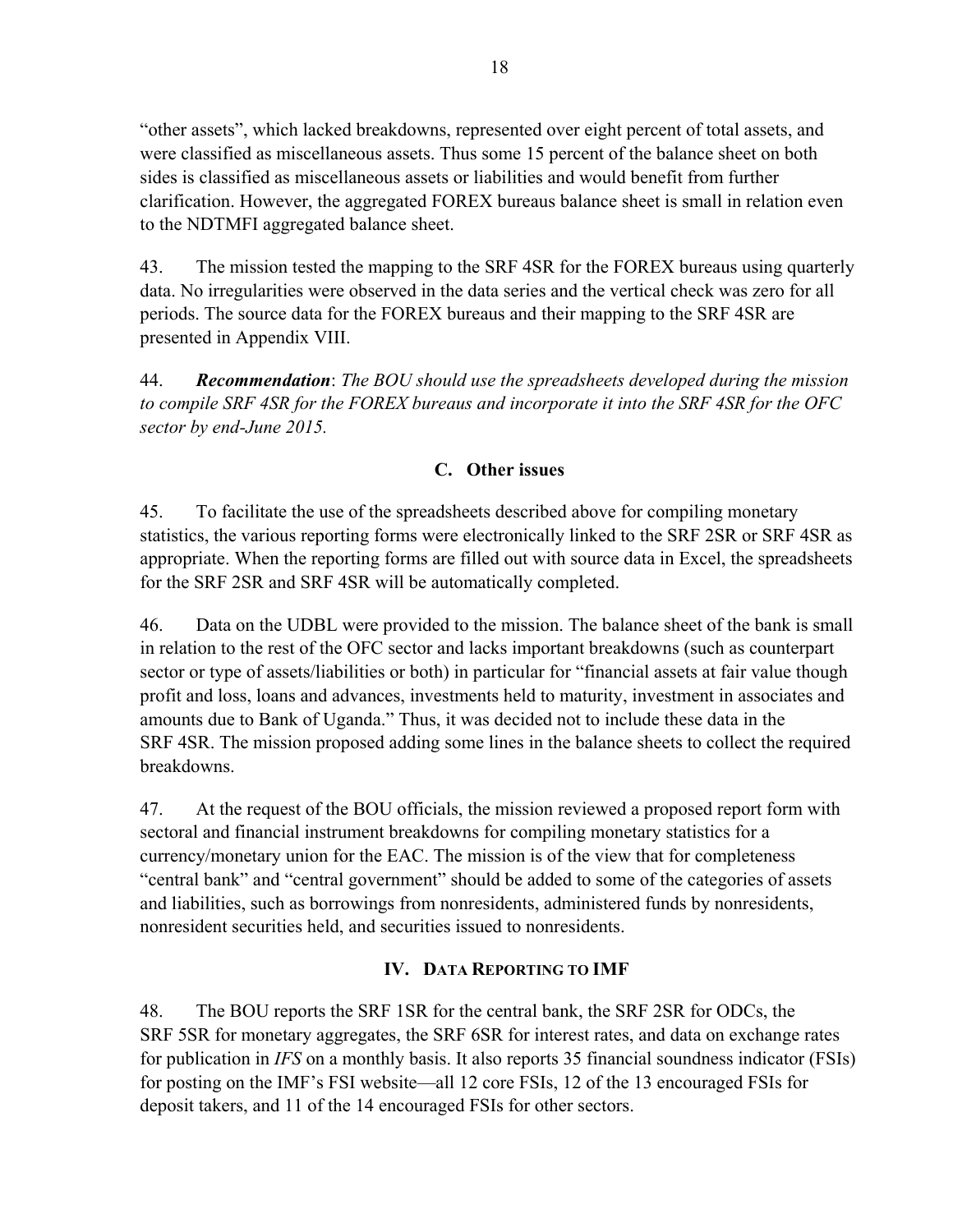"other assets", which lacked breakdowns, represented over eight percent of total assets, and were classified as miscellaneous assets. Thus some 15 percent of the balance sheet on both sides is classified as miscellaneous assets or liabilities and would benefit from further clarification. However, the aggregated FOREX bureaus balance sheet is small in relation even to the NDTMFI aggregated balance sheet.

43. The mission tested the mapping to the SRF 4SR for the FOREX bureaus using quarterly data. No irregularities were observed in the data series and the vertical check was zero for all periods. The source data for the FOREX bureaus and their mapping to the SRF 4SR are presented in Appendix VIII.

44. ***Recommendation***: *The BOU should use the spreadsheets developed during the mission to compile SRF 4SR for the FOREX bureaus and incorporate it into the SRF 4SR for the OFC sector by end-June 2015.*

### C. Other issues

45. To facilitate the use of the spreadsheets described above for compiling monetary statistics, the various reporting forms were electronically linked to the SRF 2SR or SRF 4SR as appropriate. When the reporting forms are filled out with source data in Excel, the spreadsheets for the SRF 2SR and SRF 4SR will be automatically completed.

46. Data on the UDBL were provided to the mission. The balance sheet of the bank is small in relation to the rest of the OFC sector and lacks important breakdowns (such as counterpart sector or type of assets/liabilities or both) in particular for "financial assets at fair value though profit and loss, loans and advances, investments held to maturity, investment in associates and amounts due to Bank of Uganda." Thus, it was decided not to include these data in the SRF 4SR. The mission proposed adding some lines in the balance sheets to collect the required breakdowns.

47. At the request of the BOU officials, the mission reviewed a proposed report form with sectoral and financial instrument breakdowns for compiling monetary statistics for a currency/monetary union for the EAC. The mission is of the view that for completeness "central bank" and "central government" should be added to some of the categories of assets and liabilities, such as borrowings from nonresidents, administered funds by nonresidents, nonresident securities held, and securities issued to nonresidents.

## IV. Data Reporting to IMF

48. The BOU reports the SRF 1SR for the central bank, the SRF 2SR for ODCs, the SRF 5SR for monetary aggregates, the SRF 6SR for interest rates, and data on exchange rates for publication in *IFS* on a monthly basis. It also reports 35 financial soundness indicator (FSIs) for posting on the IMF's FSI website—all 12 core FSIs, 12 of the 13 encouraged FSIs for deposit takers, and 11 of the 14 encouraged FSIs for other sectors.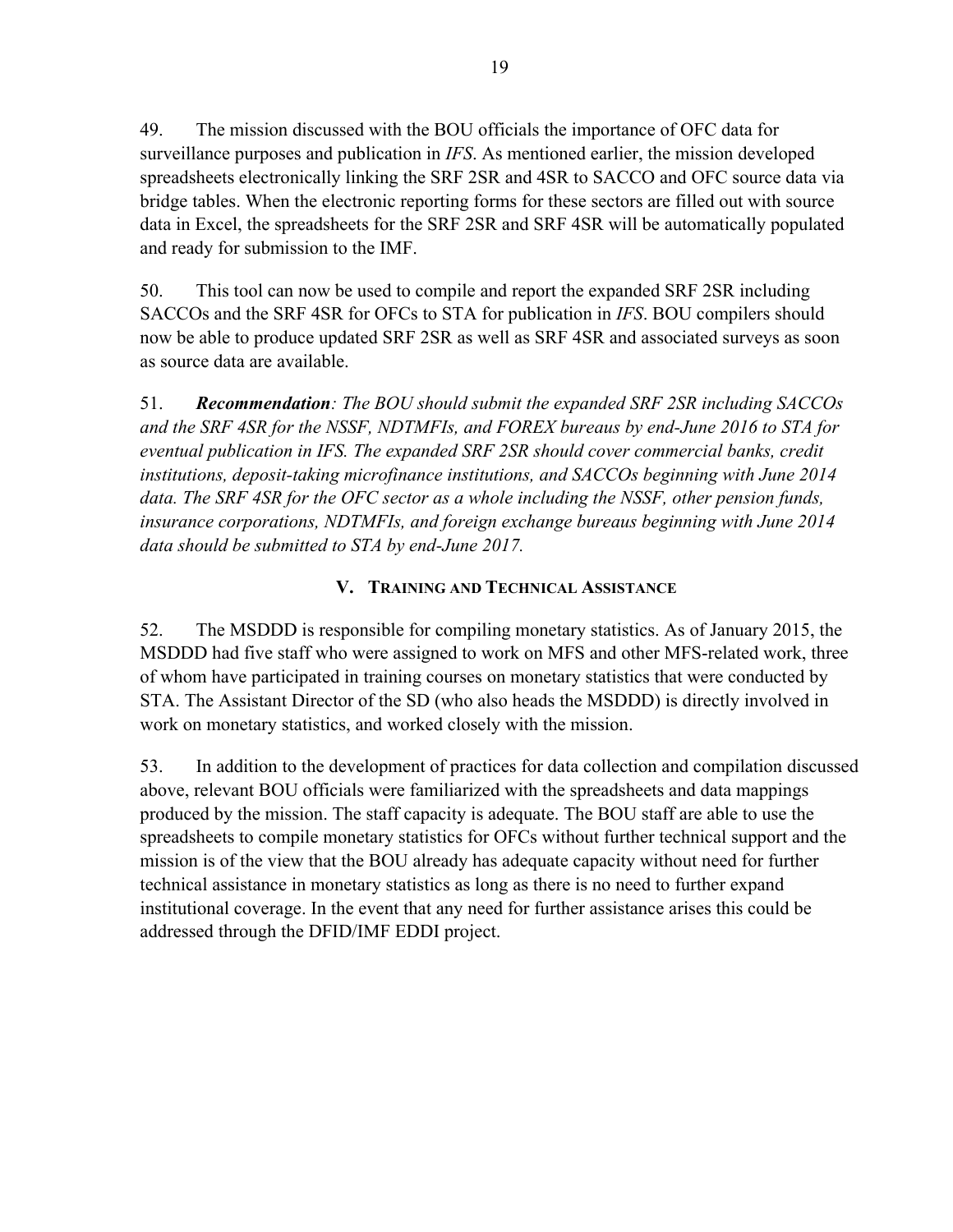49. The mission discussed with the BOU officials the importance of OFC data for surveillance purposes and publication in *IFS*. As mentioned earlier, the mission developed spreadsheets electronically linking the SRF 2SR and 4SR to SACCO and OFC source data via bridge tables. When the electronic reporting forms for these sectors are filled out with source data in Excel, the spreadsheets for the SRF 2SR and SRF 4SR will be automatically populated and ready for submission to the IMF.

50. This tool can now be used to compile and report the expanded SRF 2SR including SACCOs and the SRF 4SR for OFCs to STA for publication in *IFS*. BOU compilers should now be able to produce updated SRF 2SR as well as SRF 4SR and associated surveys as soon as source data are available.

51. ***Recommendation****: The BOU should submit the expanded SRF 2SR including SACCOs and the SRF 4SR for the NSSF, NDTMFIs, and FOREX bureaus by end-June 2016 to STA for eventual publication in IFS. The expanded SRF 2SR should cover commercial banks, credit institutions, deposit-taking microfinance institutions, and SACCOs beginning with June 2014 data. The SRF 4SR for the OFC sector as a whole including the NSSF, other pension funds, insurance corporations, NDTMFIs, and foreign exchange bureaus beginning with June 2014 data should be submitted to STA by end-June 2017.*

## V. Training and Technical Assistance

52. The MSDDD is responsible for compiling monetary statistics. As of January 2015, the MSDDD had five staff who were assigned to work on MFS and other MFS-related work, three of whom have participated in training courses on monetary statistics that were conducted by STA. The Assistant Director of the SD (who also heads the MSDDD) is directly involved in work on monetary statistics, and worked closely with the mission.

53. In addition to the development of practices for data collection and compilation discussed above, relevant BOU officials were familiarized with the spreadsheets and data mappings produced by the mission. The staff capacity is adequate. The BOU staff are able to use the spreadsheets to compile monetary statistics for OFCs without further technical support and the mission is of the view that the BOU already has adequate capacity without need for further technical assistance in monetary statistics as long as there is no need to further expand institutional coverage. In the event that any need for further assistance arises this could be addressed through the DFID/IMF EDDI project.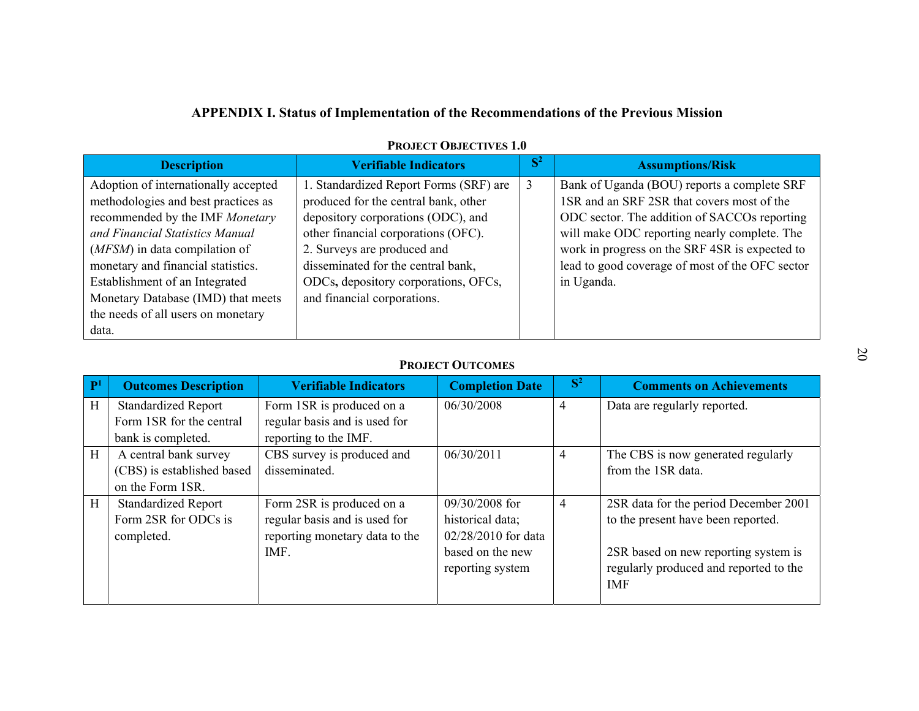# APPENDIX I. Status of Implementation of the Recommendations of the Previous Mission

**PROJECT OBJECTIVES 1.0**

| Description | Verifiable Indicators | S[2] | Assumptions/Risk |
|---|---|---|---|
| Adoption of internationally accepted methodologies and best practices as recommended by the IMF *Monetary and Financial Statistics Manual* (*MFSM*) in data compilation of monetary and financial statistics. Establishment of an Integrated Monetary Database (IMD) that meets the needs of all users on monetary data. | 1. Standardized Report Forms (SRF) are produced for the central bank, other depository corporations (ODC), and other financial corporations (OFC). 2. Surveys are produced and disseminated for the central bank, ODCs**,** depository corporations, OFCs, and financial corporations. | 3 | Bank of Uganda (BOU) reports a complete SRF 1SR and an SRF 2SR that covers most of the ODC sector. The addition of SACCOs reporting will make ODC reporting nearly complete. The work in progress on the SRF 4SR is expected to lead to good coverage of most of the OFC sector in Uganda. |

**PROJECT OUTCOMES**

| P[1] | Outcomes Description | Verifiable Indicators | Completion Date | S[2] | Comments on Achievements |
|---|---|---|---|---|---|
| H | Standardized Report Form 1SR for the central bank is completed. | Form 1SR is produced on a regular basis and is used for reporting to the IMF. | 06/30/2008 | 4 | Data are regularly reported. |
| H | A central bank survey (CBS) is established based on the Form 1SR. | CBS survey is produced and disseminated. | 06/30/2011 | 4 | The CBS is now generated regularly from the 1SR data. |
| H | Standardized Report Form 2SR for ODCs is completed. | Form 2SR is produced on a regular basis and is used for reporting monetary data to the IMF. | 09/30/2008 for historical data; 02/28/2010 for data based on the new reporting system | 4 | 2SR data for the period December 2001 to the present have been reported.<br><br>2SR based on new reporting system is regularly produced and reported to the IMF |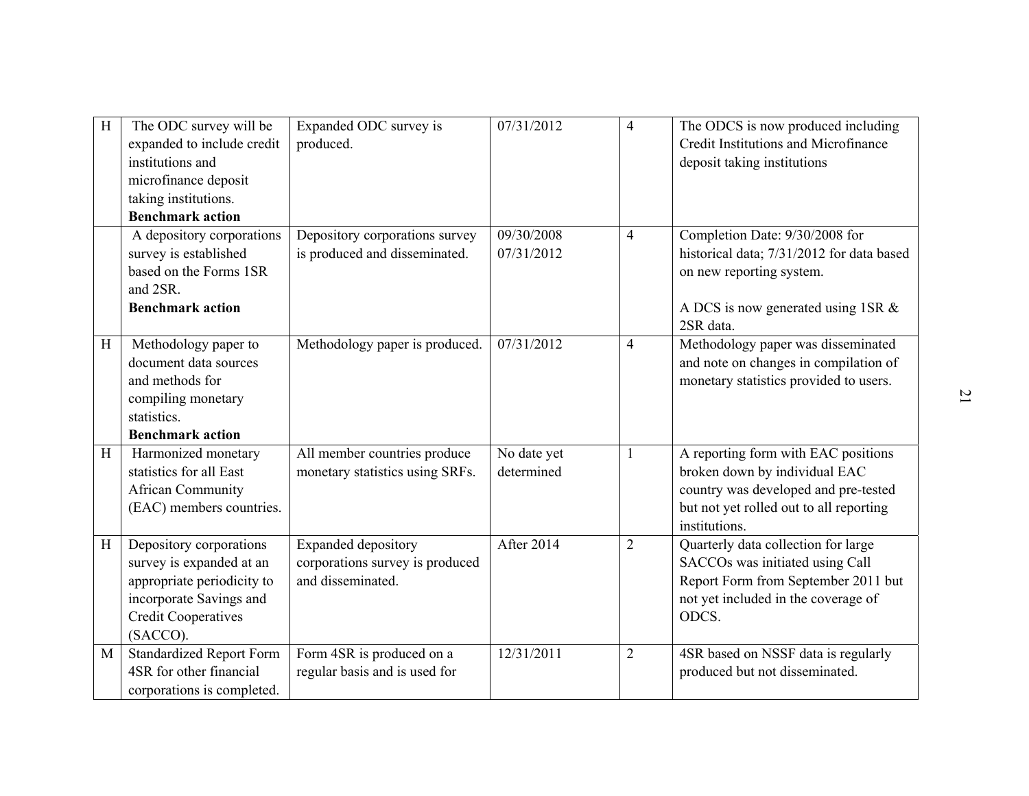| | | | | | |
|---|---|---|---|---|---|
| H | The ODC survey will be expanded to include credit institutions and microfinance deposit taking institutions. **Benchmark action** | Expanded ODC survey is produced. | 07/31/2012 | 4 | The ODCS is now produced including Credit Institutions and Microfinance deposit taking institutions |
| | A depository corporations survey is established based on the Forms 1SR and 2SR. **Benchmark action** | Depository corporations survey is produced and disseminated. | 09/30/2008 07/31/2012 | 4 | Completion Date: 9/30/2008 for historical data; 7/31/2012 for data based on new reporting system. A DCS is now generated using 1SR & 2SR data. |
| H | Methodology paper to document data sources and methods for compiling monetary statistics. **Benchmark action** | Methodology paper is produced. | 07/31/2012 | 4 | Methodology paper was disseminated and note on changes in compilation of monetary statistics provided to users. |
| H | Harmonized monetary statistics for all East African Community (EAC) members countries. | All member countries produce monetary statistics using SRFs. | No date yet determined | 1 | A reporting form with EAC positions broken down by individual EAC country was developed and pre-tested but not yet rolled out to all reporting institutions. |
| H | Depository corporations survey is expanded at an appropriate periodicity to incorporate Savings and Credit Cooperatives (SACCO). | Expanded depository corporations survey is produced and disseminated. | After 2014 | 2 | Quarterly data collection for large SACCOs was initiated using Call Report Form from September 2011 but not yet included in the coverage of ODCS. |
| M | Standardized Report Form 4SR for other financial corporations is completed. | Form 4SR is produced on a regular basis and is used for | 12/31/2011 | 2 | 4SR based on NSSF data is regularly produced but not disseminated. |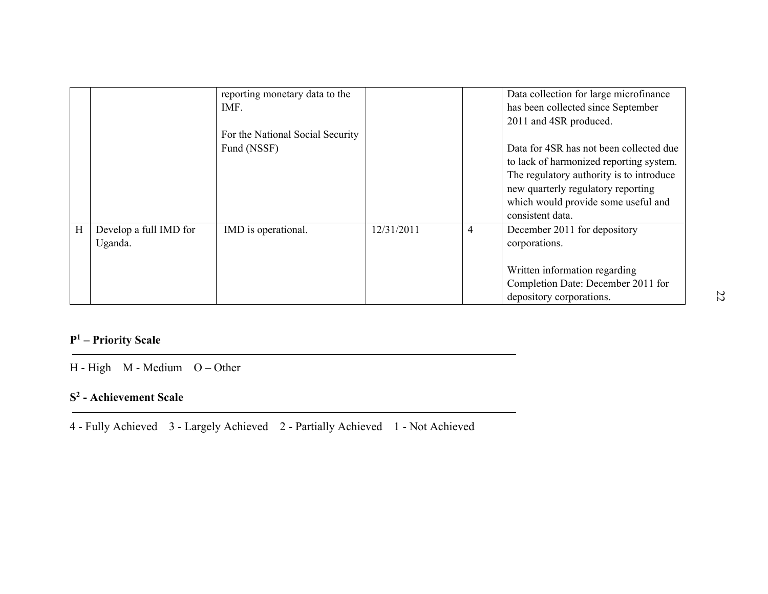| | | | | | |
|---|---|---|---|---|---|
| | | reporting monetary data to the IMF.<br><br>For the National Social Security Fund (NSSF) | | | Data collection for large microfinance has been collected since September 2011 and 4SR produced.<br><br>Data for 4SR has not been collected due to lack of harmonized reporting system. The regulatory authority is to introduce new quarterly regulatory reporting which would provide some useful and consistent data. |
| H | Develop a full IMD for Uganda. | IMD is operational. | 12/31/2011 | 4 | December 2011 for depository corporations.<br><br>Written information regarding Completion Date: December 2011 for depository corporations. |

**P[1] – Priority Scale**

H - High  M - Medium  O – Other

**S[2] - Achievement Scale**

4 - Fully Achieved  3 - Largely Achieved  2 - Partially Achieved  1 - Not Achieved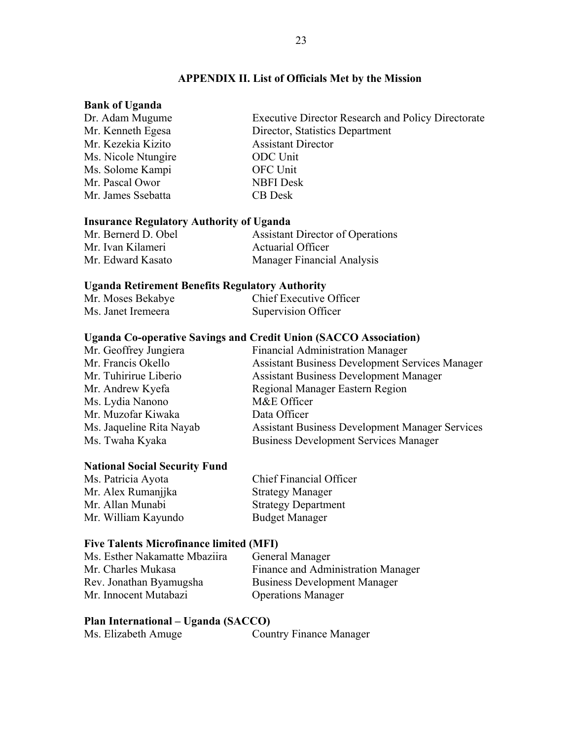## APPENDIX II. List of Officials Met by the Mission

**Bank of Uganda**

| | |
|---|---|
| Dr. Adam Mugume | Executive Director Research and Policy Directorate |
| Mr. Kenneth Egesa | Director, Statistics Department |
| Mr. Kezekia Kizito | Assistant Director |
| Ms. Nicole Ntungire | ODC Unit |
| Ms. Solome Kampi | OFC Unit |
| Mr. Pascal Owor | NBFI Desk |
| Mr. James Ssebatta | CB Desk |

**Insurance Regulatory Authority of Uganda**

| | |
|---|---|
| Mr. Bernerd D. Obel | Assistant Director of Operations |
| Mr. Ivan Kilameri | Actuarial Officer |
| Mr. Edward Kasato | Manager Financial Analysis |

**Uganda Retirement Benefits Regulatory Authority**

| | |
|---|---|
| Mr. Moses Bekabye | Chief Executive Officer |
| Ms. Janet Iremeera | Supervision Officer |

**Uganda Co-operative Savings and Credit Union (SACCO Association)**

| | |
|---|---|
| Mr. Geoffrey Jungiera | Financial Administration Manager |
| Mr. Francis Okello | Assistant Business Development Services Manager |
| Mr. Tuhirirue Liberio | Assistant Business Development Manager |
| Mr. Andrew Kyefa | Regional Manager Eastern Region |
| Ms. Lydia Nanono | M&E Officer |
| Mr. Muzofar Kiwaka | Data Officer |
| Ms. Jaqueline Rita Nayab | Assistant Business Development Manager Services |
| Ms. Twaha Kyaka | Business Development Services Manager |

**National Social Security Fund**

| | |
|---|---|
| Ms. Patricia Ayota | Chief Financial Officer |
| Mr. Alex Rumanjjka | Strategy Manager |
| Mr. Allan Munabi | Strategy Department |
| Mr. William Kayundo | Budget Manager |

**Five Talents Microfinance limited (MFI)**

| | |
|---|---|
| Ms. Esther Nakamatte Mbaziira | General Manager |
| Mr. Charles Mukasa | Finance and Administration Manager |
| Rev. Jonathan Byamugsha | Business Development Manager |
| Mr. Innocent Mutabazi | Operations Manager |

**Plan International – Uganda (SACCO)**

| | |
|---|---|
| Ms. Elizabeth Amuge | Country Finance Manager |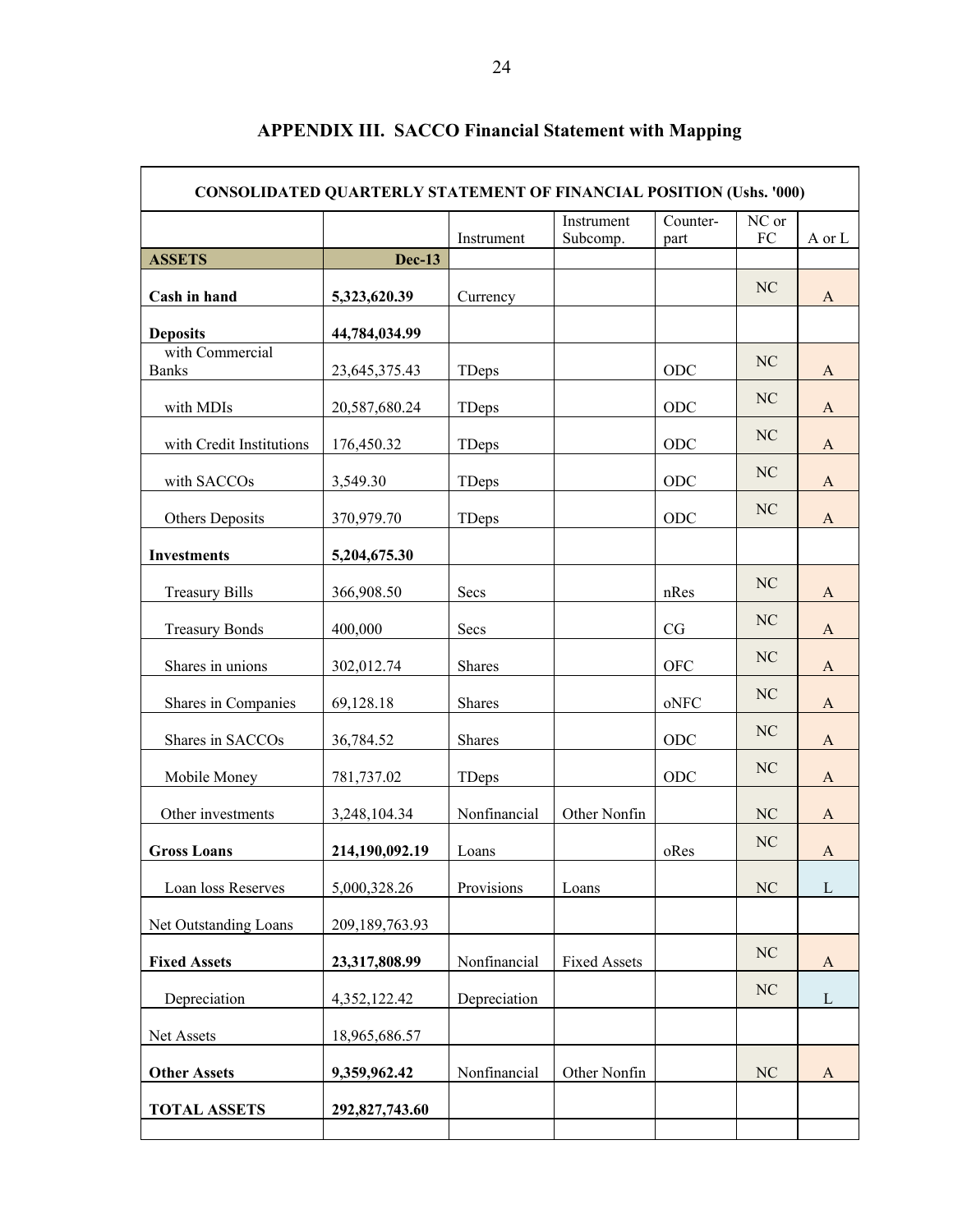## APPENDIX III. SACCO Financial Statement with Mapping

| CONSOLIDATED QUARTERLY STATEMENT OF FINANCIAL POSITION (Ushs. '000) | | | | | | |
|---|---|---|---|---|---|---|
| | | Instrument | Instrument Subcomp. | Counter-part | NC or FC | A or L |
| **ASSETS** | **Dec-13** | | | | | |
| **Cash in hand** | **5,323,620.39** | Currency | | | NC | A |
| **Deposits** | **44,784,034.99** | | | | | |
| with Commercial Banks | 23,645,375.43 | TDeps | | ODC | NC | A |
| with MDIs | 20,587,680.24 | TDeps | | ODC | NC | A |
| with Credit Institutions | 176,450.32 | TDeps | | ODC | NC | A |
| with SACCOs | 3,549.30 | TDeps | | ODC | NC | A |
| Others Deposits | 370,979.70 | TDeps | | ODC | NC | A |
| **Investments** | **5,204,675.30** | | | | | |
| Treasury Bills | 366,908.50 | Secs | | nRes | NC | A |
| Treasury Bonds | 400,000 | Secs | | CG | NC | A |
| Shares in unions | 302,012.74 | Shares | | OFC | NC | A |
| Shares in Companies | 69,128.18 | Shares | | oNFC | NC | A |
| Shares in SACCOs | 36,784.52 | Shares | | ODC | NC | A |
| Mobile Money | 781,737.02 | TDeps | | ODC | NC | A |
| Other investments | 3,248,104.34 | Nonfinancial | Other Nonfin | | NC | A |
| **Gross Loans** | **214,190,092.19** | Loans | | oRes | NC | A |
| Loan loss Reserves | 5,000,328.26 | Provisions | Loans | | NC | L |
| Net Outstanding Loans | 209,189,763.93 | | | | | |
| **Fixed Assets** | **23,317,808.99** | Nonfinancial | Fixed Assets | | NC | A |
| Depreciation | 4,352,122.42 | Depreciation | | | NC | L |
| Net Assets | 18,965,686.57 | | | | | |
| **Other Assets** | **9,359,962.42** | Nonfinancial | Other Nonfin | | NC | A |
| **TOTAL ASSETS** | **292,827,743.60** | | | | | |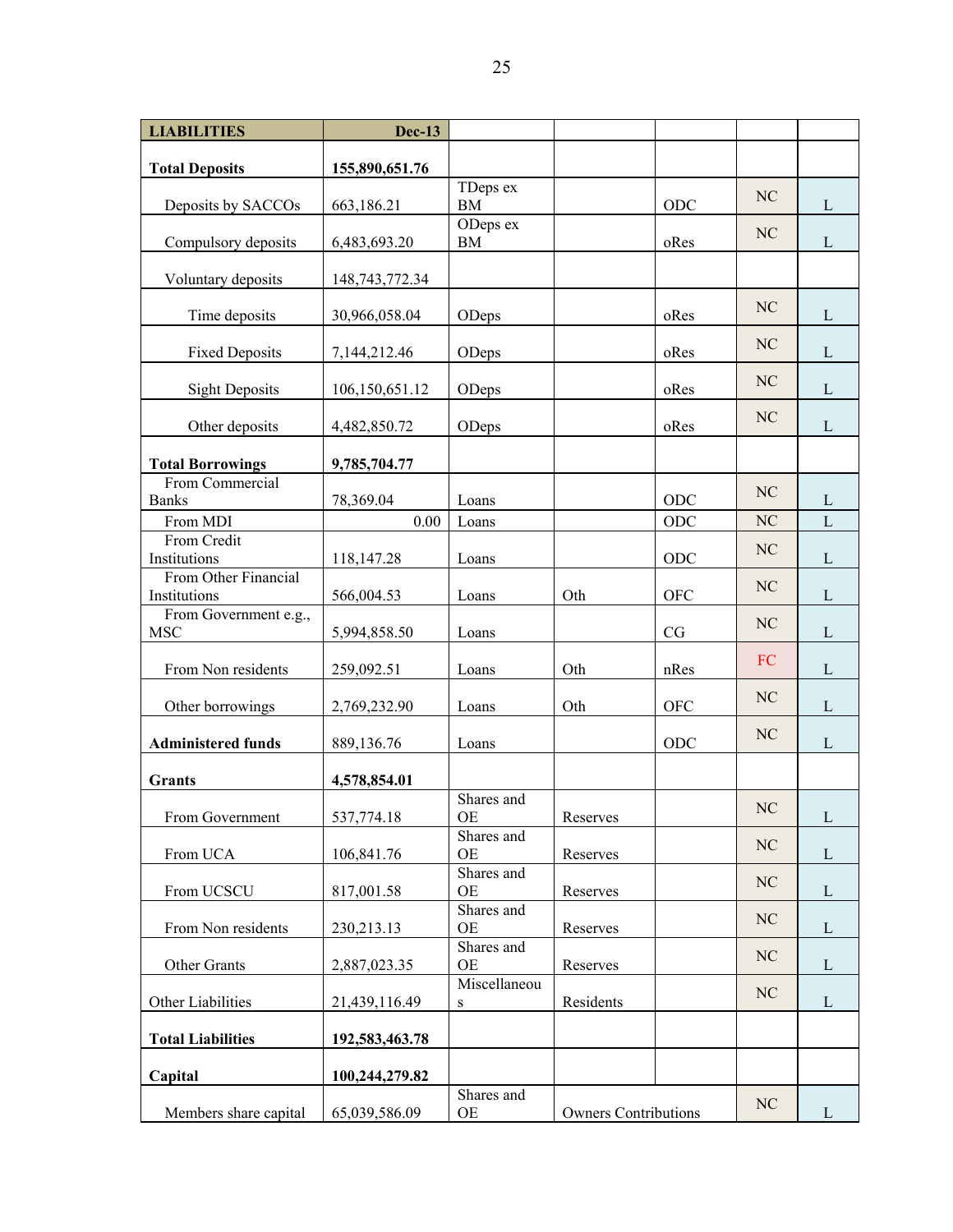| LIABILITIES | Dec-13 | | | | | |
|---|---|---|---|---|---|---|
| **Total Deposits** | **155,890,651.76** | | | | | |
| Deposits by SACCOs | 663,186.21 | TDeps ex BM | | ODC | NC | L |
| Compulsory deposits | 6,483,693.20 | ODeps ex BM | | oRes | NC | L |
| Voluntary deposits | 148,743,772.34 | | | | | |
| Time deposits | 30,966,058.04 | ODeps | | oRes | NC | L |
| Fixed Deposits | 7,144,212.46 | ODeps | | oRes | NC | L |
| Sight Deposits | 106,150,651.12 | ODeps | | oRes | NC | L |
| Other deposits | 4,482,850.72 | ODeps | | oRes | NC | L |
| **Total Borrowings** | **9,785,704.77** | | | | | |
| From Commercial Banks | 78,369.04 | Loans | | ODC | NC | L |
| From MDI | 0.00 | Loans | | ODC | NC | L |
| From Credit Institutions | 118,147.28 | Loans | | ODC | NC | L |
| From Other Financial Institutions | 566,004.53 | Loans | Oth | OFC | NC | L |
| From Government e.g., MSC | 5,994,858.50 | Loans | | CG | NC | L |
| From Non residents | 259,092.51 | Loans | Oth | nRes | FC | L |
| Other borrowings | 2,769,232.90 | Loans | Oth | OFC | NC | L |
| **Administered funds** | 889,136.76 | Loans | | ODC | NC | L |
| **Grants** | **4,578,854.01** | | | | | |
| From Government | 537,774.18 | Shares and OE | Reserves | | NC | L |
| From UCA | 106,841.76 | Shares and OE | Reserves | | NC | L |
| From UCSCU | 817,001.58 | Shares and OE | Reserves | | NC | L |
| From Non residents | 230,213.13 | Shares and OE | Reserves | | NC | L |
| Other Grants | 2,887,023.35 | Shares and OE | Reserves | | NC | L |
| Other Liabilities | 21,439,116.49 | Miscellaneous | Residents | | NC | L |
| **Total Liabilities** | **192,583,463.78** | | | | | |
| **Capital** | **100,244,279.82** | | | | | |
| Members share capital | 65,039,586.09 | Shares and OE | Owners Contributions | | NC | L |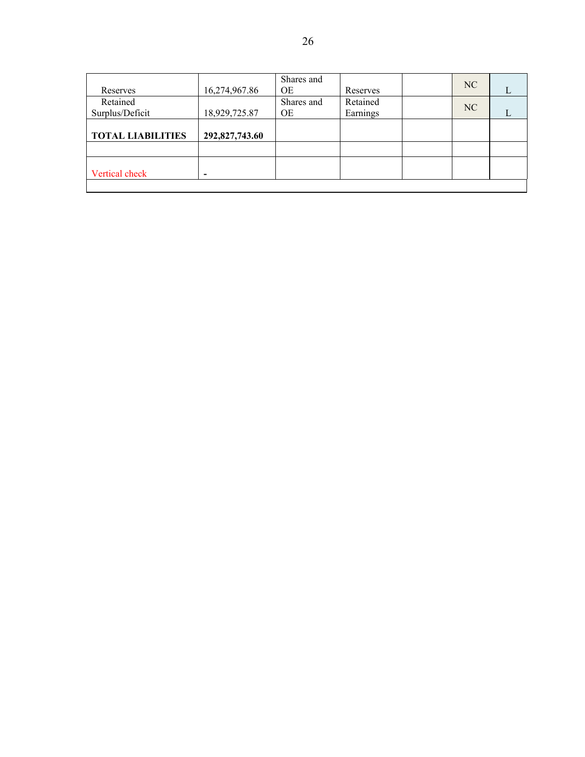| Reserves | 16,274,967.86 | Shares and OE | Reserves | | NC | L |
|---|---|---|---|---|---|---|
| Retained Surplus/Deficit | 18,929,725.87 | Shares and OE | Retained Earnings | | NC | L |
| **TOTAL LIABILITIES** | **292,827,743.60** | | | | | |
| | | | | | | |
| Vertical check | - | | | | | |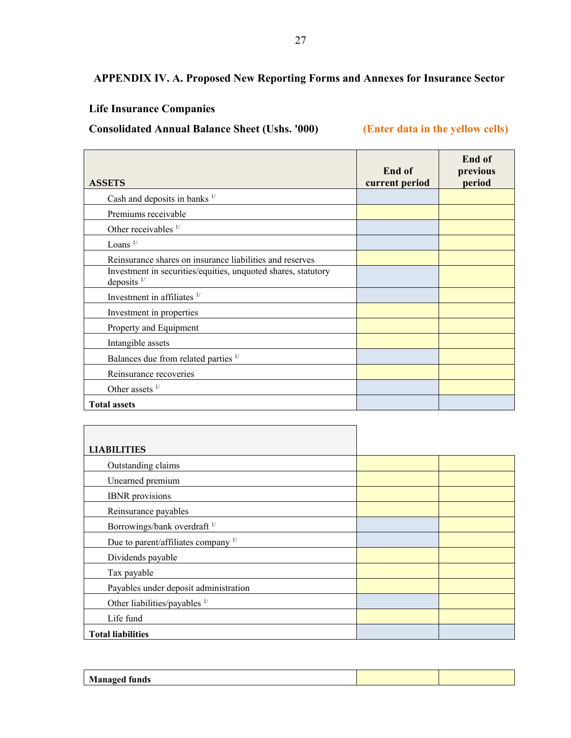## APPENDIX IV. A. Proposed New Reporting Forms and Annexes for Insurance Sector

### Life Insurance Companies

**Consolidated Annual Balance Sheet (Ushs. '000)** **(Enter data in the yellow cells)**

| ASSETS | End of current period | End of previous period |
|---|---|---|
| Cash and deposits in banks [1/] | | |
| Premiums receivable | | |
| Other receivables [1/] | | |
| Loans [1/] | | |
| Reinsurance shares on insurance liabilities and reserves | | |
| Investment in securities/equities, unquoted shares, statutory deposits [1/] | | |
| Investment in affiliates [1/] | | |
| Investment in properties | | |
| Property and Equipment | | |
| Intangible assets | | |
| Balances due from related parties [1/] | | |
| Reinsurance recoveries | | |
| Other assets [1/] | | |
| **Total assets** | | |

| LIABILITIES | | |
|---|---|---|
| Outstanding claims | | |
| Unearned premium | | |
| IBNR provisions | | |
| Reinsurance payables | | |
| Borrowings/bank overdraft [1/] | | |
| Due to parent/affiliates company [1/] | | |
| Dividends payable | | |
| Tax payable | | |
| Payables under deposit administration | | |
| Other liabilities/payables [1/] | | |
| Life fund | | |
| **Total liabilities** | | |

| | | |
|---|---|---|
| **Managed funds** | | |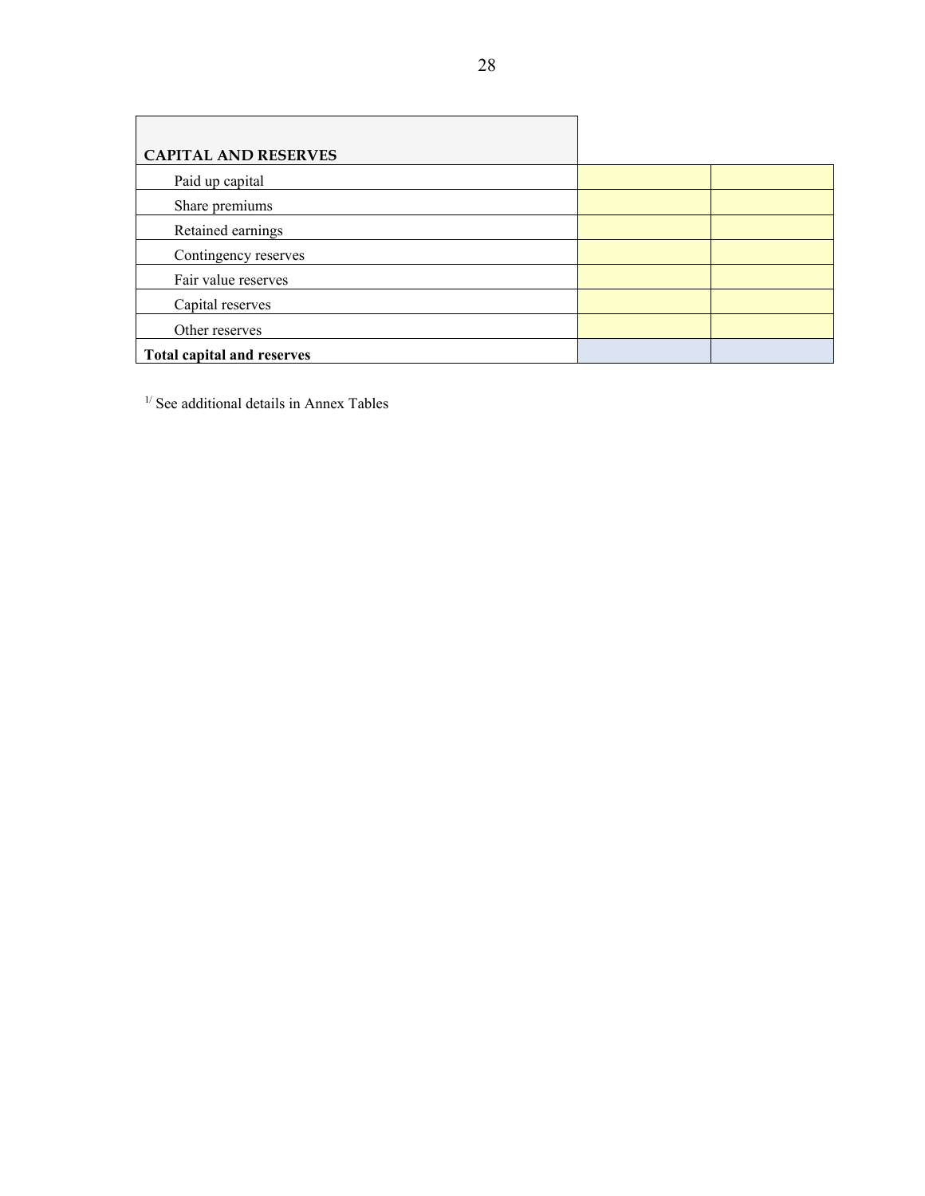| CAPITAL AND RESERVES | | |
|---|---|---|
| Paid up capital | | |
| Share premiums | | |
| Retained earnings | | |
| Contingency reserves | | |
| Fair value reserves | | |
| Capital reserves | | |
| Other reserves | | |
| **Total capital and reserves** | | |

[1/] See additional details in Annex Tables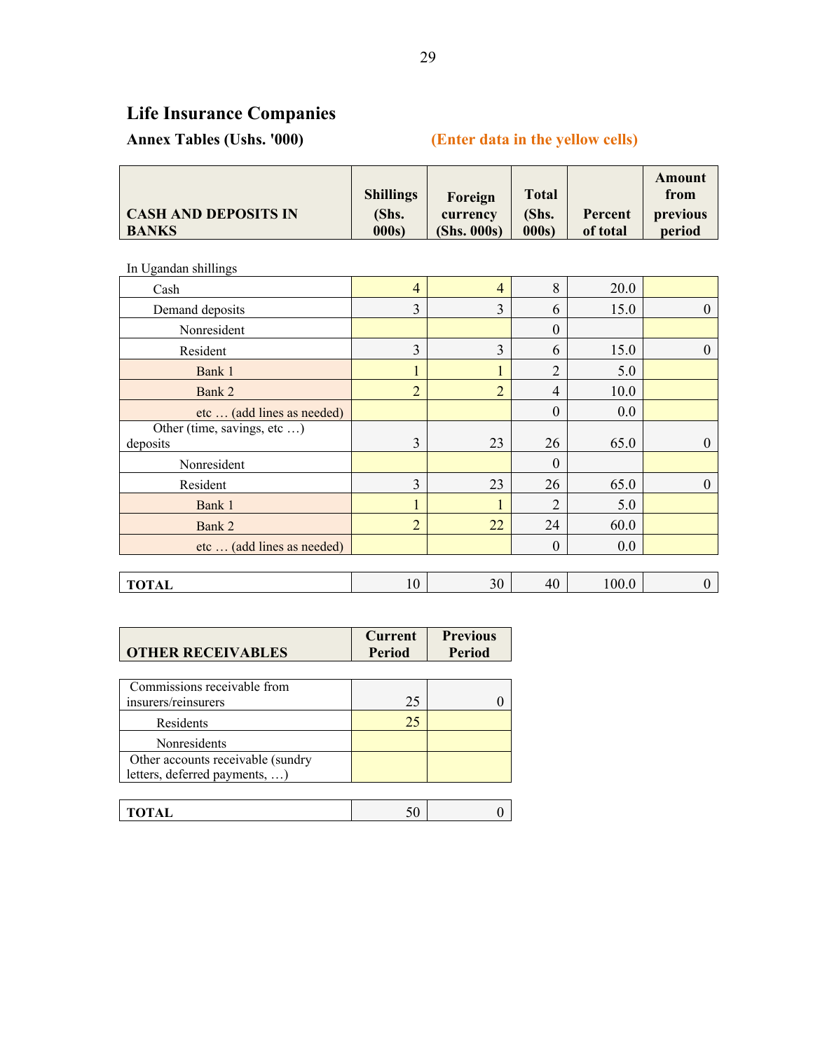## Life Insurance Companies

**Annex Tables (Ushs. '000)** **(Enter data in the yellow cells)**

| CASH AND DEPOSITS IN BANKS | Shillings (Shs. 000s) | Foreign currency (Shs. 000s) | Total (Shs. 000s) | Percent of total | Amount from previous period |
|---|---|---|---|---|---|
| In Ugandan shillings | | | | | |
| Cash | 4 | 4 | 8 | 20.0 | |
| Demand deposits | 3 | 3 | 6 | 15.0 | 0 |
| Nonresident | | | 0 | | |
| Resident | 3 | 3 | 6 | 15.0 | 0 |
| Bank 1 | 1 | 1 | 2 | 5.0 | |
| Bank 2 | 2 | 2 | 4 | 10.0 | |
| etc … (add lines as needed) | | | 0 | 0.0 | |
| Other (time, savings, etc …) deposits | 3 | 23 | 26 | 65.0 | 0 |
| Nonresident | | | 0 | | |
| Resident | 3 | 23 | 26 | 65.0 | 0 |
| Bank 1 | 1 | 1 | 2 | 5.0 | |
| Bank 2 | 2 | 22 | 24 | 60.0 | |
| etc … (add lines as needed) | | | 0 | 0.0 | |
| **TOTAL** | 10 | 30 | 40 | 100.0 | 0 |

| OTHER RECEIVABLES | Current Period | Previous Period |
|---|---|---|
| Commissions receivable from insurers/reinsurers | 25 | 0 |
| Residents | 25 | |
| Nonresidents | | |
| Other accounts receivable (sundry letters, deferred payments, …) | | |
| **TOTAL** | 50 | 0 |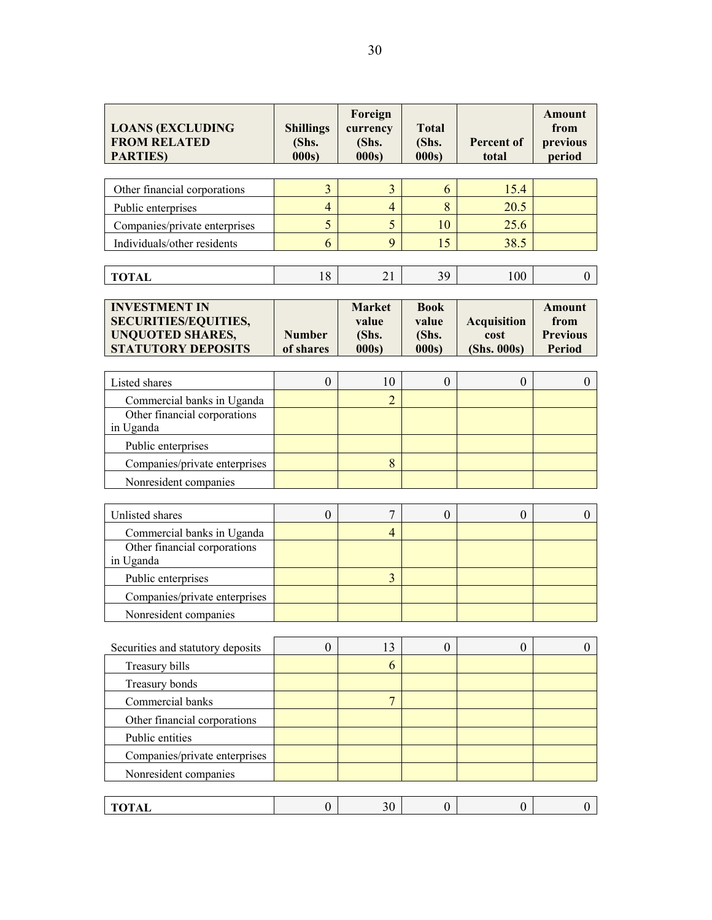| LOANS (EXCLUDING FROM RELATED PARTIES) | Shillings (Shs. 000s) | Foreign currency (Shs. 000s) | Total (Shs. 000s) | Percent of total | Amount from previous period |
|---|---|---|---|---|---|
| Other financial corporations | 3 | 3 | 6 | 15.4 | |
| Public enterprises | 4 | 4 | 8 | 20.5 | |
| Companies/private enterprises | 5 | 5 | 10 | 25.6 | |
| Individuals/other residents | 6 | 9 | 15 | 38.5 | |
| **TOTAL** | 18 | 21 | 39 | 100 | 0 |

| INVESTMENT IN SECURITIES/EQUITIES, UNQUOTED SHARES, STATUTORY DEPOSITS | Number of shares | Market value (Shs. 000s) | Book value (Shs. 000s) | Acquisition cost (Shs. 000s) | Amount from Previous Period |
|---|---|---|---|---|---|
| Listed shares | 0 | 10 | 0 | 0 | 0 |
| Commercial banks in Uganda | | 2 | | | |
| Other financial corporations in Uganda | | | | | |
| Public enterprises | | | | | |
| Companies/private enterprises | | 8 | | | |
| Nonresident companies | | | | | |
| Unlisted shares | 0 | 7 | 0 | 0 | 0 |
| Commercial banks in Uganda | | 4 | | | |
| Other financial corporations in Uganda | | | | | |
| Public enterprises | | 3 | | | |
| Companies/private enterprises | | | | | |
| Nonresident companies | | | | | |
| Securities and statutory deposits | 0 | 13 | 0 | 0 | 0 |
| Treasury bills | | 6 | | | |
| Treasury bonds | | | | | |
| Commercial banks | | 7 | | | |
| Other financial corporations | | | | | |
| Public entities | | | | | |
| Companies/private enterprises | | | | | |
| Nonresident companies | | | | | |
| **TOTAL** | 0 | 30 | 0 | 0 | 0 |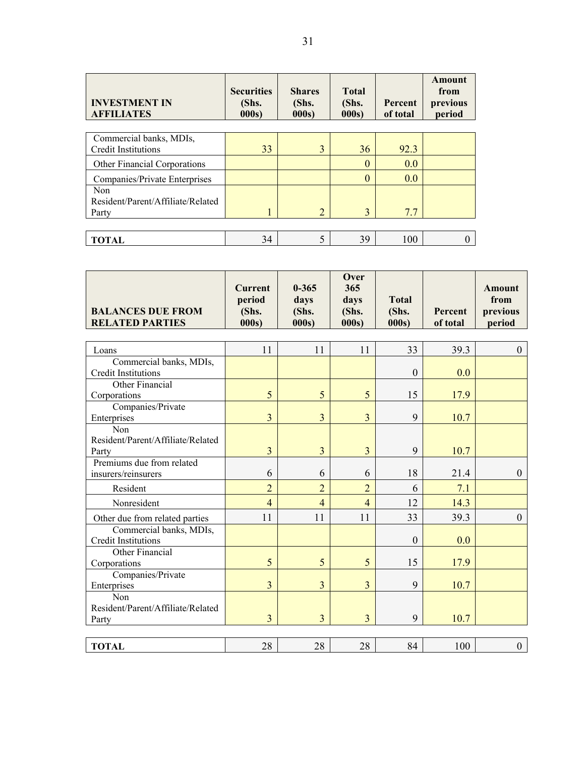| INVESTMENT IN AFFILIATES | Securities (Shs. 000s) | Shares (Shs. 000s) | Total (Shs. 000s) | Percent of total | Amount from previous period |
|---|---|---|---|---|---|
| Commercial banks, MDIs, Credit Institutions | 33 | 3 | 36 | 92.3 | |
| Other Financial Corporations | | | 0 | 0.0 | |
| Companies/Private Enterprises | | | 0 | 0.0 | |
| Non Resident/Parent/Affiliate/Related Party | 1 | 2 | 3 | 7.7 | |
| **TOTAL** | 34 | 5 | 39 | 100 | 0 |

| BALANCES DUE FROM RELATED PARTIES | Current period (Shs. 000s) | 0-365 days (Shs. 000s) | Over 365 days (Shs. 000s) | Total (Shs. 000s) | Percent of total | Amount from previous period |
|---|---|---|---|---|---|---|
| Loans | 11 | 11 | 11 | 33 | 39.3 | 0 |
| Commercial banks, MDIs, Credit Institutions | | | | 0 | 0.0 | |
| Other Financial Corporations | 5 | 5 | 5 | 15 | 17.9 | |
| Companies/Private Enterprises | 3 | 3 | 3 | 9 | 10.7 | |
| Non Resident/Parent/Affiliate/Related Party | 3 | 3 | 3 | 9 | 10.7 | |
| Premiums due from related insurers/reinsurers | 6 | 6 | 6 | 18 | 21.4 | 0 |
| Resident | 2 | 2 | 2 | 6 | 7.1 | |
| Nonresident | 4 | 4 | 4 | 12 | 14.3 | |
| Other due from related parties | 11 | 11 | 11 | 33 | 39.3 | 0 |
| Commercial banks, MDIs, Credit Institutions | | | | 0 | 0.0 | |
| Other Financial Corporations | 5 | 5 | 5 | 15 | 17.9 | |
| Companies/Private Enterprises | 3 | 3 | 3 | 9 | 10.7 | |
| Non Resident/Parent/Affiliate/Related Party | 3 | 3 | 3 | 9 | 10.7 | |
| **TOTAL** | 28 | 28 | 28 | 84 | 100 | 0 |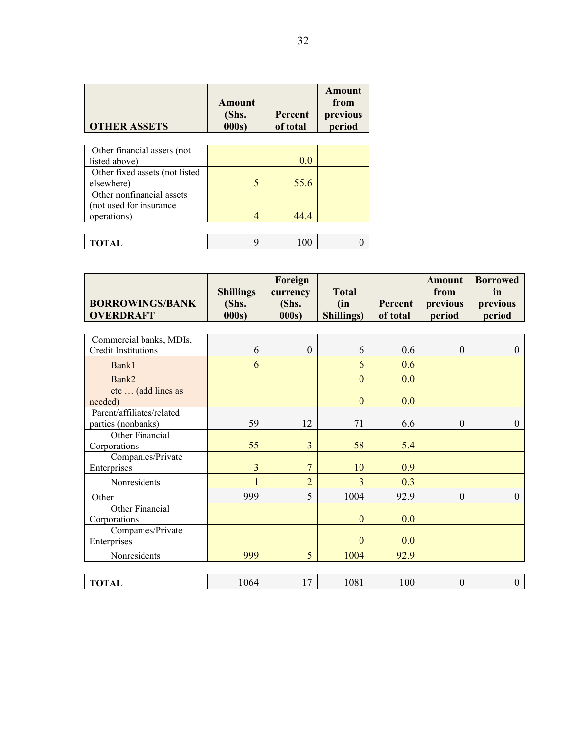| OTHER ASSETS | Amount (Shs. 000s) | Percent of total | Amount from previous period |
|---|---|---|---|
| Other financial assets (not listed above) | | 0.0 | |
| Other fixed assets (not listed elsewhere) | 5 | 55.6 | |
| Other nonfinancial assets (not used for insurance operations) | 4 | 44.4 | |
| TOTAL | 9 | 100 | 0 |

| BORROWINGS/BANK OVERDRAFT | Shillings (Shs. 000s) | Foreign currency (Shs. 000s) | Total (in Shillings) | Percent of total | Amount from previous period | Borrowed in previous period |
|---|---|---|---|---|---|---|
| Commercial banks, MDIs, Credit Institutions | 6 | 0 | 6 | 0.6 | 0 | 0 |
| Bank1 | 6 | | 6 | 0.6 | | |
| Bank2 | | | 0 | 0.0 | | |
| etc … (add lines as needed) | | | 0 | 0.0 | | |
| Parent/affiliates/related parties (nonbanks) | 59 | 12 | 71 | 6.6 | 0 | 0 |
| Other Financial Corporations | 55 | 3 | 58 | 5.4 | | |
| Companies/Private Enterprises | 3 | 7 | 10 | 0.9 | | |
| Nonresidents | 1 | 2 | 3 | 0.3 | | |
| Other | 999 | 5 | 1004 | 92.9 | 0 | 0 |
| Other Financial Corporations | | | 0 | 0.0 | | |
| Companies/Private Enterprises | | | 0 | 0.0 | | |
| Nonresidents | 999 | 5 | 1004 | 92.9 | | |
| TOTAL | 1064 | 17 | 1081 | 100 | 0 | 0 |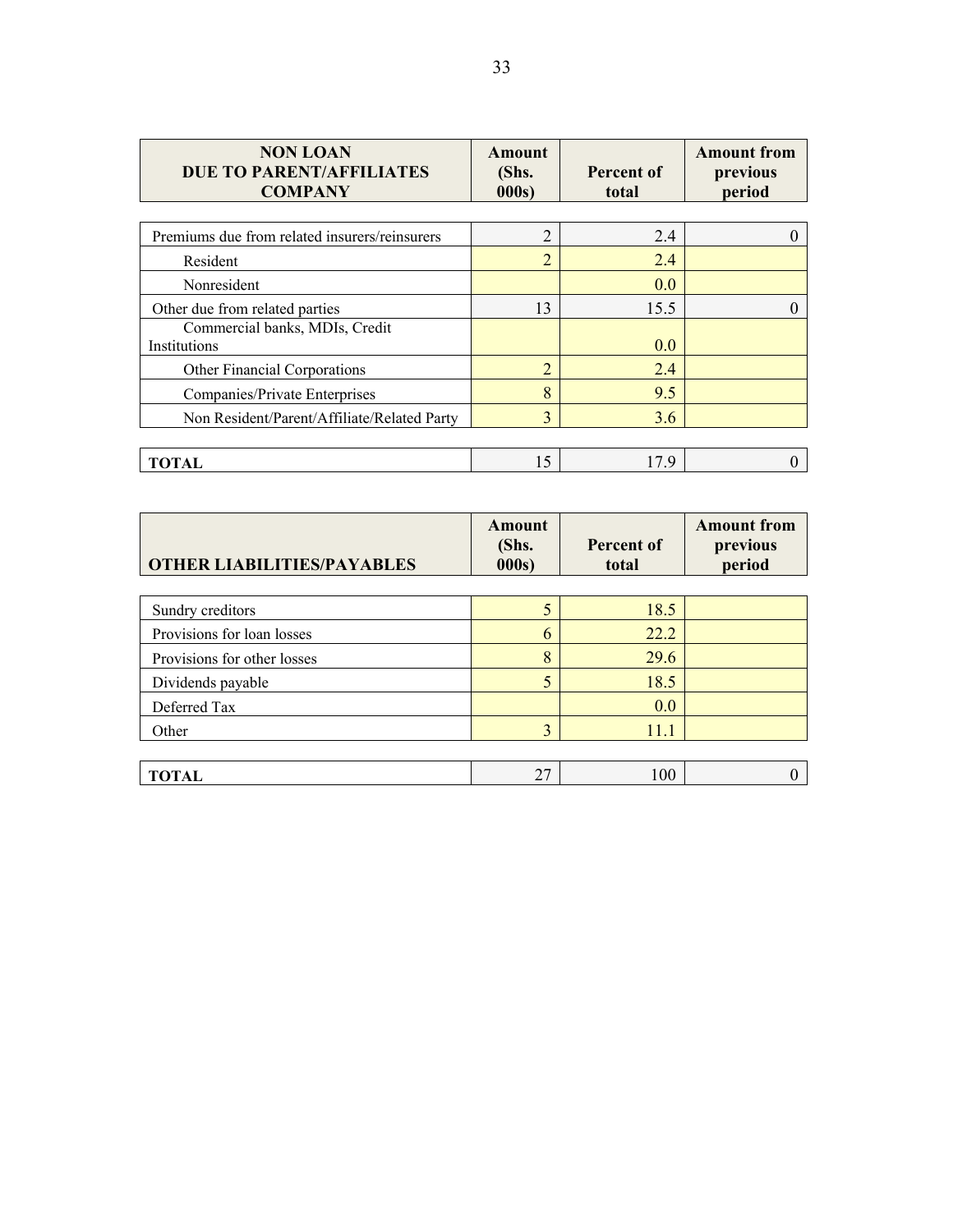| NON LOAN DUE TO PARENT/AFFILIATES COMPANY | Amount (Shs. 000s) | Percent of total | Amount from previous period |
|---|---|---|---|
| Premiums due from related insurers/reinsurers | 2 | 2.4 | 0 |
| Resident | 2 | 2.4 | |
| Nonresident | | 0.0 | |
| Other due from related parties | 13 | 15.5 | 0 |
| Commercial banks, MDIs, Credit Institutions | | 0.0 | |
| Other Financial Corporations | 2 | 2.4 | |
| Companies/Private Enterprises | 8 | 9.5 | |
| Non Resident/Parent/Affiliate/Related Party | 3 | 3.6 | |
| **TOTAL** | 15 | 17.9 | 0 |

| OTHER LIABILITIES/PAYABLES | Amount (Shs. 000s) | Percent of total | Amount from previous period |
|---|---|---|---|
| Sundry creditors | 5 | 18.5 | |
| Provisions for loan losses | 6 | 22.2 | |
| Provisions for other losses | 8 | 29.6 | |
| Dividends payable | 5 | 18.5 | |
| Deferred Tax | | 0.0 | |
| Other | 3 | 11.1 | |
| **TOTAL** | 27 | 100 | 0 |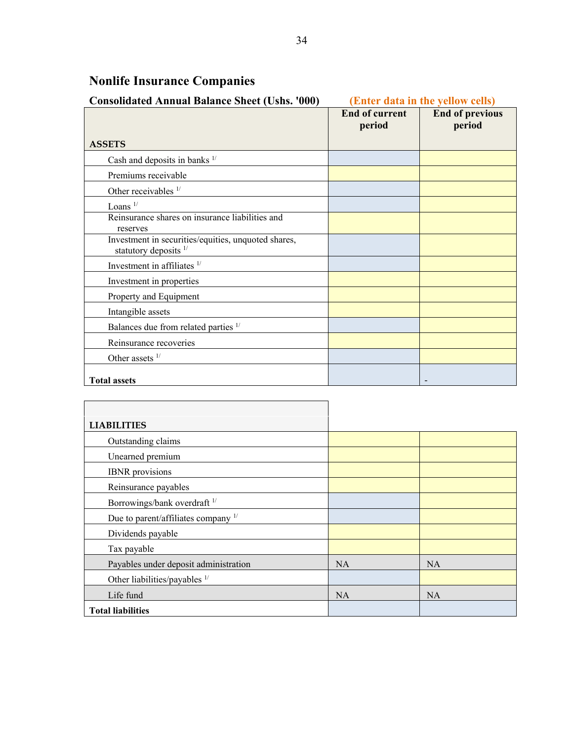## Nonlife Insurance Companies

**Consolidated Annual Balance Sheet (Ushs. '000)** **(Enter data in the yellow cells)**

| ASSETS | End of current period | End of previous period |
|---|---|---|
| Cash and deposits in banks [1/] | | |
| Premiums receivable | | |
| Other receivables [1/] | | |
| Loans [1/] | | |
| Reinsurance shares on insurance liabilities and reserves | | |
| Investment in securities/equities, unquoted shares, statutory deposits [1/] | | |
| Investment in affiliates [1/] | | |
| Investment in properties | | |
| Property and Equipment | | |
| Intangible assets | | |
| Balances due from related parties [1/] | | |
| Reinsurance recoveries | | |
| Other assets [1/] | | |
| **Total assets** | | - |

| LIABILITIES | | |
|---|---|---|
| Outstanding claims | | |
| Unearned premium | | |
| IBNR provisions | | |
| Reinsurance payables | | |
| Borrowings/bank overdraft [1/] | | |
| Due to parent/affiliates company [1/] | | |
| Dividends payable | | |
| Tax payable | | |
| Payables under deposit administration | NA | NA |
| Other liabilities/payables [1/] | | |
| Life fund | NA | NA |
| **Total liabilities** | | |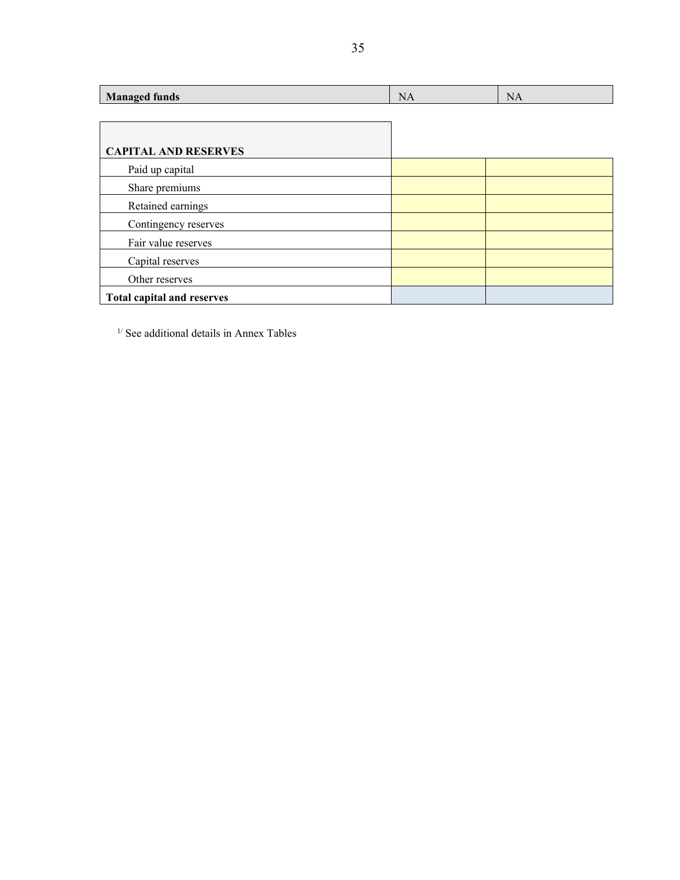| **Managed funds** | NA | NA |
|---|---|---|

| **CAPITAL AND RESERVES** | | |
|---|---|---|
| Paid up capital | | |
| Share premiums | | |
| Retained earnings | | |
| Contingency reserves | | |
| Fair value reserves | | |
| Capital reserves | | |
| Other reserves | | |
| **Total capital and reserves** | | |

[1/] See additional details in Annex Tables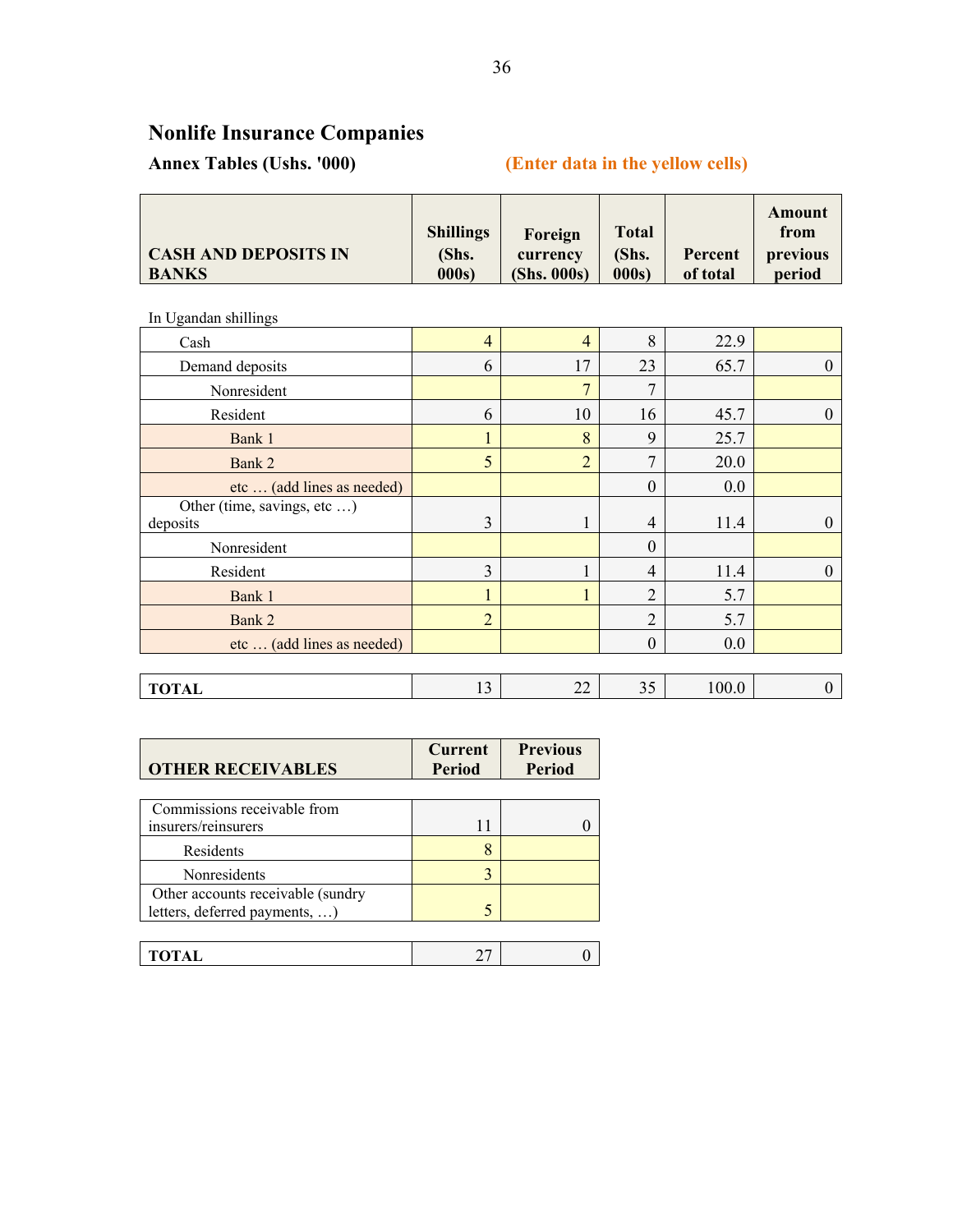## Nonlife Insurance Companies

**Annex Tables (Ushs. '000)** **(Enter data in the yellow cells)**

| CASH AND DEPOSITS IN BANKS | Shillings (Shs. 000s) | Foreign currency (Shs. 000s) | Total (Shs. 000s) | Percent of total | Amount from previous period |
|---|---|---|---|---|---|
| In Ugandan shillings | | | | | |
| Cash | 4 | 4 | 8 | 22.9 | |
| Demand deposits | 6 | 17 | 23 | 65.7 | 0 |
| Nonresident | | 7 | 7 | | |
| Resident | 6 | 10 | 16 | 45.7 | 0 |
| Bank 1 | 1 | 8 | 9 | 25.7 | |
| Bank 2 | 5 | 2 | 7 | 20.0 | |
| etc … (add lines as needed) | | | 0 | 0.0 | |
| Other (time, savings, etc …) deposits | 3 | 1 | 4 | 11.4 | 0 |
| Nonresident | | | 0 | | |
| Resident | 3 | 1 | 4 | 11.4 | 0 |
| Bank 1 | 1 | 1 | 2 | 5.7 | |
| Bank 2 | 2 | | 2 | 5.7 | |
| etc … (add lines as needed) | | | 0 | 0.0 | |
| **TOTAL** | 13 | 22 | 35 | 100.0 | 0 |

| OTHER RECEIVABLES | Current Period | Previous Period |
|---|---|---|
| Commissions receivable from insurers/reinsurers | 11 | 0 |
| Residents | 8 | |
| Nonresidents | 3 | |
| Other accounts receivable (sundry letters, deferred payments, …) | 5 | |
| **TOTAL** | 27 | 0 |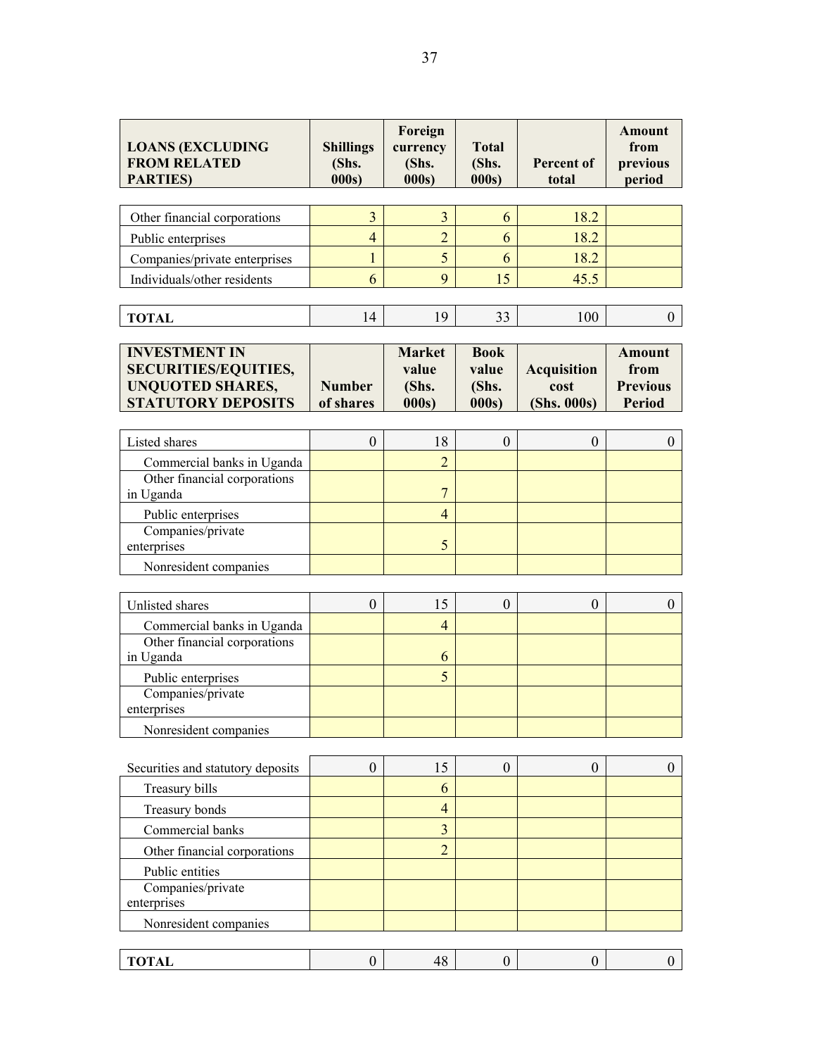| LOANS (EXCLUDING FROM RELATED PARTIES) | Shillings (Shs. 000s) | Foreign currency (Shs. 000s) | Total (Shs. 000s) | Percent of total | Amount from previous period |
|---|---|---|---|---|---|
| Other financial corporations | 3 | 3 | 6 | 18.2 | |
| Public enterprises | 4 | 2 | 6 | 18.2 | |
| Companies/private enterprises | 1 | 5 | 6 | 18.2 | |
| Individuals/other residents | 6 | 9 | 15 | 45.5 | |
| **TOTAL** | 14 | 19 | 33 | 100 | 0 |

| INVESTMENT IN SECURITIES/EQUITIES, UNQUOTED SHARES, STATUTORY DEPOSITS | Number of shares | Market value (Shs. 000s) | Book value (Shs. 000s) | Acquisition cost (Shs. 000s) | Amount from Previous Period |
|---|---|---|---|---|---|
| Listed shares | 0 | 18 | 0 | 0 | 0 |
| Commercial banks in Uganda | | 2 | | | |
| Other financial corporations in Uganda | | 7 | | | |
| Public enterprises | | 4 | | | |
| Companies/private enterprises | | 5 | | | |
| Nonresident companies | | | | | |
| Unlisted shares | 0 | 15 | 0 | 0 | 0 |
| Commercial banks in Uganda | | 4 | | | |
| Other financial corporations in Uganda | | 6 | | | |
| Public enterprises | | 5 | | | |
| Companies/private enterprises | | | | | |
| Nonresident companies | | | | | |
| Securities and statutory deposits | 0 | 15 | 0 | 0 | 0 |
| Treasury bills | | 6 | | | |
| Treasury bonds | | 4 | | | |
| Commercial banks | | 3 | | | |
| Other financial corporations | | 2 | | | |
| Public entities | | | | | |
| Companies/private enterprises | | | | | |
| Nonresident companies | | | | | |
| **TOTAL** | 0 | 48 | 0 | 0 | 0 |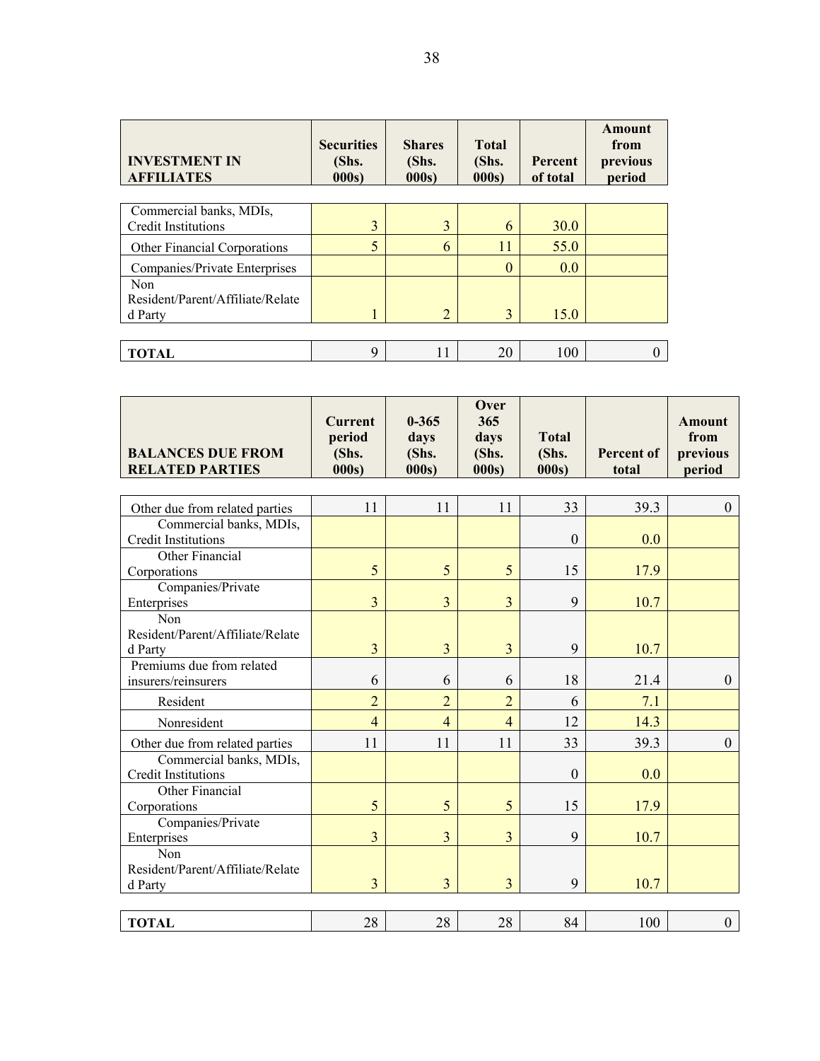| INVESTMENT IN AFFILIATES | Securities (Shs. 000s) | Shares (Shs. 000s) | Total (Shs. 000s) | Percent of total | Amount from previous period |
|---|---|---|---|---|---|
| Commercial banks, MDIs, Credit Institutions | 3 | 3 | 6 | 30.0 | |
| Other Financial Corporations | 5 | 6 | 11 | 55.0 | |
| Companies/Private Enterprises | | | 0 | 0.0 | |
| Non Resident/Parent/Affiliate/Related Party | 1 | 2 | 3 | 15.0 | |
| **TOTAL** | 9 | 11 | 20 | 100 | 0 |

| BALANCES DUE FROM RELATED PARTIES | Current period (Shs. 000s) | 0-365 days (Shs. 000s) | Over 365 days (Shs. 000s) | Total (Shs. 000s) | Percent of total | Amount from previous period |
|---|---|---|---|---|---|---|
| Other due from related parties | 11 | 11 | 11 | 33 | 39.3 | 0 |
| Commercial banks, MDIs, Credit Institutions | | | | 0 | 0.0 | |
| Other Financial Corporations | 5 | 5 | 5 | 15 | 17.9 | |
| Companies/Private Enterprises | 3 | 3 | 3 | 9 | 10.7 | |
| Non Resident/Parent/Affiliate/Related Party | 3 | 3 | 3 | 9 | 10.7 | |
| Premiums due from related insurers/reinsurers | 6 | 6 | 6 | 18 | 21.4 | 0 |
| Resident | 2 | 2 | 2 | 6 | 7.1 | |
| Nonresident | 4 | 4 | 4 | 12 | 14.3 | |
| Other due from related parties | 11 | 11 | 11 | 33 | 39.3 | 0 |
| Commercial banks, MDIs, Credit Institutions | | | | 0 | 0.0 | |
| Other Financial Corporations | 5 | 5 | 5 | 15 | 17.9 | |
| Companies/Private Enterprises | 3 | 3 | 3 | 9 | 10.7 | |
| Non Resident/Parent/Affiliate/Related Party | 3 | 3 | 3 | 9 | 10.7 | |
| **TOTAL** | 28 | 28 | 28 | 84 | 100 | 0 |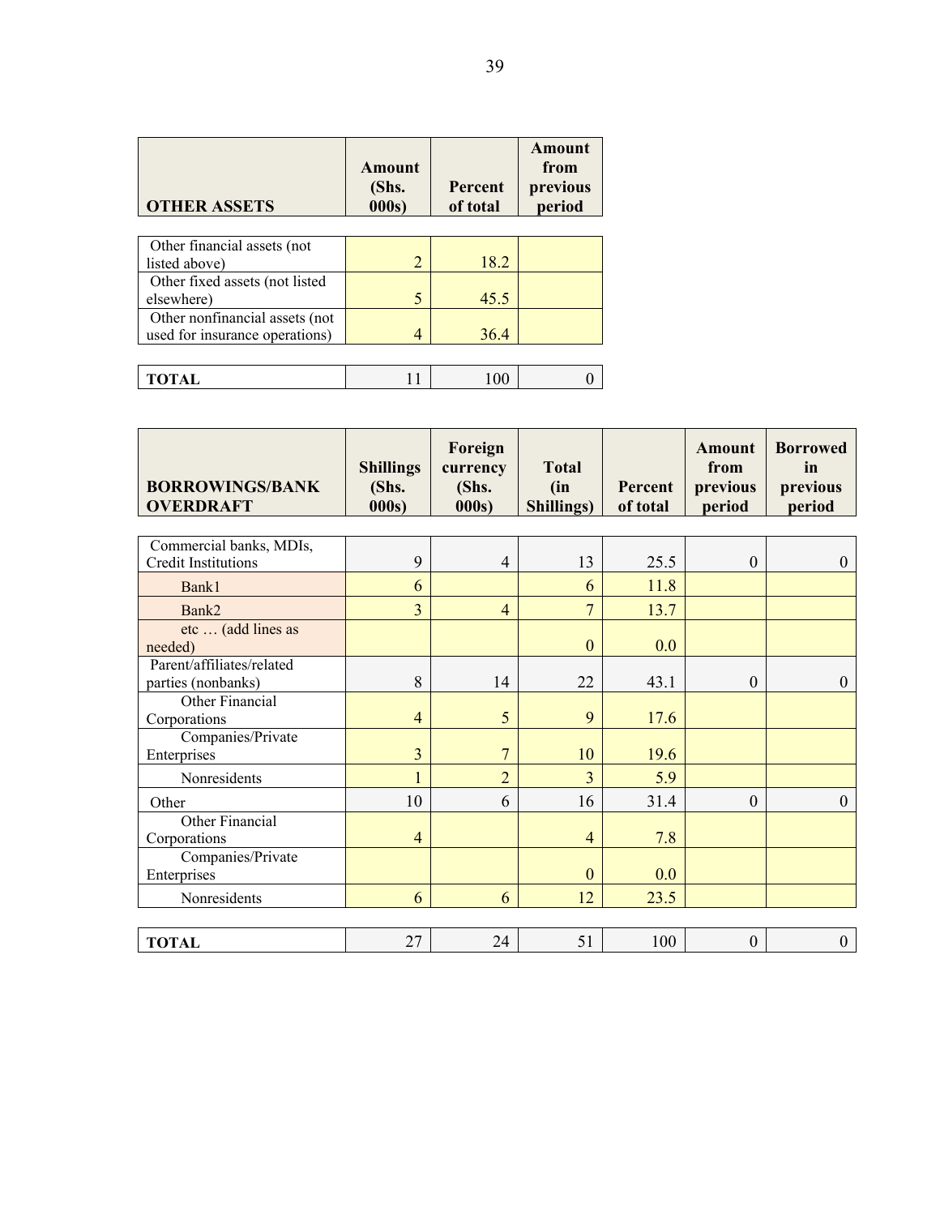| OTHER ASSETS | Amount (Shs. 000s) | Percent of total | Amount from previous period |
|---|---|---|---|
| Other financial assets (not listed above) | 2 | 18.2 | |
| Other fixed assets (not listed elsewhere) | 5 | 45.5 | |
| Other nonfinancial assets (not used for insurance operations) | 4 | 36.4 | |
| **TOTAL** | 11 | 100 | 0 |

| BORROWINGS/BANK OVERDRAFT | Shillings (Shs. 000s) | Foreign currency (Shs. 000s) | Total (in Shillings) | Percent of total | Amount from previous period | Borrowed in previous period |
|---|---|---|---|---|---|---|
| Commercial banks, MDIs, Credit Institutions | 9 | 4 | 13 | 25.5 | 0 | 0 |
| Bank1 | 6 | | 6 | 11.8 | | |
| Bank2 | 3 | 4 | 7 | 13.7 | | |
| etc … (add lines as needed) | | | 0 | 0.0 | | |
| Parent/affiliates/related parties (nonbanks) | 8 | 14 | 22 | 43.1 | 0 | 0 |
| Other Financial Corporations | 4 | 5 | 9 | 17.6 | | |
| Companies/Private Enterprises | 3 | 7 | 10 | 19.6 | | |
| Nonresidents | 1 | 2 | 3 | 5.9 | | |
| Other | 10 | 6 | 16 | 31.4 | 0 | 0 |
| Other Financial Corporations | 4 | | 4 | 7.8 | | |
| Companies/Private Enterprises | | | 0 | 0.0 | | |
| Nonresidents | 6 | 6 | 12 | 23.5 | | |
| **TOTAL** | 27 | 24 | 51 | 100 | 0 | 0 |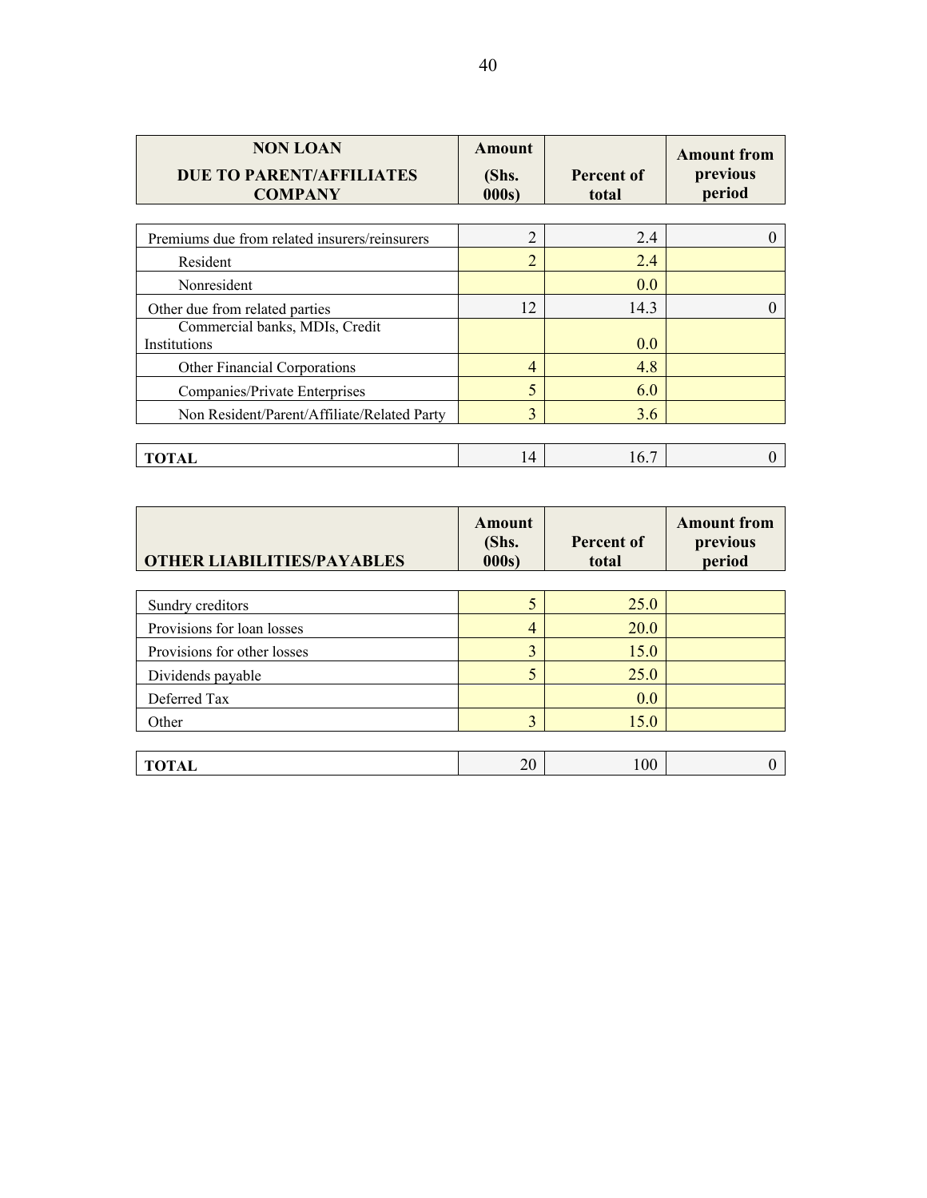| NON LOAN<br>DUE TO PARENT/AFFILIATES COMPANY | Amount (Shs. 000s) | Percent of total | Amount from previous period |
|---|---|---|---|
| Premiums due from related insurers/reinsurers | 2 | 2.4 | 0 |
| Resident | 2 | 2.4 | |
| Nonresident | | 0.0 | |
| Other due from related parties | 12 | 14.3 | 0 |
| Commercial banks, MDIs, Credit Institutions | | 0.0 | |
| Other Financial Corporations | 4 | 4.8 | |
| Companies/Private Enterprises | 5 | 6.0 | |
| Non Resident/Parent/Affiliate/Related Party | 3 | 3.6 | |
| **TOTAL** | 14 | 16.7 | 0 |

| OTHER LIABILITIES/PAYABLES | Amount (Shs. 000s) | Percent of total | Amount from previous period |
|---|---|---|---|
| Sundry creditors | 5 | 25.0 | |
| Provisions for loan losses | 4 | 20.0 | |
| Provisions for other losses | 3 | 15.0 | |
| Dividends payable | 5 | 25.0 | |
| Deferred Tax | | 0.0 | |
| Other | 3 | 15.0 | |
| **TOTAL** | 20 | 100 | 0 |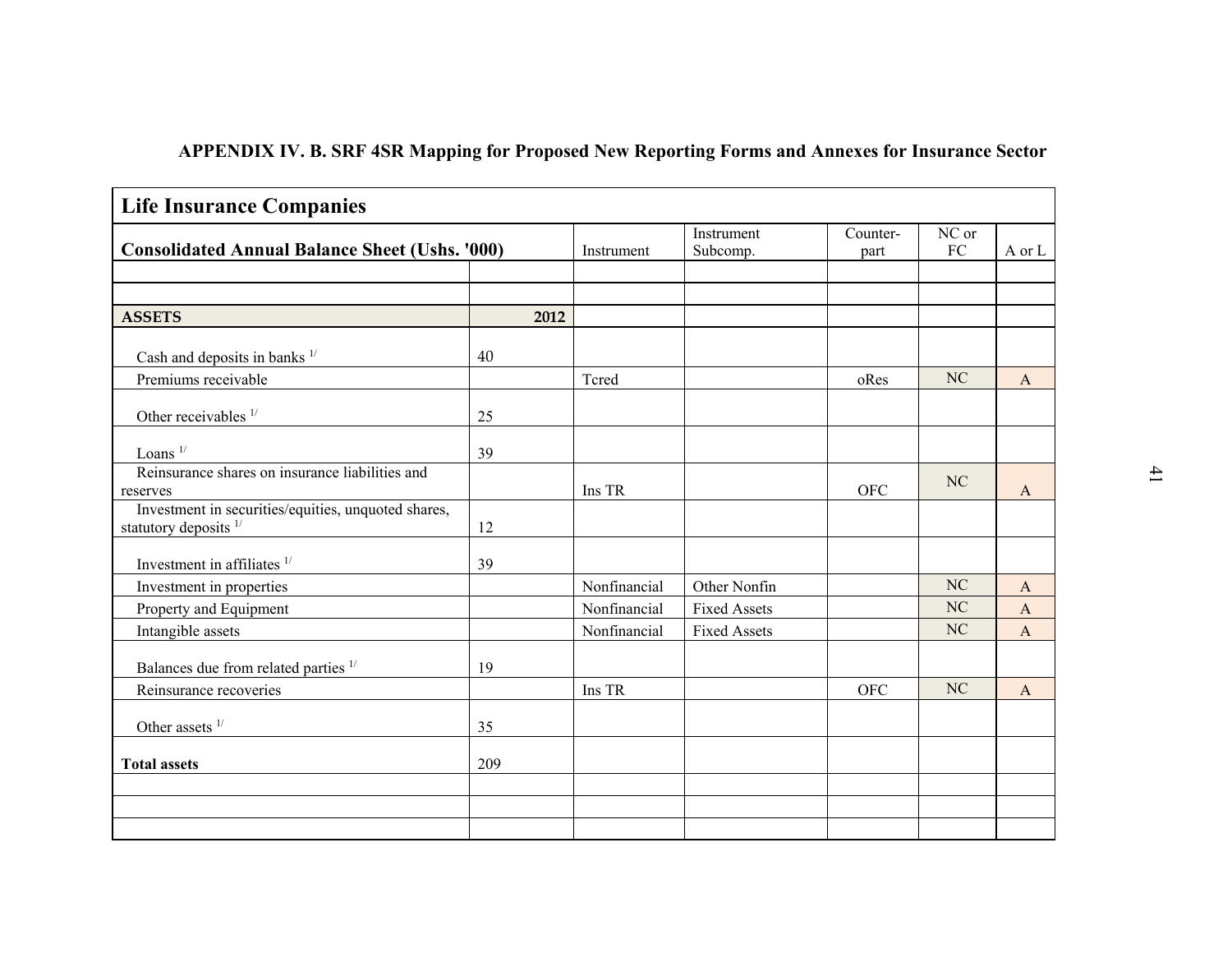**APPENDIX IV. B. SRF 4SR Mapping for Proposed New Reporting Forms and Annexes for Insurance Sector**

| Life Insurance Companies | | | | | | |
|---|---|---|---|---|---|---|
| **Consolidated Annual Balance Sheet (Ushs. '000)** | | Instrument | Instrument Subcomp. | Counter-part | NC or FC | A or L |
| | | | | | | |
| | | | | | | |
| **ASSETS** | **2012** | | | | | |
| Cash and deposits in banks [1/] | 40 | | | | | |
| Premiums receivable | | Tcred | | oRes | NC | A |
| Other receivables [1/] | 25 | | | | | |
| Loans [1/] | 39 | | | | | |
| Reinsurance shares on insurance liabilities and reserves | | Ins TR | | OFC | NC | A |
| Investment in securities/equities, unquoted shares, statutory deposits [1/] | 12 | | | | | |
| Investment in affiliates [1/] | 39 | | | | | |
| Investment in properties | | Nonfinancial | Other Nonfin | | NC | A |
| Property and Equipment | | Nonfinancial | Fixed Assets | | NC | A |
| Intangible assets | | Nonfinancial | Fixed Assets | | NC | A |
| Balances due from related parties [1/] | 19 | | | | | |
| Reinsurance recoveries | | Ins TR | | OFC | NC | A |
| Other assets [1/] | 35 | | | | | |
| **Total assets** | 209 | | | | | |
| | | | | | | |
| | | | | | | |
| | | | | | | |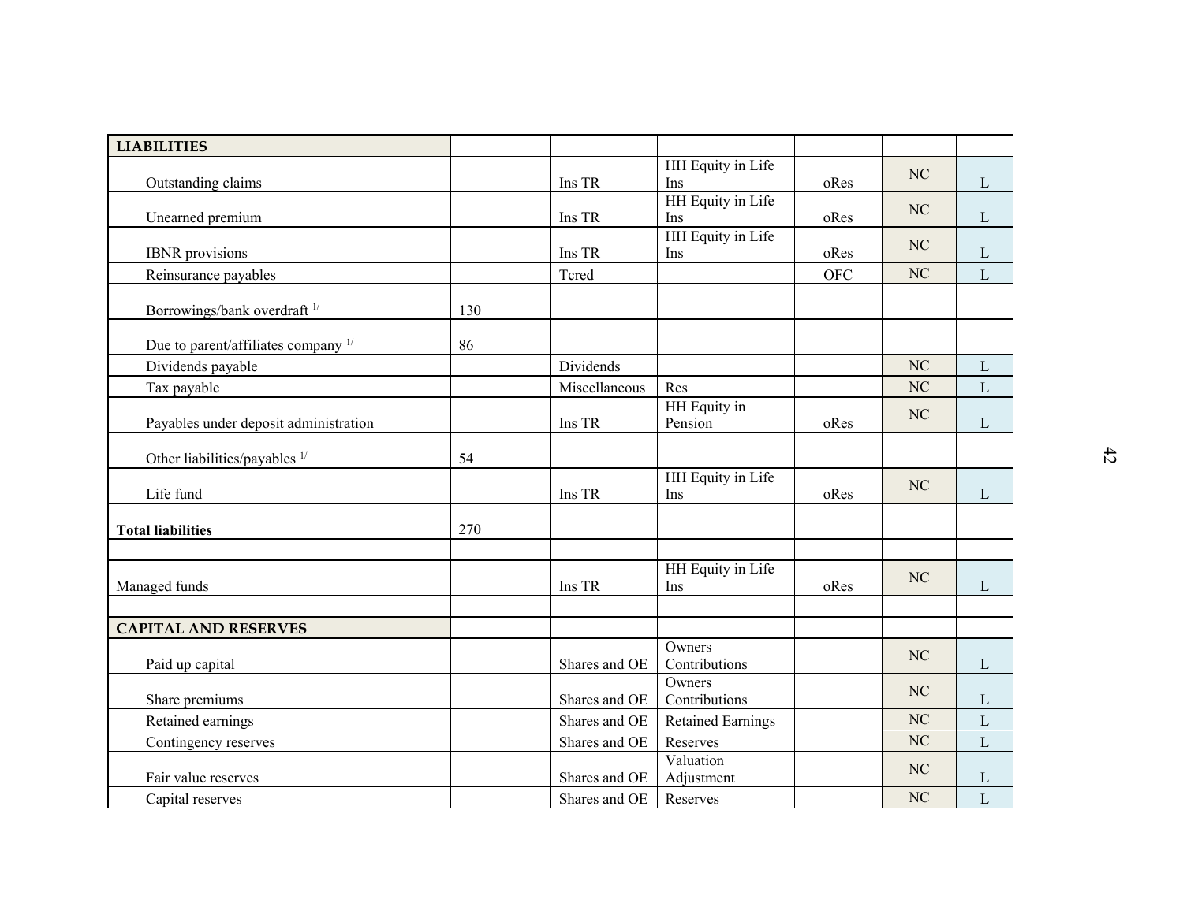| LIABILITIES | | | | | | |
|---|---|---|---|---|---|---|
| Outstanding claims | | Ins TR | HH Equity in Life Ins | oRes | NC | L |
| Unearned premium | | Ins TR | HH Equity in Life Ins | oRes | NC | L |
| IBNR provisions | | Ins TR | HH Equity in Life Ins | oRes | NC | L |
| Reinsurance payables | | Tcred | | OFC | NC | L |
| Borrowings/bank overdraft [1/] | 130 | | | | | |
| Due to parent/affiliates company [1/] | 86 | | | | | |
| Dividends payable | | Dividends | | | NC | L |
| Tax payable | | Miscellaneous | Res | | NC | L |
| Payables under deposit administration | | Ins TR | HH Equity in Pension | oRes | NC | L |
| Other liabilities/payables [1/] | 54 | | | | | |
| Life fund | | Ins TR | HH Equity in Life Ins | oRes | NC | L |
| **Total liabilities** | 270 | | | | | |
| | | | | | | |
| Managed funds | | Ins TR | HH Equity in Life Ins | oRes | NC | L |
| | | | | | | |
| **CAPITAL AND RESERVES** | | | | | | |
| Paid up capital | | Shares and OE | Owners Contributions | | NC | L |
| Share premiums | | Shares and OE | Owners Contributions | | NC | L |
| Retained earnings | | Shares and OE | Retained Earnings | | NC | L |
| Contingency reserves | | Shares and OE | Reserves | | NC | L |
| Fair value reserves | | Shares and OE | Valuation Adjustment | | NC | L |
| Capital reserves | | Shares and OE | Reserves | | NC | L |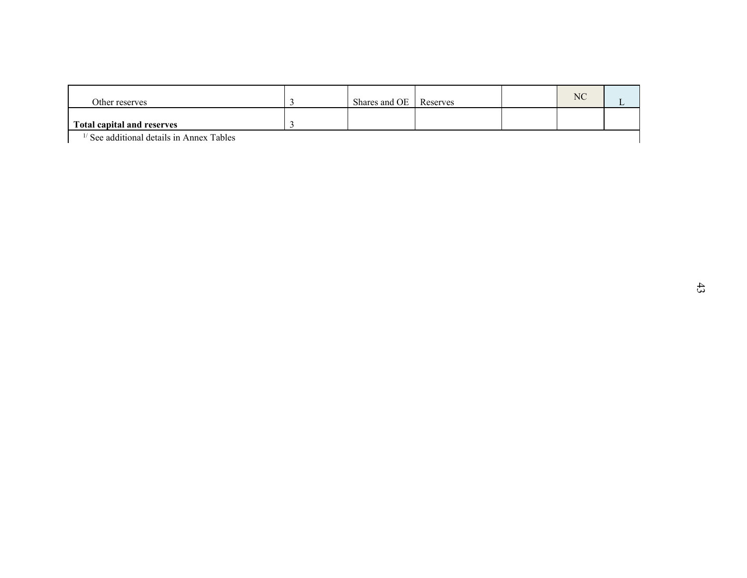| | | | | | | |
|---|---|---|---|---|---|---|
| Other reserves | 3 | Shares and OE | Reserves | | NC | L |
| **Total capital and reserves** | 3 | | | | | |

[1/] See additional details in Annex Tables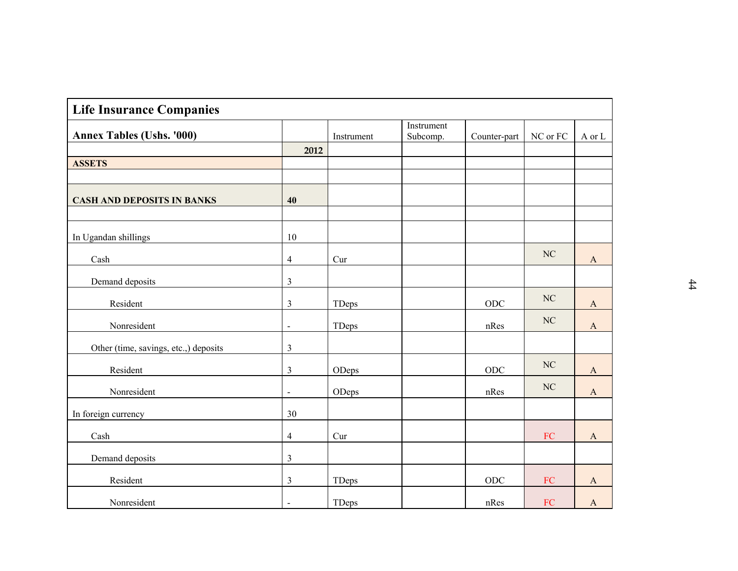| Life Insurance Companies | | | | | | |
|---|---|---|---|---|---|---|
| **Annex Tables (Ushs. '000)** | | Instrument | Instrument Subcomp. | Counter-part | NC or FC | A or L |
| | **2012** | | | | | |
| **ASSETS** | | | | | | |
| | | | | | | |
| **CASH AND DEPOSITS IN BANKS** | **40** | | | | | |
| | | | | | | |
| In Ugandan shillings | 10 | | | | | |
| Cash | 4 | Cur | | | NC | A |
| Demand deposits | 3 | | | | | |
| Resident | 3 | TDeps | | ODC | NC | A |
| Nonresident | - | TDeps | | nRes | NC | A |
| Other (time, savings, etc.,) deposits | 3 | | | | | |
| Resident | 3 | ODeps | | ODC | NC | A |
| Nonresident | - | ODeps | | nRes | NC | A |
| In foreign currency | 30 | | | | | |
| Cash | 4 | Cur | | | FC | A |
| Demand deposits | 3 | | | | | |
| Resident | 3 | TDeps | | ODC | FC | A |
| Nonresident | - | TDeps | | nRes | FC | A |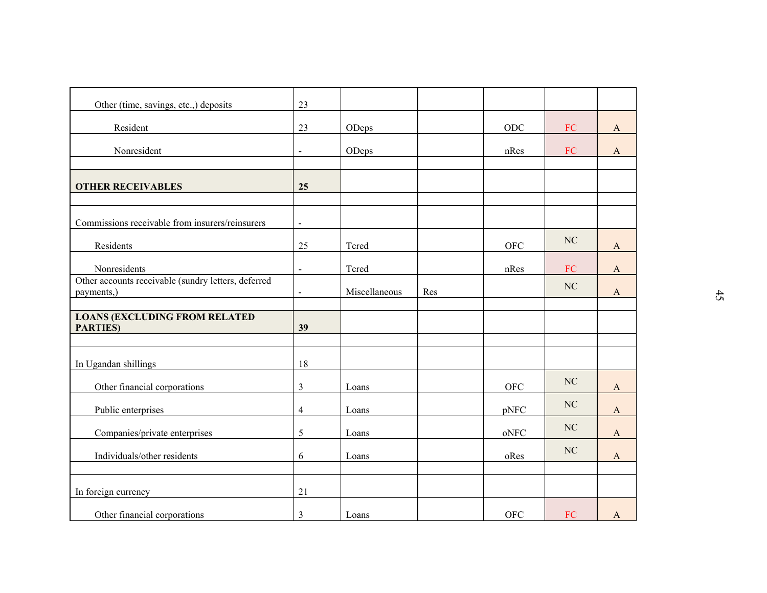| | | | | | | |
|---|---|---|---|---|---|---|
| Other (time, savings, etc.,) deposits | 23 | | | | | |
| Resident | 23 | ODeps | | ODC | FC | A |
| Nonresident | - | ODeps | | nRes | FC | A |
| | | | | | | |
| **OTHER RECEIVABLES** | **25** | | | | | |
| | | | | | | |
| Commissions receivable from insurers/reinsurers | - | | | | | |
| Residents | 25 | Tcred | | OFC | NC | A |
| Nonresidents | - | Tcred | | nRes | FC | A |
| Other accounts receivable (sundry letters, deferred payments,) | - | Miscellaneous | Res | | NC | A |
| | | | | | | |
| **LOANS (EXCLUDING FROM RELATED PARTIES)** | **39** | | | | | |
| | | | | | | |
| In Ugandan shillings | 18 | | | | | |
| Other financial corporations | 3 | Loans | | OFC | NC | A |
| Public enterprises | 4 | Loans | | pNFC | NC | A |
| Companies/private enterprises | 5 | Loans | | oNFC | NC | A |
| Individuals/other residents | 6 | Loans | | oRes | NC | A |
| | | | | | | |
| In foreign currency | 21 | | | | | |
| Other financial corporations | 3 | Loans | | OFC | FC | A |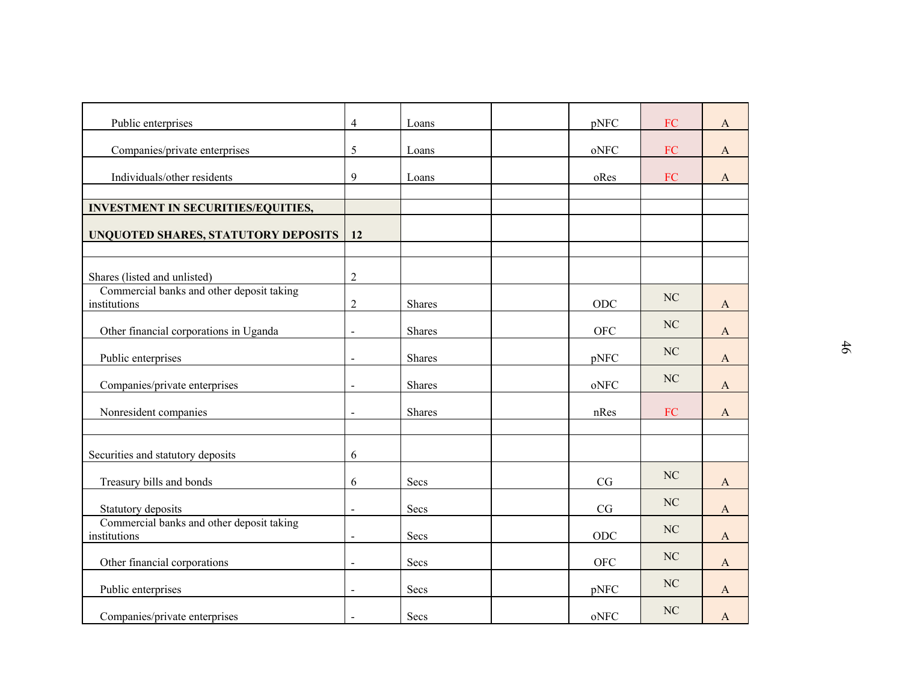| | | | | | | |
|---|---|---|---|---|---|---|
| Public enterprises | 4 | Loans | | pNFC | FC | A |
| Companies/private enterprises | 5 | Loans | | oNFC | FC | A |
| Individuals/other residents | 9 | Loans | | oRes | FC | A |
| | | | | | | |
| **INVESTMENT IN SECURITIES/EQUITIES,** | | | | | | |
| **UNQUOTED SHARES, STATUTORY DEPOSITS** | **12** | | | | | |
| | | | | | | |
| Shares (listed and unlisted) | 2 | | | | | |
| Commercial banks and other deposit taking institutions | 2 | Shares | | ODC | NC | A |
| Other financial corporations in Uganda | - | Shares | | OFC | NC | A |
| Public enterprises | - | Shares | | pNFC | NC | A |
| Companies/private enterprises | - | Shares | | oNFC | NC | A |
| Nonresident companies | - | Shares | | nRes | FC | A |
| | | | | | | |
| Securities and statutory deposits | 6 | | | | | |
| Treasury bills and bonds | 6 | Secs | | CG | NC | A |
| Statutory deposits | - | Secs | | CG | NC | A |
| Commercial banks and other deposit taking institutions | - | Secs | | ODC | NC | A |
| Other financial corporations | - | Secs | | OFC | NC | A |
| Public enterprises | - | Secs | | pNFC | NC | A |
| Companies/private enterprises | - | Secs | | oNFC | NC | A |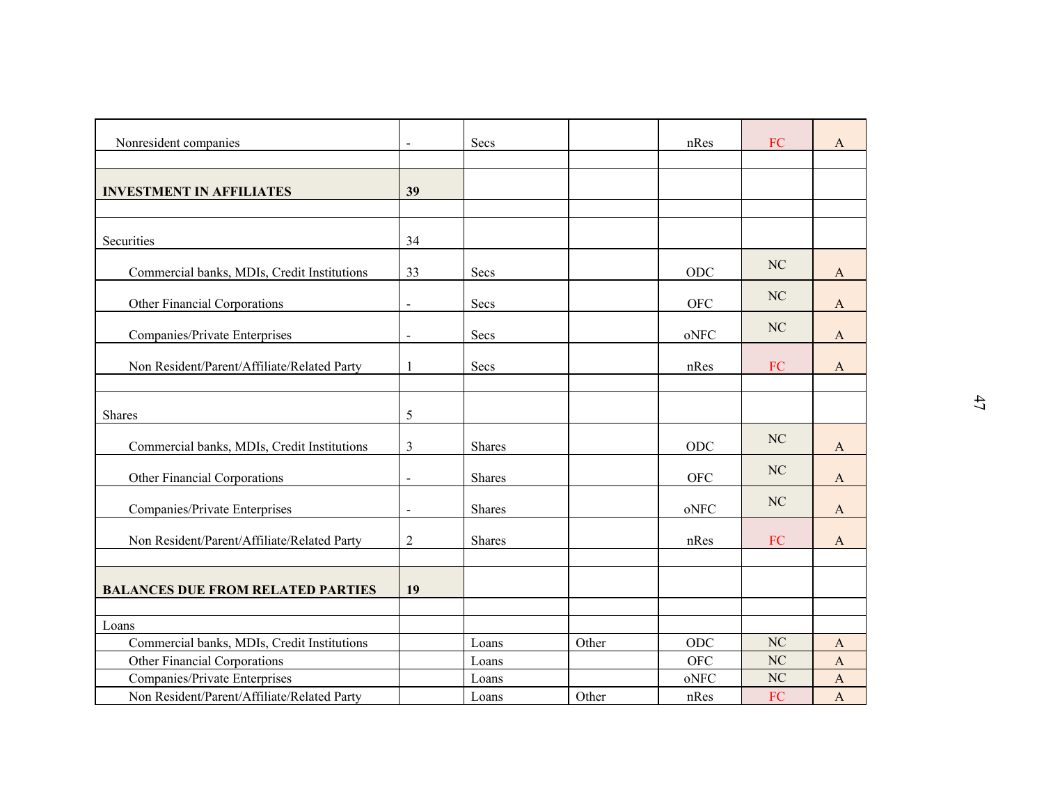| | | | | | | |
|---|---|---|---|---|---|---|
| Nonresident companies | - | Secs | | nRes | FC | A |
| | | | | | | |
| **INVESTMENT IN AFFILIATES** | **39** | | | | | |
| | | | | | | |
| Securities | 34 | | | | | |
| Commercial banks, MDIs, Credit Institutions | 33 | Secs | | ODC | NC | A |
| Other Financial Corporations | - | Secs | | OFC | NC | A |
| Companies/Private Enterprises | - | Secs | | oNFC | NC | A |
| Non Resident/Parent/Affiliate/Related Party | 1 | Secs | | nRes | FC | A |
| | | | | | | |
| Shares | 5 | | | | | |
| Commercial banks, MDIs, Credit Institutions | 3 | Shares | | ODC | NC | A |
| Other Financial Corporations | - | Shares | | OFC | NC | A |
| Companies/Private Enterprises | - | Shares | | oNFC | NC | A |
| Non Resident/Parent/Affiliate/Related Party | 2 | Shares | | nRes | FC | A |
| | | | | | | |
| **BALANCES DUE FROM RELATED PARTIES** | **19** | | | | | |
| | | | | | | |
| Loans | | | | | | |
| Commercial banks, MDIs, Credit Institutions | | Loans | Other | ODC | NC | A |
| Other Financial Corporations | | Loans | | OFC | NC | A |
| Companies/Private Enterprises | | Loans | | oNFC | NC | A |
| Non Resident/Parent/Affiliate/Related Party | | Loans | Other | nRes | FC | A |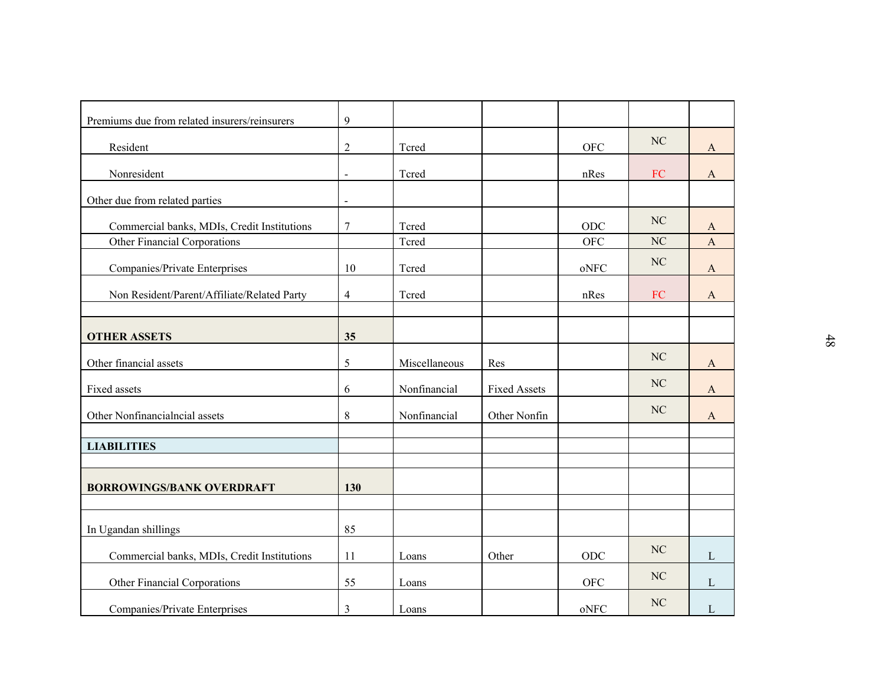| | | | | | | |
|---|---|---|---|---|---|---|
| Premiums due from related insurers/reinsurers | 9 | | | | | |
| Resident | 2 | Tcred | | OFC | NC | A |
| Nonresident | - | Tcred | | nRes | FC | A |
| Other due from related parties | - | | | | | |
| Commercial banks, MDIs, Credit Institutions | 7 | Tcred | | ODC | NC | A |
| Other Financial Corporations | | Tcred | | OFC | NC | A |
| Companies/Private Enterprises | 10 | Tcred | | oNFC | NC | A |
| Non Resident/Parent/Affiliate/Related Party | 4 | Tcred | | nRes | FC | A |
| | | | | | | |
| **OTHER ASSETS** | **35** | | | | | |
| Other financial assets | 5 | Miscellaneous | Res | | NC | A |
| Fixed assets | 6 | Nonfinancial | Fixed Assets | | NC | A |
| Other Nonfinancialncial assets | 8 | Nonfinancial | Other Nonfin | | NC | A |
| | | | | | | |
| **LIABILITIES** | | | | | | |
| | | | | | | |
| **BORROWINGS/BANK OVERDRAFT** | **130** | | | | | |
| | | | | | | |
| In Ugandan shillings | 85 | | | | | |
| Commercial banks, MDIs, Credit Institutions | 11 | Loans | Other | ODC | NC | L |
| Other Financial Corporations | 55 | Loans | | OFC | NC | L |
| Companies/Private Enterprises | 3 | Loans | | oNFC | NC | L |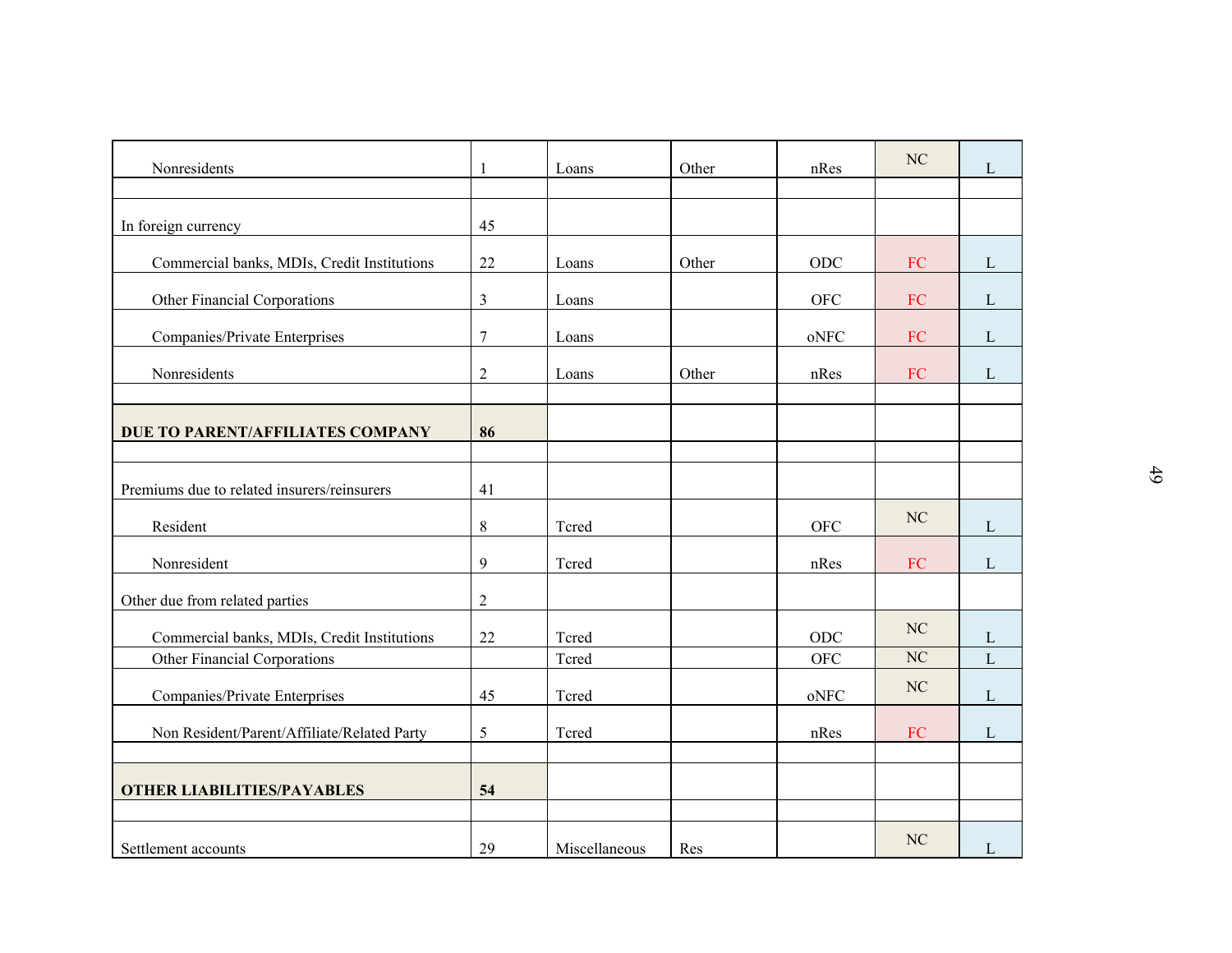| | | | | | | |
|---|---|---|---|---|---|---|
| Nonresidents | 1 | Loans | Other | nRes | NC | L |
| | | | | | | |
| In foreign currency | 45 | | | | | |
| Commercial banks, MDIs, Credit Institutions | 22 | Loans | Other | ODC | FC | L |
| Other Financial Corporations | 3 | Loans | | OFC | FC | L |
| Companies/Private Enterprises | 7 | Loans | | oNFC | FC | L |
| Nonresidents | 2 | Loans | Other | nRes | FC | L |
| | | | | | | |
| **DUE TO PARENT/AFFILIATES COMPANY** | **86** | | | | | |
| | | | | | | |
| Premiums due to related insurers/reinsurers | 41 | | | | | |
| Resident | 8 | Tcred | | OFC | NC | L |
| Nonresident | 9 | Tcred | | nRes | FC | L |
| Other due from related parties | 2 | | | | | |
| Commercial banks, MDIs, Credit Institutions | 22 | Tcred | | ODC | NC | L |
| Other Financial Corporations | | Tcred | | OFC | NC | L |
| Companies/Private Enterprises | 45 | Tcred | | oNFC | NC | L |
| Non Resident/Parent/Affiliate/Related Party | 5 | Tcred | | nRes | FC | L |
| | | | | | | |
| **OTHER LIABILITIES/PAYABLES** | **54** | | | | | |
| | | | | | | |
| Settlement accounts | 29 | Miscellaneous | Res | | NC | L |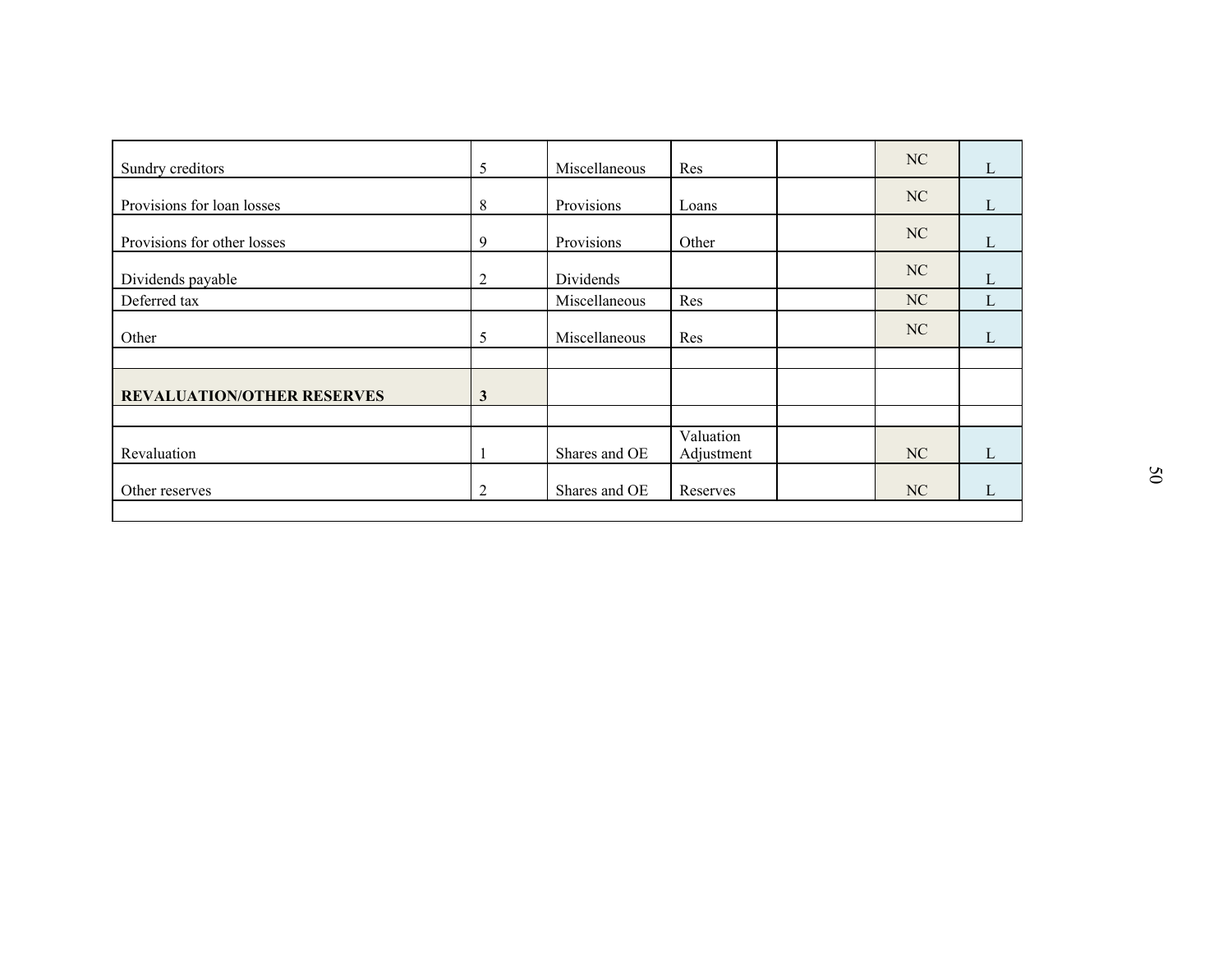| | | | | | | |
|---|---|---|---|---|---|---|
| Sundry creditors | 5 | Miscellaneous | Res | | NC | L |
| Provisions for loan losses | 8 | Provisions | Loans | | NC | L |
| Provisions for other losses | 9 | Provisions | Other | | NC | L |
| Dividends payable | 2 | Dividends | | | NC | L |
| Deferred tax | | Miscellaneous | Res | | NC | L |
| Other | 5 | Miscellaneous | Res | | NC | L |
| | | | | | | |
| **REVALUATION/OTHER RESERVES** | **3** | | | | | |
| | | | | | | |
| Revaluation | 1 | Shares and OE | Valuation Adjustment | | NC | L |
| Other reserves | 2 | Shares and OE | Reserves | | NC | L |
| | | | | | | |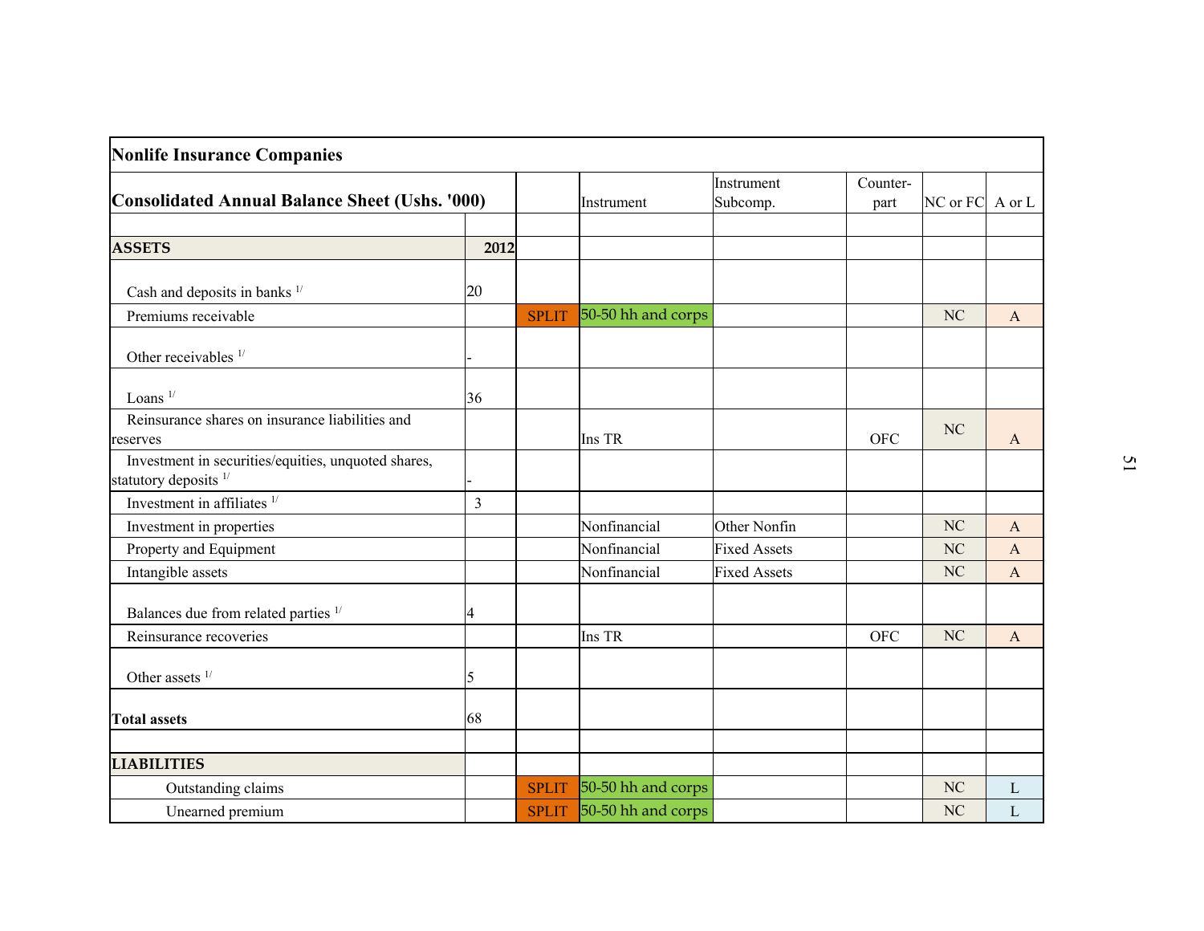| **Nonlife Insurance Companies** | | | | | | | |
|---|---|---|---|---|---|---|---|
| **Consolidated Annual Balance Sheet (Ushs. '000)** | | | Instrument | Instrument Subcomp. | Counter-part | NC or FC | A or L |
| | | | | | | | |
| **ASSETS** | **2012** | | | | | | |
| Cash and deposits in banks [1/] | 20 | | | | | | |
| Premiums receivable | | SPLIT | 50-50 hh and corps | | | NC | A |
| Other receivables [1/] | - | | | | | | |
| Loans [1/] | 36 | | | | | | |
| Reinsurance shares on insurance liabilities and reserves | | | Ins TR | | OFC | NC | A |
| Investment in securities/equities, unquoted shares, statutory deposits [1/] | - | | | | | | |
| Investment in affiliates [1/] | 3 | | | | | | |
| Investment in properties | | | Nonfinancial | Other Nonfin | | NC | A |
| Property and Equipment | | | Nonfinancial | Fixed Assets | | NC | A |
| Intangible assets | | | Nonfinancial | Fixed Assets | | NC | A |
| Balances due from related parties [1/] | 4 | | | | | | |
| Reinsurance recoveries | | | Ins TR | | OFC | NC | A |
| Other assets [1/] | 5 | | | | | | |
| **Total assets** | 68 | | | | | | |
| | | | | | | | |
| **LIABILITIES** | | | | | | | |
| Outstanding claims | | SPLIT | 50-50 hh and corps | | | NC | L |
| Unearned premium | | SPLIT | 50-50 hh and corps | | | NC | L |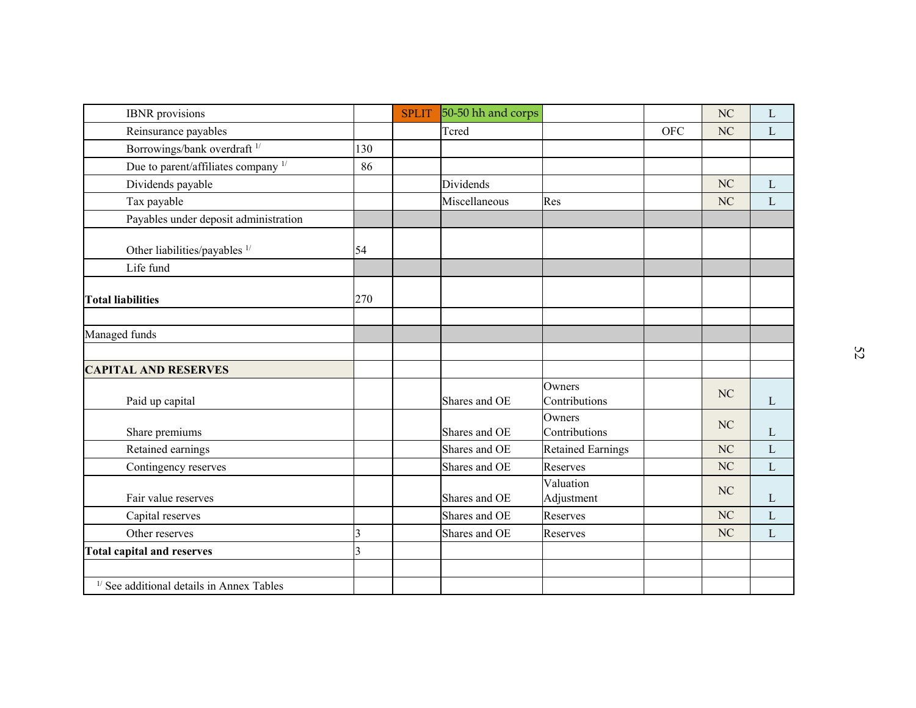| | | | | | | | |
|---|---|---|---|---|---|---|---|
| IBNR provisions | | SPLIT | 50-50 hh and corps | | | NC | L |
| Reinsurance payables | | | Tcred | | OFC | NC | L |
| Borrowings/bank overdraft [1/] | 130 | | | | | | |
| Due to parent/affiliates company [1/] | 86 | | | | | | |
| Dividends payable | | | Dividends | | | NC | L |
| Tax payable | | | Miscellaneous | Res | | NC | L |
| Payables under deposit administration | | | | | | | |
| Other liabilities/payables [1/] | 54 | | | | | | |
| Life fund | | | | | | | |
| **Total liabilities** | 270 | | | | | | |
| | | | | | | | |
| Managed funds | | | | | | | |
| | | | | | | | |
| **CAPITAL AND RESERVES** | | | | | | | |
| Paid up capital | | | Shares and OE | Owners Contributions | | NC | L |
| Share premiums | | | Shares and OE | Owners Contributions | | NC | L |
| Retained earnings | | | Shares and OE | Retained Earnings | | NC | L |
| Contingency reserves | | | Shares and OE | Reserves | | NC | L |
| Fair value reserves | | | Shares and OE | Valuation Adjustment | | NC | L |
| Capital reserves | | | Shares and OE | Reserves | | NC | L |
| Other reserves | 3 | | Shares and OE | Reserves | | NC | L |
| **Total capital and reserves** | 3 | | | | | | |
| | | | | | | | |
| [1/] See additional details in Annex Tables | | | | | | | |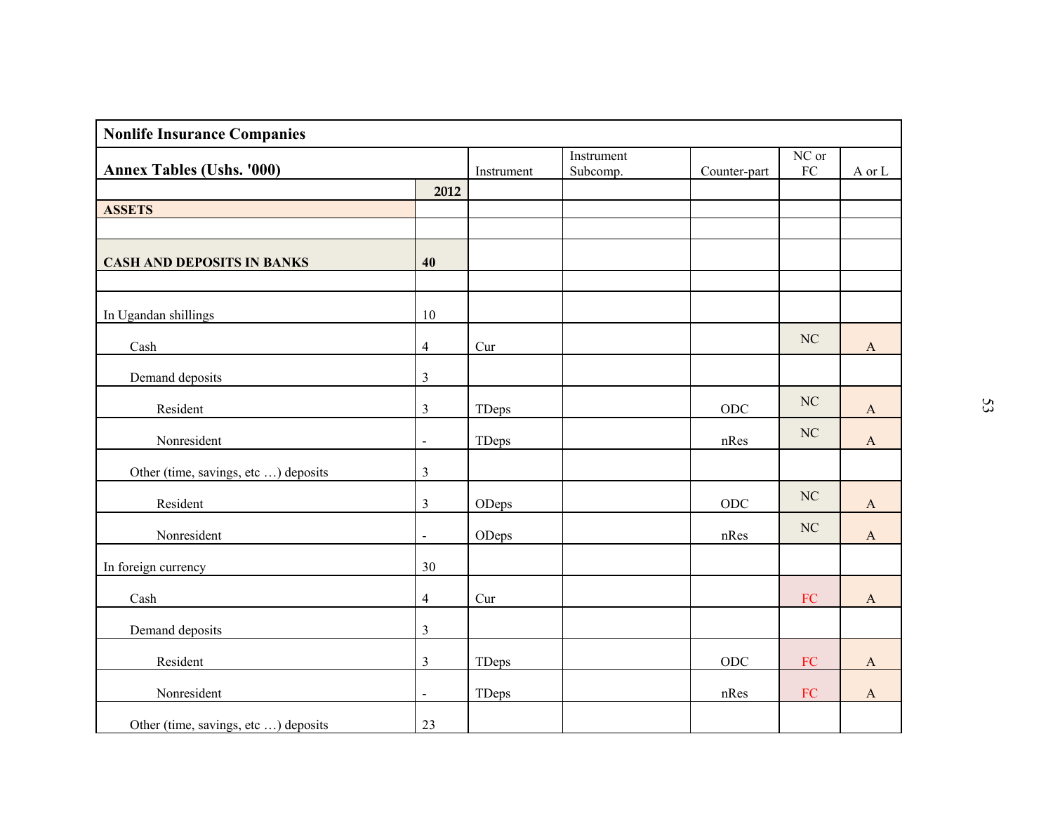| Nonlife Insurance Companies | | | | | | |
|---|---|---|---|---|---|---|
| **Annex Tables (Ushs. '000)** | | Instrument | Instrument Subcomp. | Counter-part | NC or FC | A or L |
| | **2012** | | | | | |
| **ASSETS** | | | | | | |
| | | | | | | |
| **CASH AND DEPOSITS IN BANKS** | **40** | | | | | |
| | | | | | | |
| In Ugandan shillings | 10 | | | | | |
| Cash | 4 | Cur | | | NC | A |
| Demand deposits | 3 | | | | | |
| Resident | 3 | TDeps | | ODC | NC | A |
| Nonresident | - | TDeps | | nRes | NC | A |
| Other (time, savings, etc …) deposits | 3 | | | | | |
| Resident | 3 | ODeps | | ODC | NC | A |
| Nonresident | - | ODeps | | nRes | NC | A |
| In foreign currency | 30 | | | | | |
| Cash | 4 | Cur | | | FC | A |
| Demand deposits | 3 | | | | | |
| Resident | 3 | TDeps | | ODC | FC | A |
| Nonresident | - | TDeps | | nRes | FC | A |
| Other (time, savings, etc …) deposits | 23 | | | | | |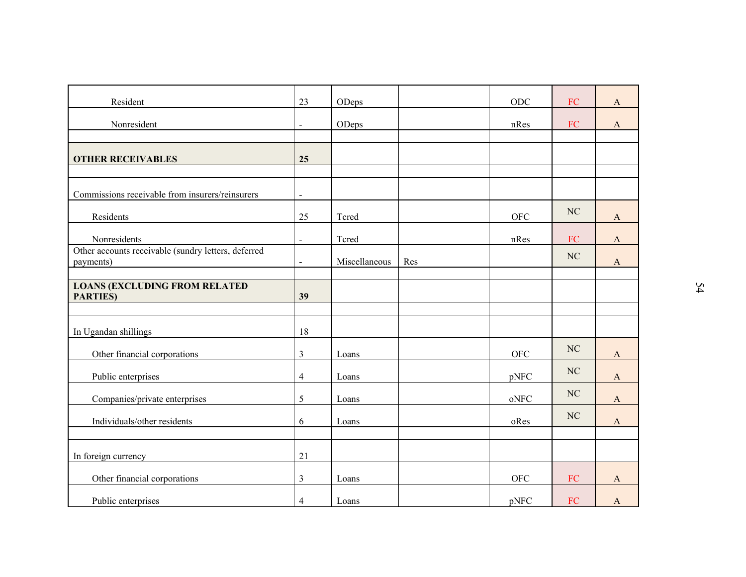| | | | | | | |
|---|---|---|---|---|---|---|
| Resident | 23 | ODeps | | ODC | FC | A |
| Nonresident | - | ODeps | | nRes | FC | A |
| | | | | | | |
| **OTHER RECEIVABLES** | **25** | | | | | |
| | | | | | | |
| Commissions receivable from insurers/reinsurers | - | | | | | |
| Residents | 25 | Tcred | | OFC | NC | A |
| Nonresidents | - | Tcred | | nRes | FC | A |
| Other accounts receivable (sundry letters, deferred payments) | - | Miscellaneous | Res | | NC | A |
| | | | | | | |
| **LOANS (EXCLUDING FROM RELATED PARTIES)** | **39** | | | | | |
| | | | | | | |
| In Ugandan shillings | 18 | | | | | |
| Other financial corporations | 3 | Loans | | OFC | NC | A |
| Public enterprises | 4 | Loans | | pNFC | NC | A |
| Companies/private enterprises | 5 | Loans | | oNFC | NC | A |
| Individuals/other residents | 6 | Loans | | oRes | NC | A |
| | | | | | | |
| In foreign currency | 21 | | | | | |
| Other financial corporations | 3 | Loans | | OFC | FC | A |
| Public enterprises | 4 | Loans | | pNFC | FC | A |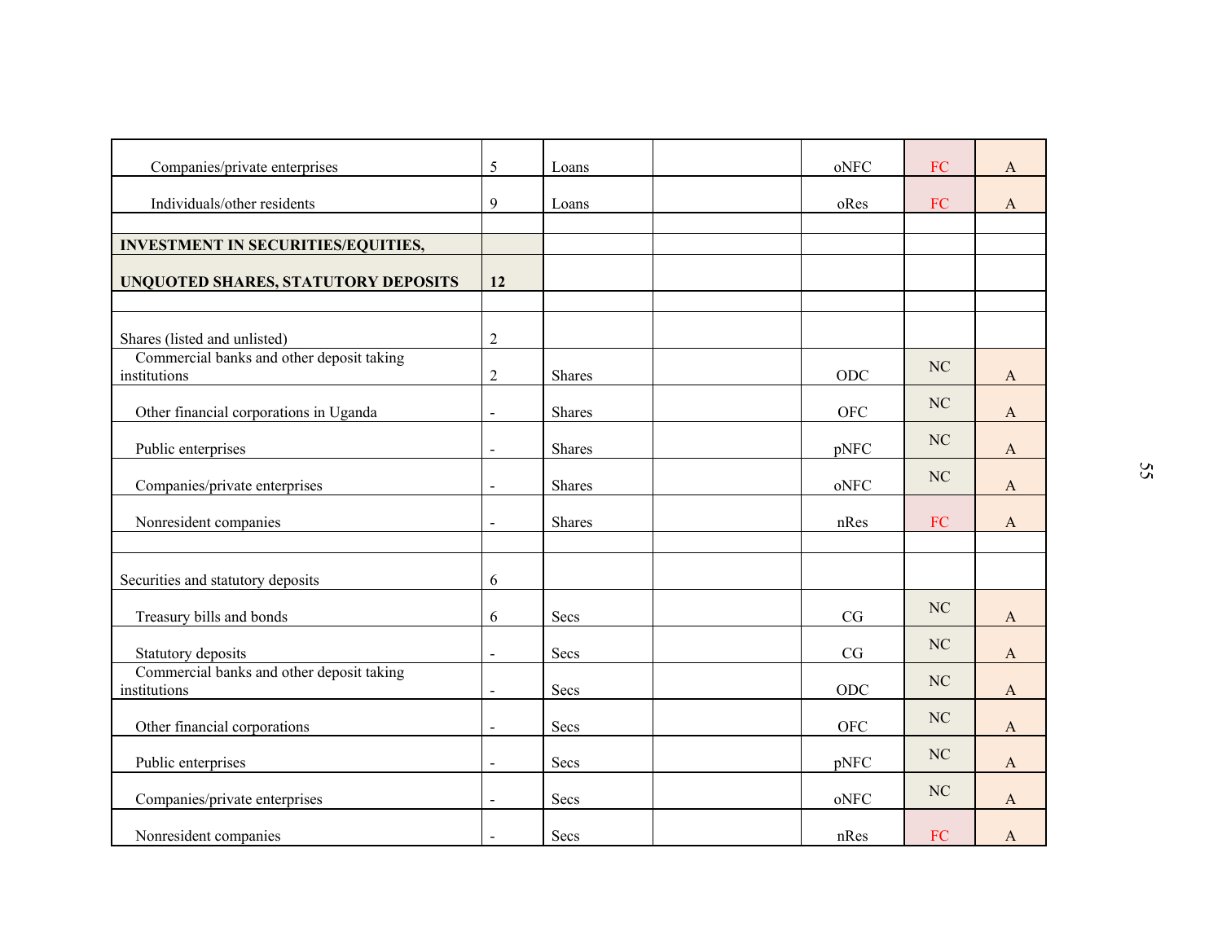| | | | | | | |
|---|---|---|---|---|---|---|
| Companies/private enterprises | 5 | Loans | | oNFC | FC | A |
| Individuals/other residents | 9 | Loans | | oRes | FC | A |
| | | | | | | |
| **INVESTMENT IN SECURITIES/EQUITIES,** | | | | | | |
| **UNQUOTED SHARES, STATUTORY DEPOSITS** | **12** | | | | | |
| | | | | | | |
| Shares (listed and unlisted) | 2 | | | | | |
| Commercial banks and other deposit taking institutions | 2 | Shares | | ODC | NC | A |
| Other financial corporations in Uganda | - | Shares | | OFC | NC | A |
| Public enterprises | - | Shares | | pNFC | NC | A |
| Companies/private enterprises | - | Shares | | oNFC | NC | A |
| Nonresident companies | - | Shares | | nRes | FC | A |
| | | | | | | |
| Securities and statutory deposits | 6 | | | | | |
| Treasury bills and bonds | 6 | Secs | | CG | NC | A |
| Statutory deposits | - | Secs | | CG | NC | A |
| Commercial banks and other deposit taking institutions | - | Secs | | ODC | NC | A |
| Other financial corporations | - | Secs | | OFC | NC | A |
| Public enterprises | - | Secs | | pNFC | NC | A |
| Companies/private enterprises | - | Secs | | oNFC | NC | A |
| Nonresident companies | - | Secs | | nRes | FC | A |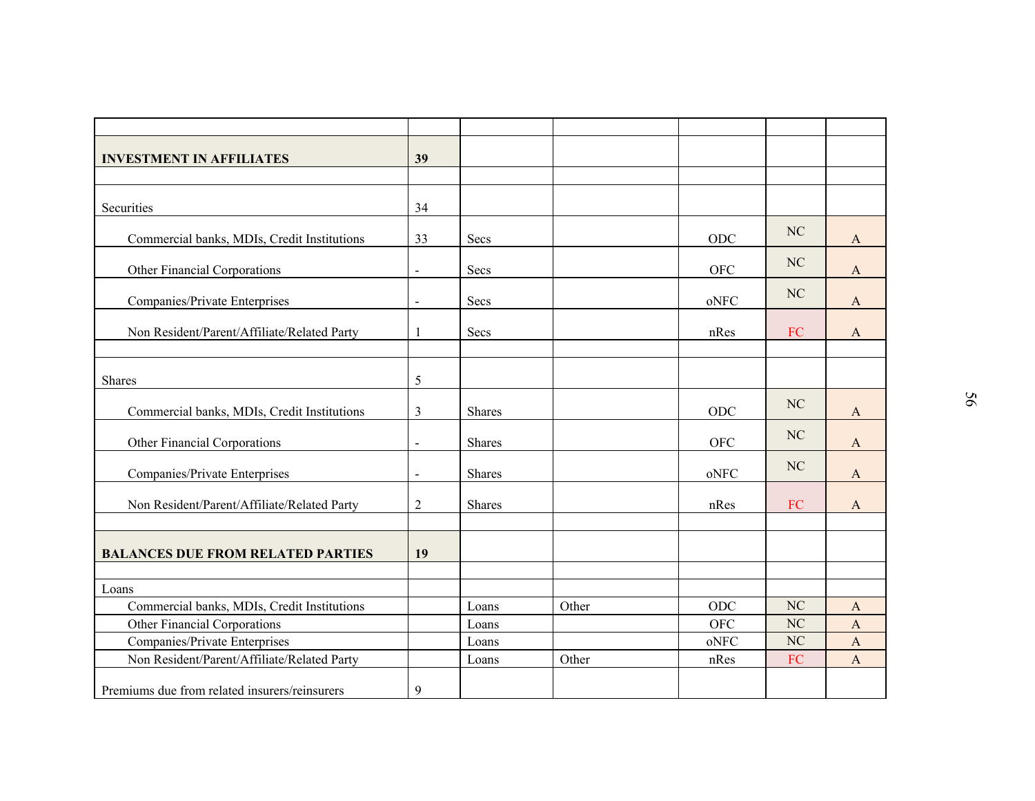| | | | | | | |
|---|---|---|---|---|---|---|
| **INVESTMENT IN AFFILIATES** | **39** | | | | | |
| | | | | | | |
| Securities | 34 | | | | | |
| Commercial banks, MDIs, Credit Institutions | 33 | Secs | | ODC | NC | A |
| Other Financial Corporations | - | Secs | | OFC | NC | A |
| Companies/Private Enterprises | - | Secs | | oNFC | NC | A |
| Non Resident/Parent/Affiliate/Related Party | 1 | Secs | | nRes | FC | A |
| | | | | | | |
| Shares | 5 | | | | | |
| Commercial banks, MDIs, Credit Institutions | 3 | Shares | | ODC | NC | A |
| Other Financial Corporations | - | Shares | | OFC | NC | A |
| Companies/Private Enterprises | - | Shares | | oNFC | NC | A |
| Non Resident/Parent/Affiliate/Related Party | 2 | Shares | | nRes | FC | A |
| | | | | | | |
| **BALANCES DUE FROM RELATED PARTIES** | **19** | | | | | |
| | | | | | | |
| Loans | | | | | | |
| Commercial banks, MDIs, Credit Institutions | | Loans | Other | ODC | NC | A |
| Other Financial Corporations | | Loans | | OFC | NC | A |
| Companies/Private Enterprises | | Loans | | oNFC | NC | A |
| Non Resident/Parent/Affiliate/Related Party | | Loans | Other | nRes | FC | A |
| Premiums due from related insurers/reinsurers | 9 | | | | | |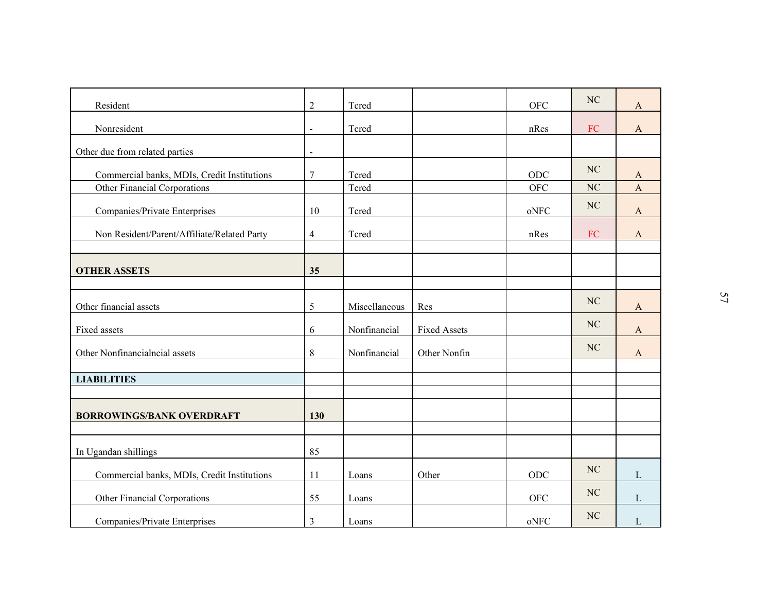| | | | | | | |
|---|---|---|---|---|---|---|
| Resident | 2 | Tcred | | OFC | NC | A |
| Nonresident | - | Tcred | | nRes | FC | A |
| Other due from related parties | - | | | | | |
| Commercial banks, MDIs, Credit Institutions | 7 | Tcred | | ODC | NC | A |
| Other Financial Corporations | | Tcred | | OFC | NC | A |
| Companies/Private Enterprises | 10 | Tcred | | oNFC | NC | A |
| Non Resident/Parent/Affiliate/Related Party | 4 | Tcred | | nRes | FC | A |
| | | | | | | |
| **OTHER ASSETS** | **35** | | | | | |
| | | | | | | |
| Other financial assets | 5 | Miscellaneous | Res | | NC | A |
| Fixed assets | 6 | Nonfinancial | Fixed Assets | | NC | A |
| Other Nonfinancialncial assets | 8 | Nonfinancial | Other Nonfin | | NC | A |
| | | | | | | |
| **LIABILITIES** | | | | | | |
| | | | | | | |
| **BORROWINGS/BANK OVERDRAFT** | **130** | | | | | |
| | | | | | | |
| In Ugandan shillings | 85 | | | | | |
| Commercial banks, MDIs, Credit Institutions | 11 | Loans | Other | ODC | NC | L |
| Other Financial Corporations | 55 | Loans | | OFC | NC | L |
| Companies/Private Enterprises | 3 | Loans | | oNFC | NC | L |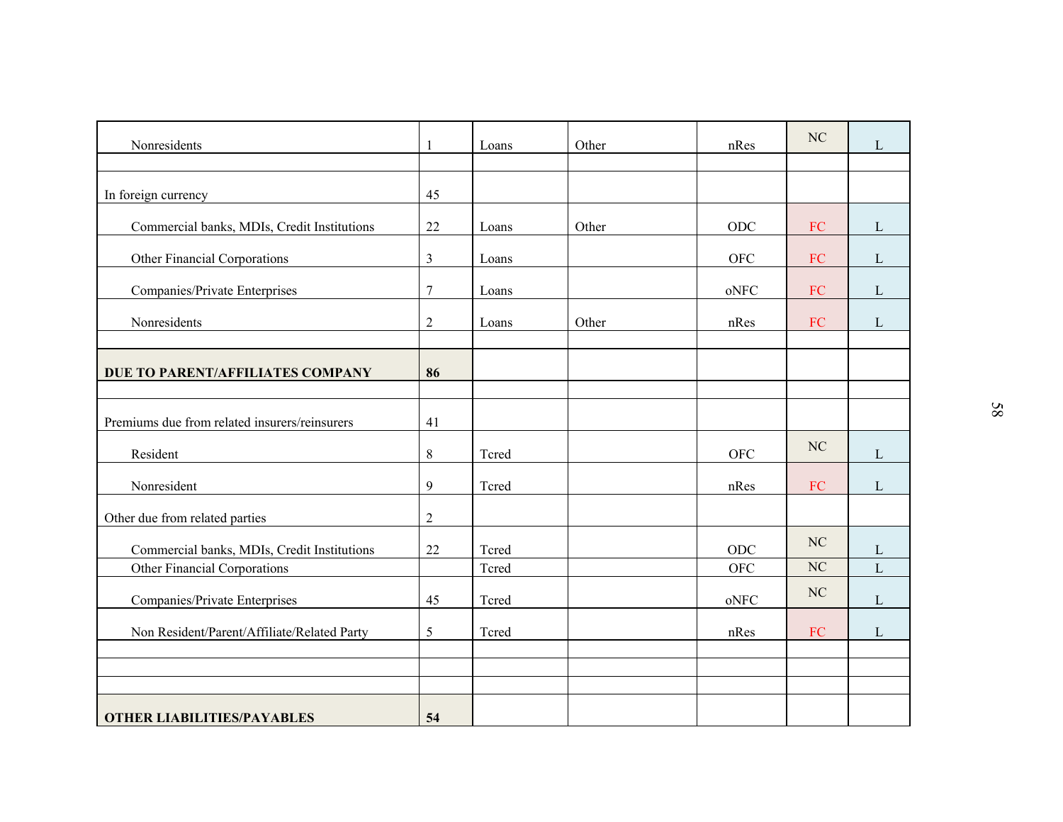| | | | | | | |
|---|---|---|---|---|---|---|
| Nonresidents | 1 | Loans | Other | nRes | NC | L |
| | | | | | | |
| In foreign currency | 45 | | | | | |
| Commercial banks, MDIs, Credit Institutions | 22 | Loans | Other | ODC | FC | L |
| Other Financial Corporations | 3 | Loans | | OFC | FC | L |
| Companies/Private Enterprises | 7 | Loans | | oNFC | FC | L |
| Nonresidents | 2 | Loans | Other | nRes | FC | L |
| | | | | | | |
| **DUE TO PARENT/AFFILIATES COMPANY** | **86** | | | | | |
| | | | | | | |
| Premiums due from related insurers/reinsurers | 41 | | | | | |
| Resident | 8 | Tcred | | OFC | NC | L |
| Nonresident | 9 | Tcred | | nRes | FC | L |
| Other due from related parties | 2 | | | | | |
| Commercial banks, MDIs, Credit Institutions | 22 | Tcred | | ODC | NC | L |
| Other Financial Corporations | | Tcred | | OFC | NC | L |
| Companies/Private Enterprises | 45 | Tcred | | oNFC | NC | L |
| Non Resident/Parent/Affiliate/Related Party | 5 | Tcred | | nRes | FC | L |
| | | | | | | |
| | | | | | | |
| | | | | | | |
| **OTHER LIABILITIES/PAYABLES** | **54** | | | | | |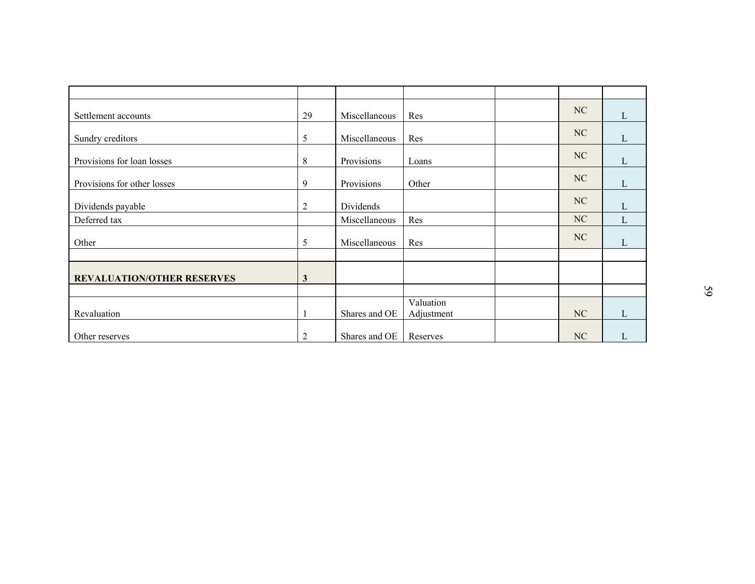| | | | | | | |
|---|---|---|---|---|---|---|
| Settlement accounts | 29 | Miscellaneous | Res | | NC | L |
| Sundry creditors | 5 | Miscellaneous | Res | | NC | L |
| Provisions for loan losses | 8 | Provisions | Loans | | NC | L |
| Provisions for other losses | 9 | Provisions | Other | | NC | L |
| Dividends payable | 2 | Dividends | | | NC | L |
| Deferred tax | | Miscellaneous | Res | | NC | L |
| Other | 5 | Miscellaneous | Res | | NC | L |
| | | | | | | |
| **REVALUATION/OTHER RESERVES** | **3** | | | | | |
| | | | | | | |
| Revaluation | 1 | Shares and OE | Valuation Adjustment | | NC | L |
| Other reserves | 2 | Shares and OE | Reserves | | NC | L |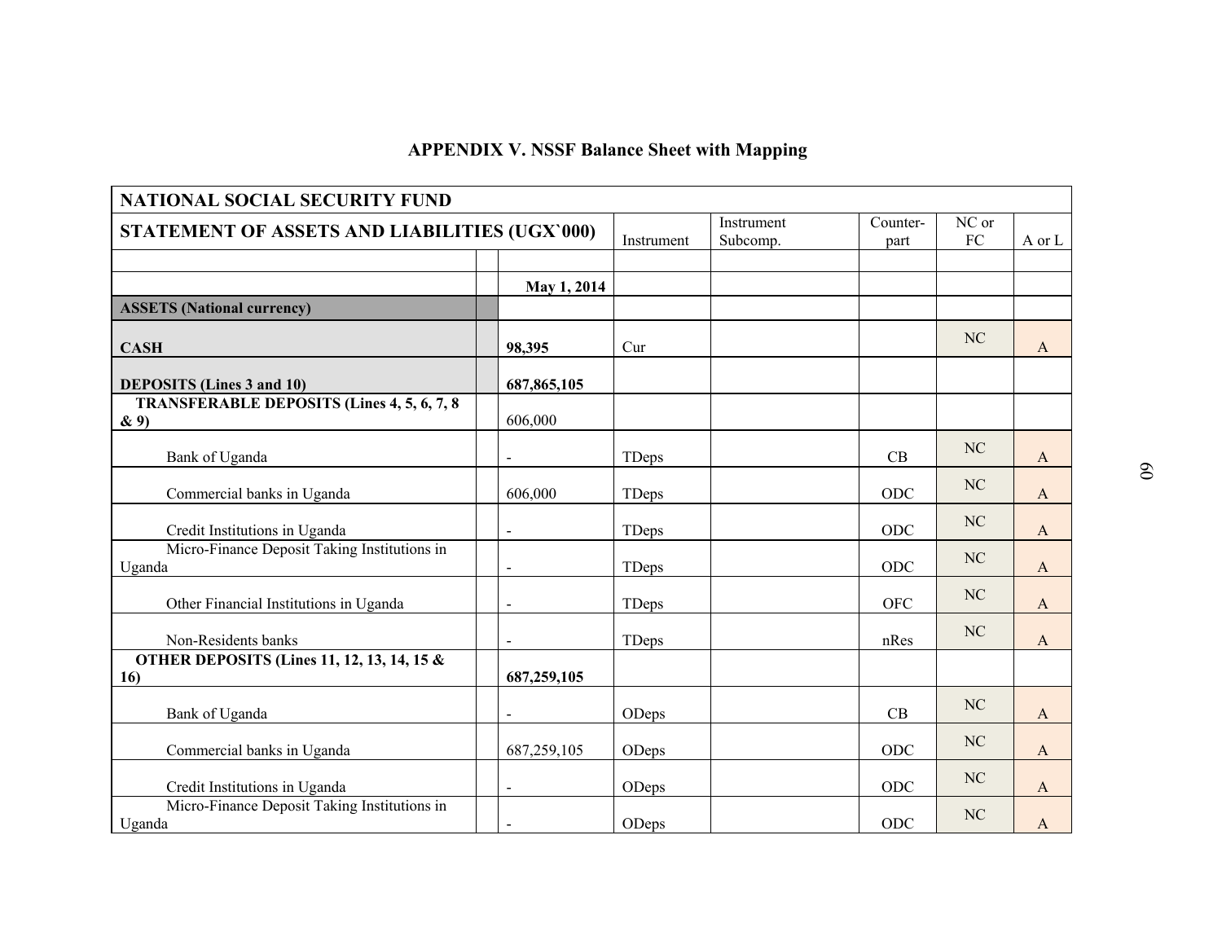# APPENDIX V. NSSF Balance Sheet with Mapping

| NATIONAL SOCIAL SECURITY FUND | | | | | | |
|---|---|---|---|---|---|---|
| **STATEMENT OF ASSETS AND LIABILITIES (UGX`000)** | | Instrument | Instrument Subcomp. | Counter-part | NC or FC | A or L |
| | | | | | | |
| | **May 1, 2014** | | | | | |
| **ASSETS (National currency)** | | | | | | |
| **CASH** | **98,395** | Cur | | | NC | A |
| **DEPOSITS (Lines 3 and 10)** | **687,865,105** | | | | | |
| **TRANSFERABLE DEPOSITS (Lines 4, 5, 6, 7, 8 & 9)** | 606,000 | | | | | |
| Bank of Uganda | - | TDeps | | CB | NC | A |
| Commercial banks in Uganda | 606,000 | TDeps | | ODC | NC | A |
| Credit Institutions in Uganda | - | TDeps | | ODC | NC | A |
| Micro-Finance Deposit Taking Institutions in Uganda | - | TDeps | | ODC | NC | A |
| Other Financial Institutions in Uganda | - | TDeps | | OFC | NC | A |
| Non-Residents banks | - | TDeps | | nRes | NC | A |
| **OTHER DEPOSITS (Lines 11, 12, 13, 14, 15 & 16)** | **687,259,105** | | | | | |
| Bank of Uganda | - | ODeps | | CB | NC | A |
| Commercial banks in Uganda | 687,259,105 | ODeps | | ODC | NC | A |
| Credit Institutions in Uganda | - | ODeps | | ODC | NC | A |
| Micro-Finance Deposit Taking Institutions in Uganda | - | ODeps | | ODC | NC | A |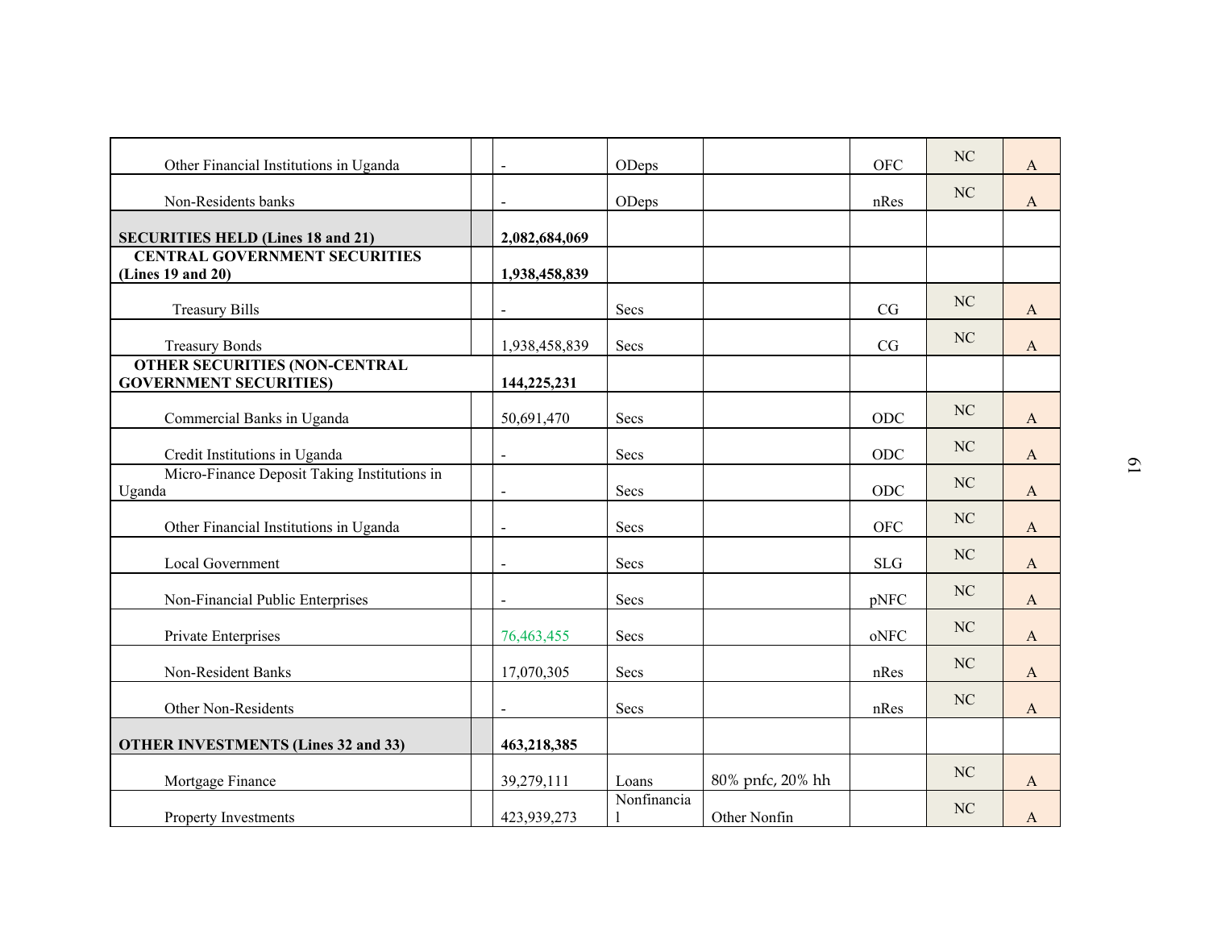| | | | | | | | |
|---|---|---|---|---|---|---|---|
| Other Financial Institutions in Uganda | | - | ODeps | | OFC | NC | A |
| Non-Residents banks | | - | ODeps | | nRes | NC | A |
| **SECURITIES HELD (Lines 18 and 21)** | | **2,082,684,069** | | | | | |
| **CENTRAL GOVERNMENT SECURITIES (Lines 19 and 20)** | | **1,938,458,839** | | | | | |
| Treasury Bills | | - | Secs | | CG | NC | A |
| Treasury Bonds | | 1,938,458,839 | Secs | | CG | NC | A |
| **OTHER SECURITIES (NON-CENTRAL GOVERNMENT SECURITIES)** | | **144,225,231** | | | | | |
| Commercial Banks in Uganda | | 50,691,470 | Secs | | ODC | NC | A |
| Credit Institutions in Uganda | | - | Secs | | ODC | NC | A |
| Micro-Finance Deposit Taking Institutions in Uganda | | - | Secs | | ODC | NC | A |
| Other Financial Institutions in Uganda | | - | Secs | | OFC | NC | A |
| Local Government | | - | Secs | | SLG | NC | A |
| Non-Financial Public Enterprises | | - | Secs | | pNFC | NC | A |
| Private Enterprises | | 76,463,455 | Secs | | oNFC | NC | A |
| Non-Resident Banks | | 17,070,305 | Secs | | nRes | NC | A |
| Other Non-Residents | | - | Secs | | nRes | NC | A |
| **OTHER INVESTMENTS (Lines 32 and 33)** | | **463,218,385** | | | | | |
| Mortgage Finance | | 39,279,111 | Loans | 80% pnfc, 20% hh | | NC | A |
| Property Investments | | 423,939,273 | Nonfinancial | Other Nonfin | | NC | A |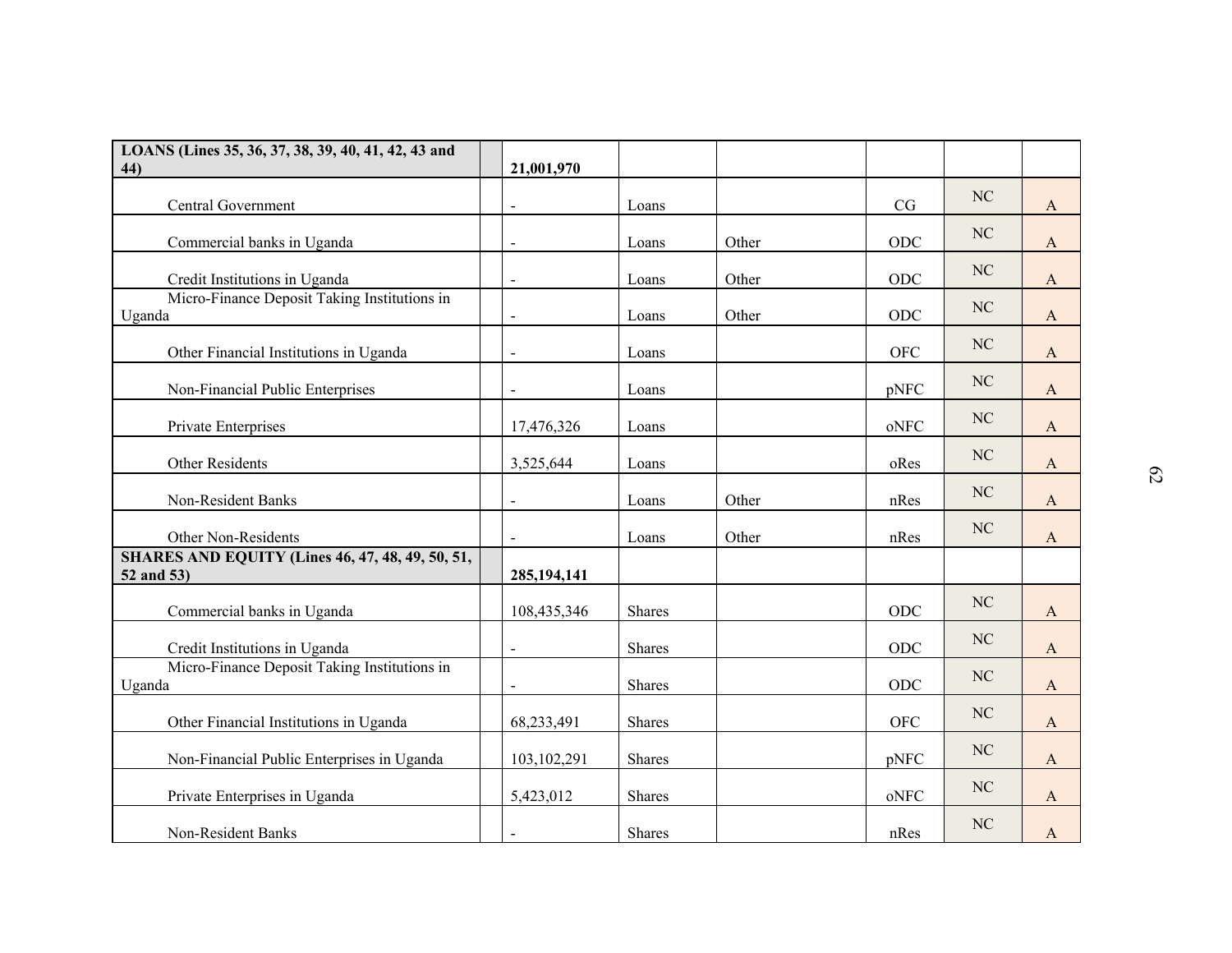| LOANS (Lines 35, 36, 37, 38, 39, 40, 41, 42, 43 and 44) | | 21,001,970 | | | | | |
|---|---|---|---|---|---|---|---|
| Central Government | | - | Loans | | CG | NC | A |
| Commercial banks in Uganda | | - | Loans | Other | ODC | NC | A |
| Credit Institutions in Uganda | | - | Loans | Other | ODC | NC | A |
| Micro-Finance Deposit Taking Institutions in Uganda | | - | Loans | Other | ODC | NC | A |
| Other Financial Institutions in Uganda | | - | Loans | | OFC | NC | A |
| Non-Financial Public Enterprises | | - | Loans | | pNFC | NC | A |
| Private Enterprises | | 17,476,326 | Loans | | oNFC | NC | A |
| Other Residents | | 3,525,644 | Loans | | oRes | NC | A |
| Non-Resident Banks | | - | Loans | Other | nRes | NC | A |
| Other Non-Residents | | - | Loans | Other | nRes | NC | A |
| **SHARES AND EQUITY (Lines 46, 47, 48, 49, 50, 51, 52 and 53)** | | **285,194,141** | | | | | |
| Commercial banks in Uganda | | 108,435,346 | Shares | | ODC | NC | A |
| Credit Institutions in Uganda | | - | Shares | | ODC | NC | A |
| Micro-Finance Deposit Taking Institutions in Uganda | | - | Shares | | ODC | NC | A |
| Other Financial Institutions in Uganda | | 68,233,491 | Shares | | OFC | NC | A |
| Non-Financial Public Enterprises in Uganda | | 103,102,291 | Shares | | pNFC | NC | A |
| Private Enterprises in Uganda | | 5,423,012 | Shares | | oNFC | NC | A |
| Non-Resident Banks | | - | Shares | | nRes | NC | A |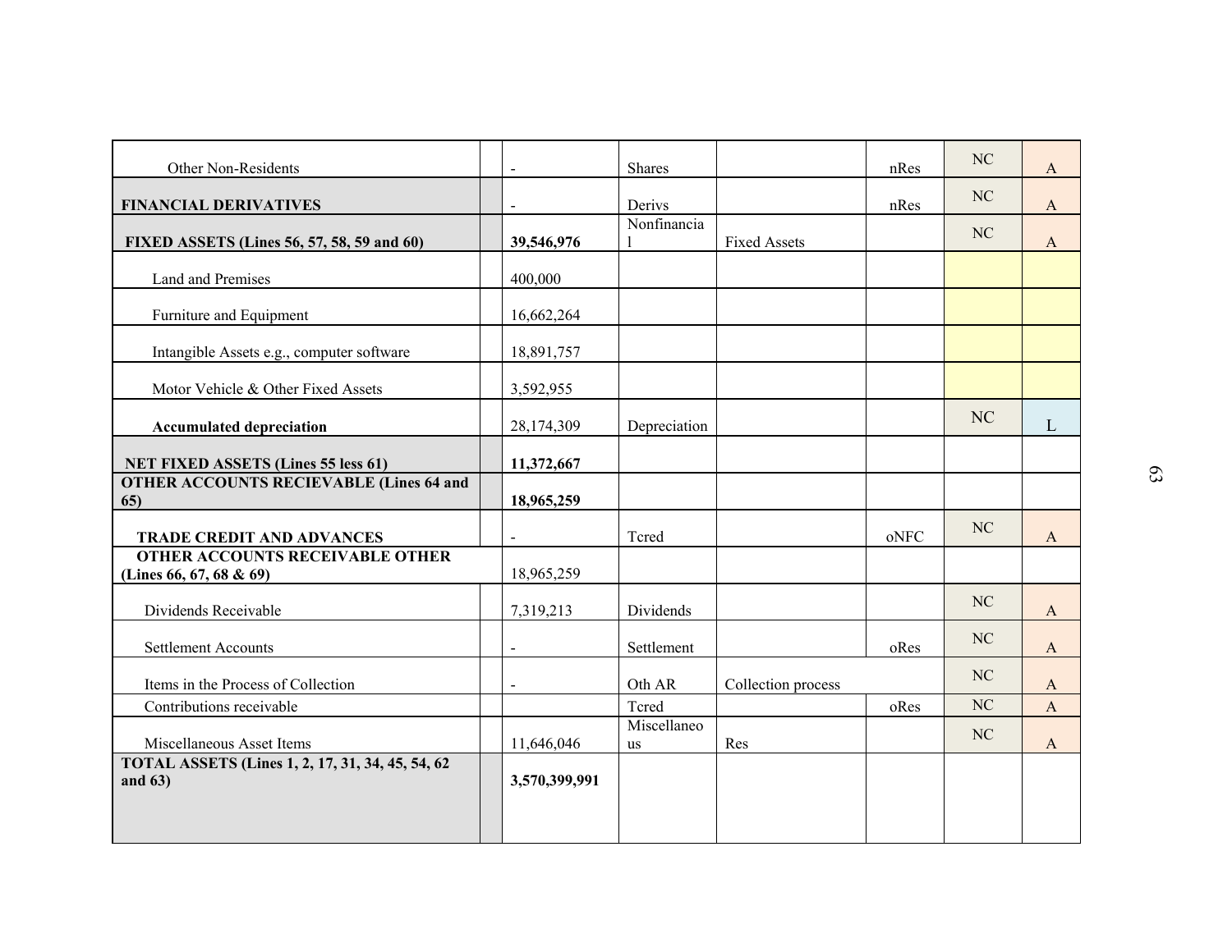| | | | | | | | |
|---|---|---|---|---|---|---|---|
| Other Non-Residents | | - | Shares | | nRes | NC | A |
| **FINANCIAL DERIVATIVES** | | - | Derivs | | nRes | NC | A |
| **FIXED ASSETS (Lines 56, 57, 58, 59 and 60)** | | **39,546,976** | Nonfinancial | Fixed Assets | | NC | A |
| Land and Premises | | 400,000 | | | | | |
| Furniture and Equipment | | 16,662,264 | | | | | |
| Intangible Assets e.g., computer software | | 18,891,757 | | | | | |
| Motor Vehicle & Other Fixed Assets | | 3,592,955 | | | | | |
| **Accumulated depreciation** | | 28,174,309 | Depreciation | | | NC | L |
| **NET FIXED ASSETS (Lines 55 less 61)** | | **11,372,667** | | | | | |
| **OTHER ACCOUNTS RECIEVABLE (Lines 64 and 65)** | | **18,965,259** | | | | | |
| **TRADE CREDIT AND ADVANCES** | | - | Tcred | | oNFC | NC | A |
| **OTHER ACCOUNTS RECEIVABLE OTHER (Lines 66, 67, 68 & 69)** | | 18,965,259 | | | | | |
| Dividends Receivable | | 7,319,213 | Dividends | | | NC | A |
| Settlement Accounts | | - | Settlement | | oRes | NC | A |
| Items in the Process of Collection | | - | Oth AR | Collection process | | NC | A |
| Contributions receivable | | | Tcred | | oRes | NC | A |
| Miscellaneous Asset Items | | 11,646,046 | Miscellaneous | Res | | NC | A |
| **TOTAL ASSETS (Lines 1, 2, 17, 31, 34, 45, 54, 62 and 63)** | | **3,570,399,991** | | | | | |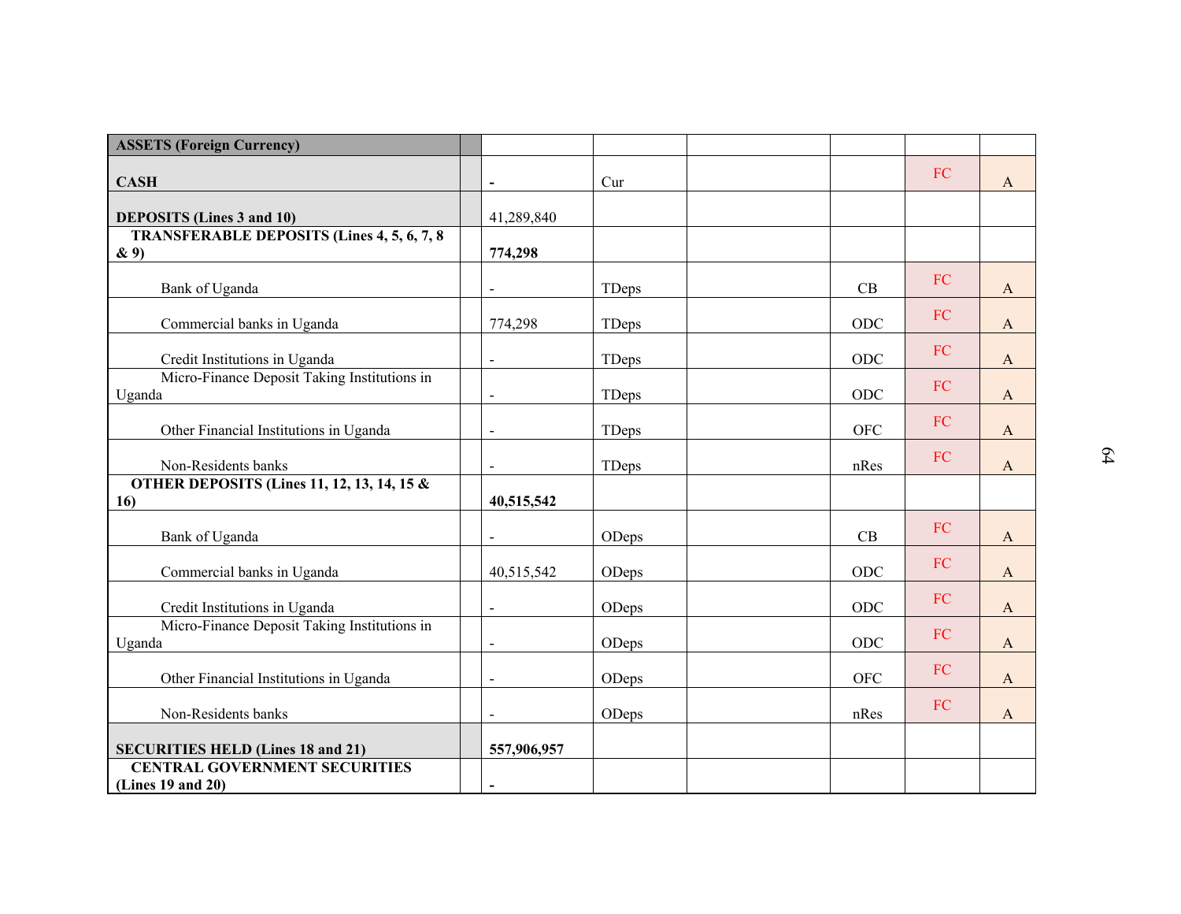| ASSETS (Foreign Currency) | | | | | | | |
|---|---|---|---|---|---|---|---|
| CASH | | - | Cur | | | FC | A |
| DEPOSITS (Lines 3 and 10) | | 41,289,840 | | | | | |
| TRANSFERABLE DEPOSITS (Lines 4, 5, 6, 7, 8 & 9) | | **774,298** | | | | | |
| Bank of Uganda | | - | TDeps | | CB | FC | A |
| Commercial banks in Uganda | | 774,298 | TDeps | | ODC | FC | A |
| Credit Institutions in Uganda | | - | TDeps | | ODC | FC | A |
| Micro-Finance Deposit Taking Institutions in Uganda | | - | TDeps | | ODC | FC | A |
| Other Financial Institutions in Uganda | | - | TDeps | | OFC | FC | A |
| Non-Residents banks | | - | TDeps | | nRes | FC | A |
| OTHER DEPOSITS (Lines 11, 12, 13, 14, 15 & 16) | | **40,515,542** | | | | | |
| Bank of Uganda | | - | ODeps | | CB | FC | A |
| Commercial banks in Uganda | | 40,515,542 | ODeps | | ODC | FC | A |
| Credit Institutions in Uganda | | - | ODeps | | ODC | FC | A |
| Micro-Finance Deposit Taking Institutions in Uganda | | - | ODeps | | ODC | FC | A |
| Other Financial Institutions in Uganda | | - | ODeps | | OFC | FC | A |
| Non-Residents banks | | - | ODeps | | nRes | FC | A |
| SECURITIES HELD (Lines 18 and 21) | | **557,906,957** | | | | | |
| CENTRAL GOVERNMENT SECURITIES (Lines 19 and 20) | | **-** | | | | | |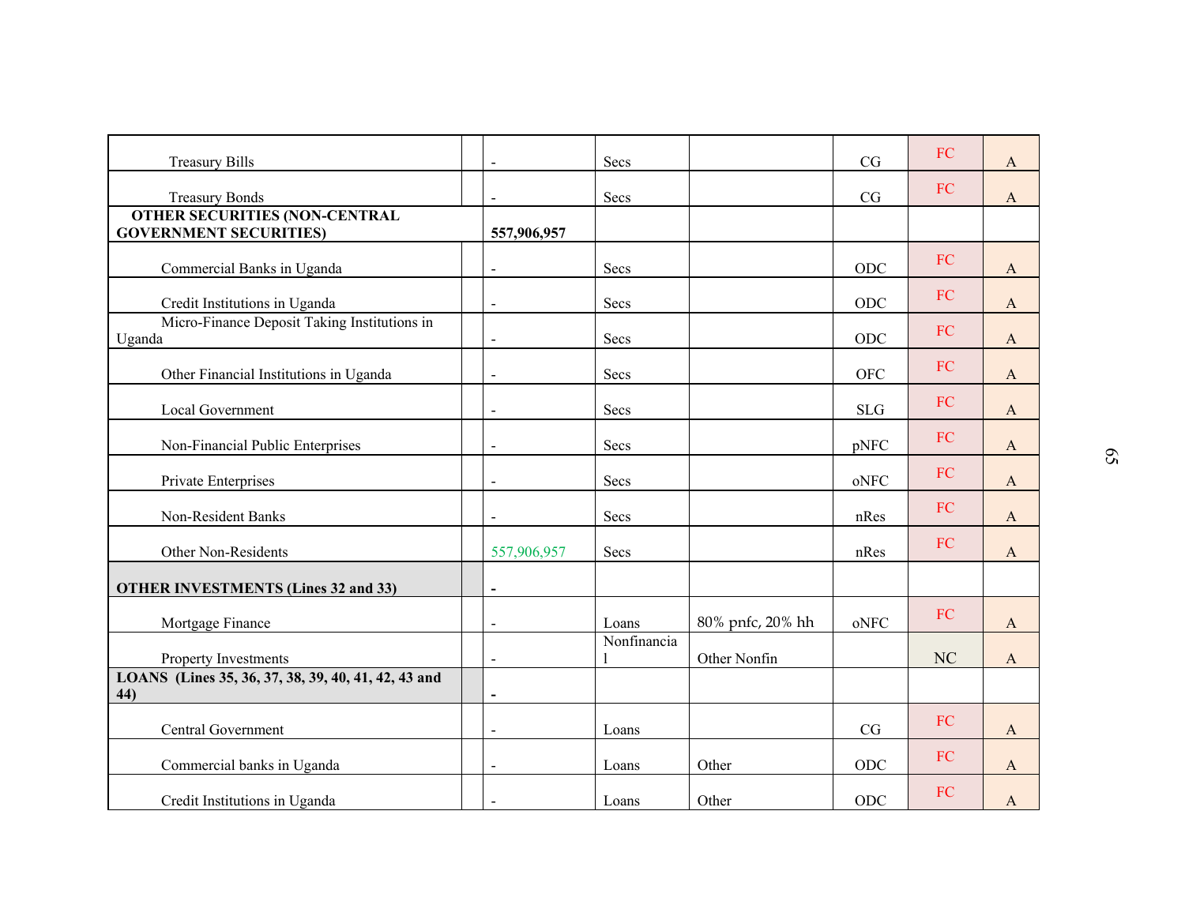| | | | | | | | |
|---|---|---|---|---|---|---|---|
| Treasury Bills | | - | Secs | | CG | FC | A |
| Treasury Bonds | | - | Secs | | CG | FC | A |
| **OTHER SECURITIES (NON-CENTRAL GOVERNMENT SECURITIES)** | | **557,906,957** | | | | | |
| Commercial Banks in Uganda | | - | Secs | | ODC | FC | A |
| Credit Institutions in Uganda | | - | Secs | | ODC | FC | A |
| Micro-Finance Deposit Taking Institutions in Uganda | | - | Secs | | ODC | FC | A |
| Other Financial Institutions in Uganda | | - | Secs | | OFC | FC | A |
| Local Government | | - | Secs | | SLG | FC | A |
| Non-Financial Public Enterprises | | - | Secs | | pNFC | FC | A |
| Private Enterprises | | - | Secs | | oNFC | FC | A |
| Non-Resident Banks | | - | Secs | | nRes | FC | A |
| Other Non-Residents | | 557,906,957 | Secs | | nRes | FC | A |
| **OTHER INVESTMENTS (Lines 32 and 33)** | | **-** | | | | | |
| Mortgage Finance | | - | Loans | 80% pnfc, 20% hh | oNFC | FC | A |
| Property Investments | | - | Nonfinancial | Other Nonfin | | NC | A |
| **LOANS (Lines 35, 36, 37, 38, 39, 40, 41, 42, 43 and 44)** | | **-** | | | | | |
| Central Government | | - | Loans | | CG | FC | A |
| Commercial banks in Uganda | | - | Loans | Other | ODC | FC | A |
| Credit Institutions in Uganda | | - | Loans | Other | ODC | FC | A |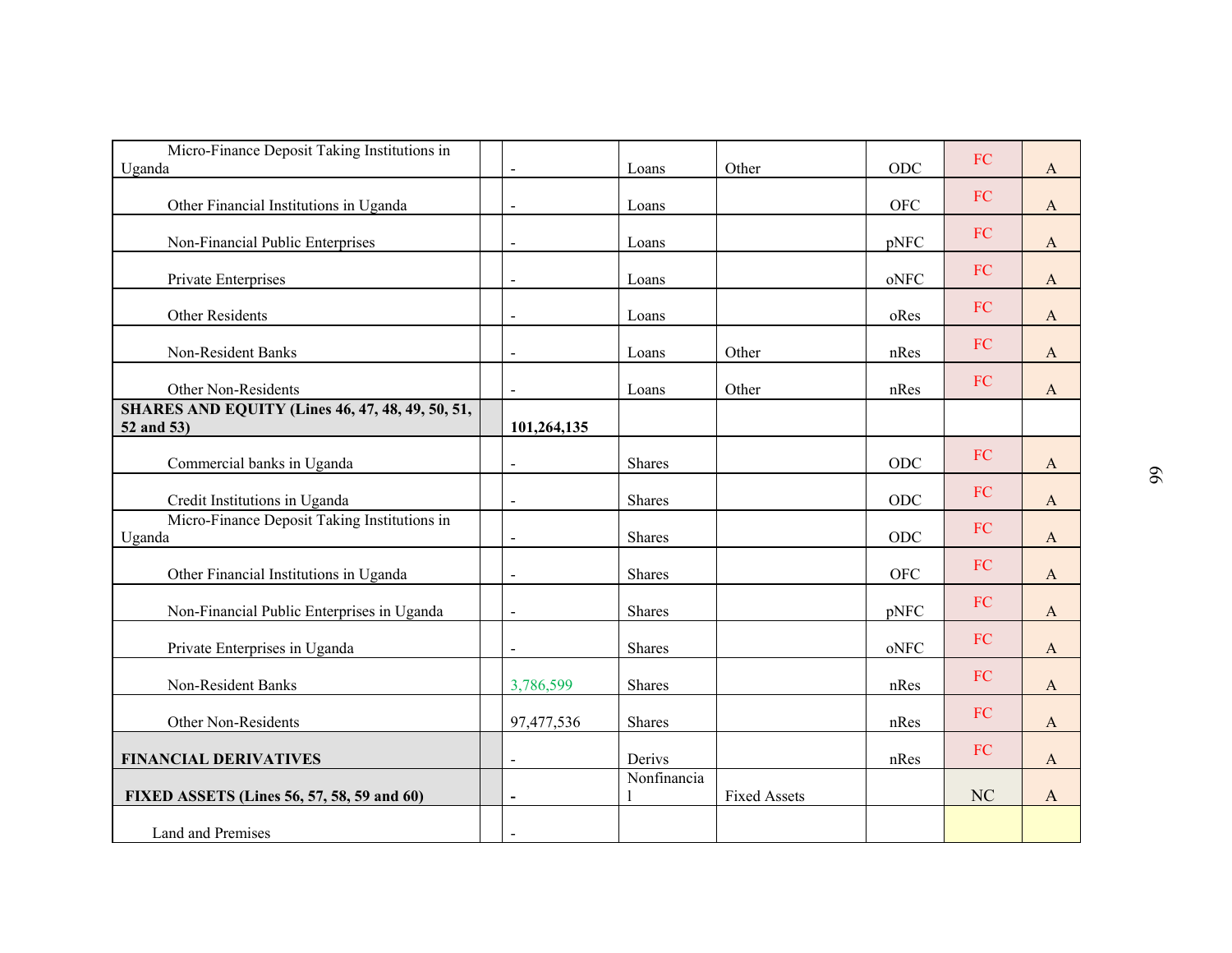| | | | | | | | |
|---|---|---|---|---|---|---|---|
| Micro-Finance Deposit Taking Institutions in Uganda | | - | Loans | Other | ODC | FC | A |
| Other Financial Institutions in Uganda | | - | Loans | | OFC | FC | A |
| Non-Financial Public Enterprises | | - | Loans | | pNFC | FC | A |
| Private Enterprises | | - | Loans | | oNFC | FC | A |
| Other Residents | | - | Loans | | oRes | FC | A |
| Non-Resident Banks | | - | Loans | Other | nRes | FC | A |
| Other Non-Residents | | - | Loans | Other | nRes | FC | A |
| **SHARES AND EQUITY (Lines 46, 47, 48, 49, 50, 51, 52 and 53)** | | **101,264,135** | | | | | |
| Commercial banks in Uganda | | - | Shares | | ODC | FC | A |
| Credit Institutions in Uganda | | - | Shares | | ODC | FC | A |
| Micro-Finance Deposit Taking Institutions in Uganda | | - | Shares | | ODC | FC | A |
| Other Financial Institutions in Uganda | | - | Shares | | OFC | FC | A |
| Non-Financial Public Enterprises in Uganda | | - | Shares | | pNFC | FC | A |
| Private Enterprises in Uganda | | - | Shares | | oNFC | FC | A |
| Non-Resident Banks | | 3,786,599 | Shares | | nRes | FC | A |
| Other Non-Residents | | 97,477,536 | Shares | | nRes | FC | A |
| **FINANCIAL DERIVATIVES** | | - | Derivs | | nRes | FC | A |
| **FIXED ASSETS (Lines 56, 57, 58, 59 and 60)** | | **-** | Nonfinancial | Fixed Assets | | NC | A |
| Land and Premises | | - | | | | | |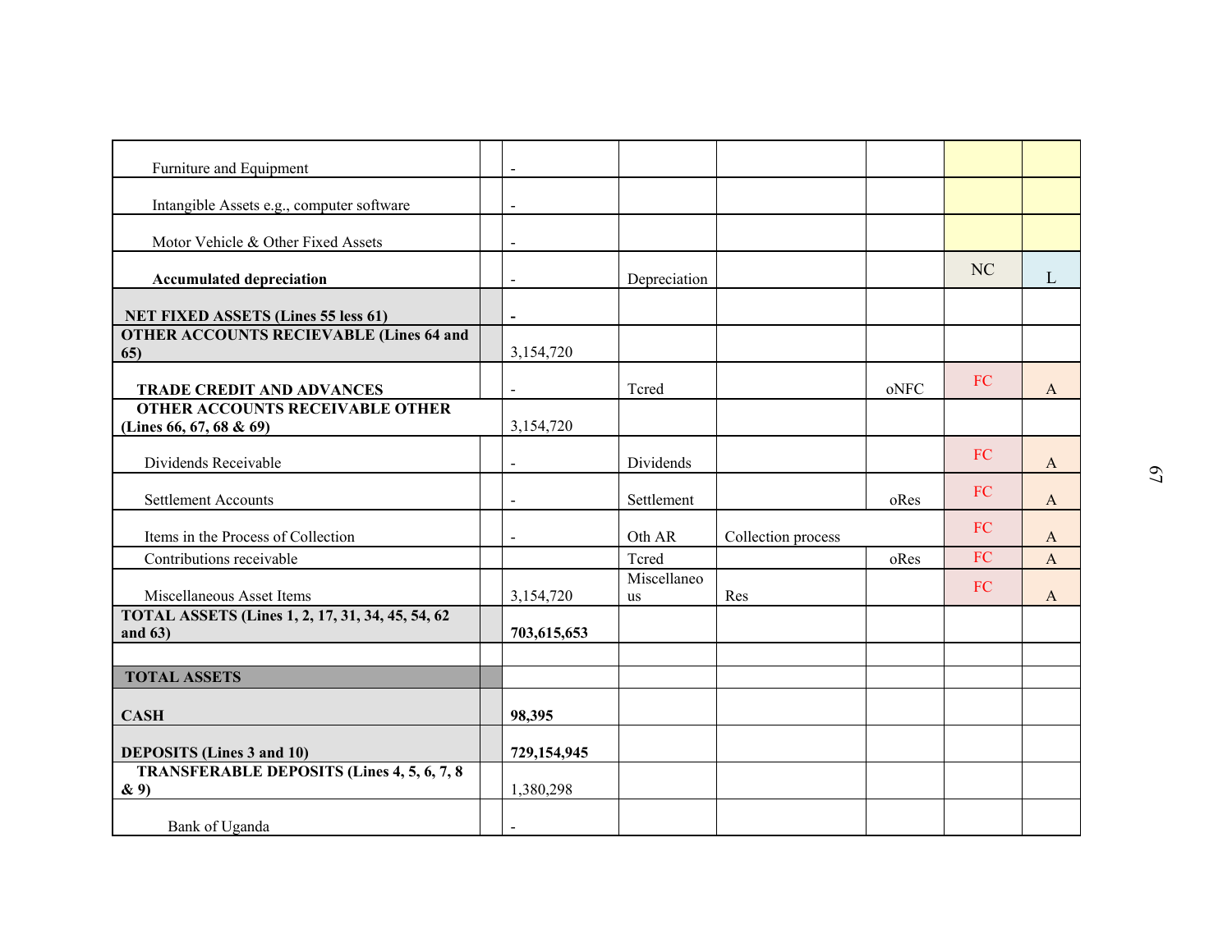| | | | | | | | |
|---|---|---|---|---|---|---|---|
| Furniture and Equipment | | - | | | | | |
| Intangible Assets e.g., computer software | | - | | | | | |
| Motor Vehicle & Other Fixed Assets | | - | | | | | |
| **Accumulated depreciation** | | - | Depreciation | | | NC | L |
| **NET FIXED ASSETS (Lines 55 less 61)** | | **-** | | | | | |
| **OTHER ACCOUNTS RECIEVABLE (Lines 64 and 65)** | | 3,154,720 | | | | | |
| **TRADE CREDIT AND ADVANCES** | | - | Tcred | | oNFC | FC | A |
| **OTHER ACCOUNTS RECEIVABLE OTHER (Lines 66, 67, 68 & 69)** | | 3,154,720 | | | | | |
| Dividends Receivable | | - | Dividends | | | FC | A |
| Settlement Accounts | | - | Settlement | | oRes | FC | A |
| Items in the Process of Collection | | - | Oth AR | Collection process | | FC | A |
| Contributions receivable | | | Tcred | | oRes | FC | A |
| Miscellaneous Asset Items | | 3,154,720 | Miscellaneous | Res | | FC | A |
| **TOTAL ASSETS (Lines 1, 2, 17, 31, 34, 45, 54, 62 and 63)** | | **703,615,653** | | | | | |
| | | | | | | | |
| **TOTAL ASSETS** | | | | | | | |
| **CASH** | | **98,395** | | | | | |
| **DEPOSITS (Lines 3 and 10)** | | **729,154,945** | | | | | |
| **TRANSFERABLE DEPOSITS (Lines 4, 5, 6, 7, 8 & 9)** | | 1,380,298 | | | | | |
| Bank of Uganda | | - | | | | | |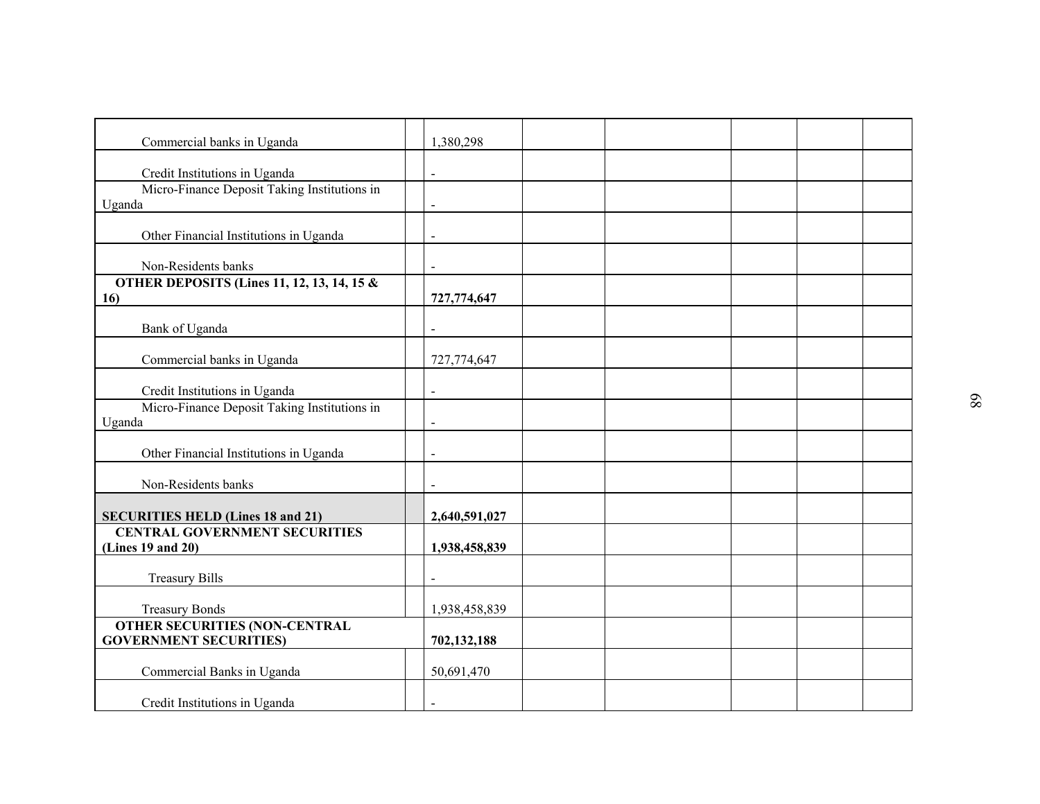| | | | | | | | |
|---|---|---|---|---|---|---|---|
| Commercial banks in Uganda | | 1,380,298 | | | | | |
| Credit Institutions in Uganda | | - | | | | | |
| Micro-Finance Deposit Taking Institutions in Uganda | | - | | | | | |
| Other Financial Institutions in Uganda | | - | | | | | |
| Non-Residents banks | | - | | | | | |
| **OTHER DEPOSITS (Lines 11, 12, 13, 14, 15 & 16)** | | **727,774,647** | | | | | |
| Bank of Uganda | | - | | | | | |
| Commercial banks in Uganda | | 727,774,647 | | | | | |
| Credit Institutions in Uganda | | - | | | | | |
| Micro-Finance Deposit Taking Institutions in Uganda | | - | | | | | |
| Other Financial Institutions in Uganda | | - | | | | | |
| Non-Residents banks | | - | | | | | |
| **SECURITIES HELD (Lines 18 and 21)** | | **2,640,591,027** | | | | | |
| **CENTRAL GOVERNMENT SECURITIES (Lines 19 and 20)** | | **1,938,458,839** | | | | | |
| Treasury Bills | | - | | | | | |
| Treasury Bonds | | 1,938,458,839 | | | | | |
| **OTHER SECURITIES (NON-CENTRAL GOVERNMENT SECURITIES)** | | **702,132,188** | | | | | |
| Commercial Banks in Uganda | | 50,691,470 | | | | | |
| Credit Institutions in Uganda | | - | | | | | |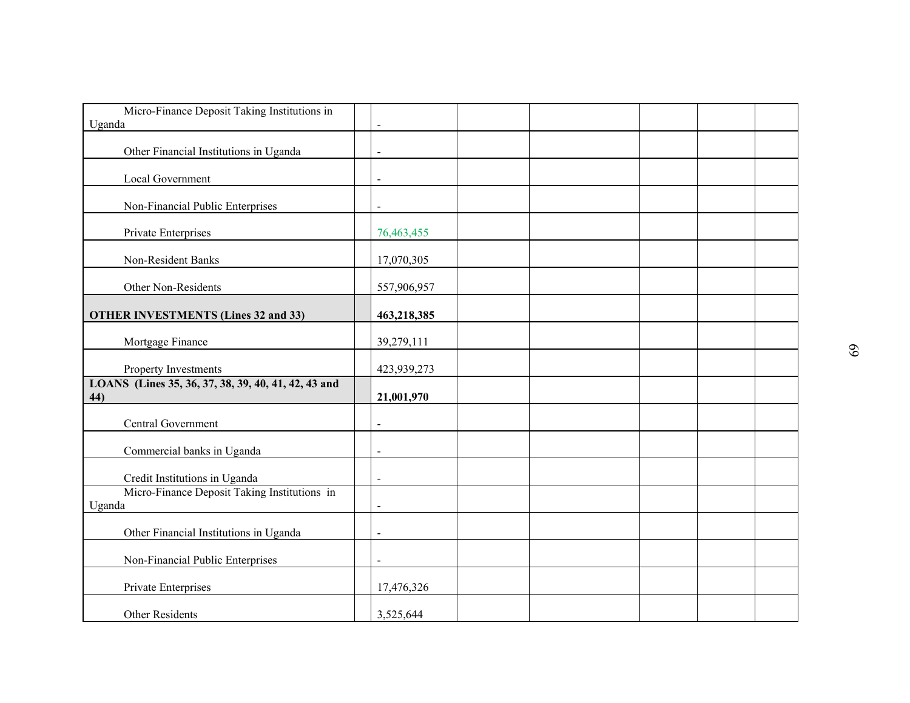| | | | | | | | |
|---|---|---|---|---|---|---|---|
| Micro-Finance Deposit Taking Institutions in Uganda | | - | | | | | |
| Other Financial Institutions in Uganda | | - | | | | | |
| Local Government | | - | | | | | |
| Non-Financial Public Enterprises | | - | | | | | |
| Private Enterprises | | 76,463,455 | | | | | |
| Non-Resident Banks | | 17,070,305 | | | | | |
| Other Non-Residents | | 557,906,957 | | | | | |
| **OTHER INVESTMENTS (Lines 32 and 33)** | | **463,218,385** | | | | | |
| Mortgage Finance | | 39,279,111 | | | | | |
| Property Investments | | 423,939,273 | | | | | |
| **LOANS (Lines 35, 36, 37, 38, 39, 40, 41, 42, 43 and 44)** | | **21,001,970** | | | | | |
| Central Government | | - | | | | | |
| Commercial banks in Uganda | | - | | | | | |
| Credit Institutions in Uganda | | - | | | | | |
| Micro-Finance Deposit Taking Institutions in Uganda | | - | | | | | |
| Other Financial Institutions in Uganda | | - | | | | | |
| Non-Financial Public Enterprises | | - | | | | | |
| Private Enterprises | | 17,476,326 | | | | | |
| Other Residents | | 3,525,644 | | | | | |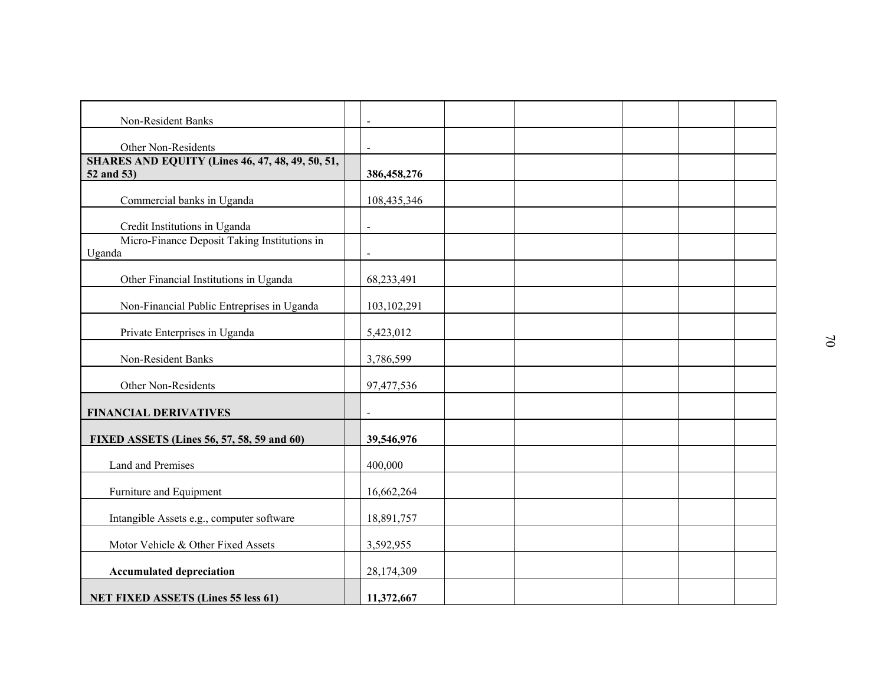| | | | | | | | |
|---|---|---|---|---|---|---|---|
| Non-Resident Banks | | - | | | | | |
| Other Non-Residents | | - | | | | | |
| **SHARES AND EQUITY (Lines 46, 47, 48, 49, 50, 51, 52 and 53)** | | **386,458,276** | | | | | |
| Commercial banks in Uganda | | 108,435,346 | | | | | |
| Credit Institutions in Uganda | | - | | | | | |
| Micro-Finance Deposit Taking Institutions in Uganda | | - | | | | | |
| Other Financial Institutions in Uganda | | 68,233,491 | | | | | |
| Non-Financial Public Entreprises in Uganda | | 103,102,291 | | | | | |
| Private Enterprises in Uganda | | 5,423,012 | | | | | |
| Non-Resident Banks | | 3,786,599 | | | | | |
| Other Non-Residents | | 97,477,536 | | | | | |
| **FINANCIAL DERIVATIVES** | | - | | | | | |
| **FIXED ASSETS (Lines 56, 57, 58, 59 and 60)** | | **39,546,976** | | | | | |
| Land and Premises | | 400,000 | | | | | |
| Furniture and Equipment | | 16,662,264 | | | | | |
| Intangible Assets e.g., computer software | | 18,891,757 | | | | | |
| Motor Vehicle & Other Fixed Assets | | 3,592,955 | | | | | |
| **Accumulated depreciation** | | 28,174,309 | | | | | |
| **NET FIXED ASSETS (Lines 55 less 61)** | | **11,372,667** | | | | | |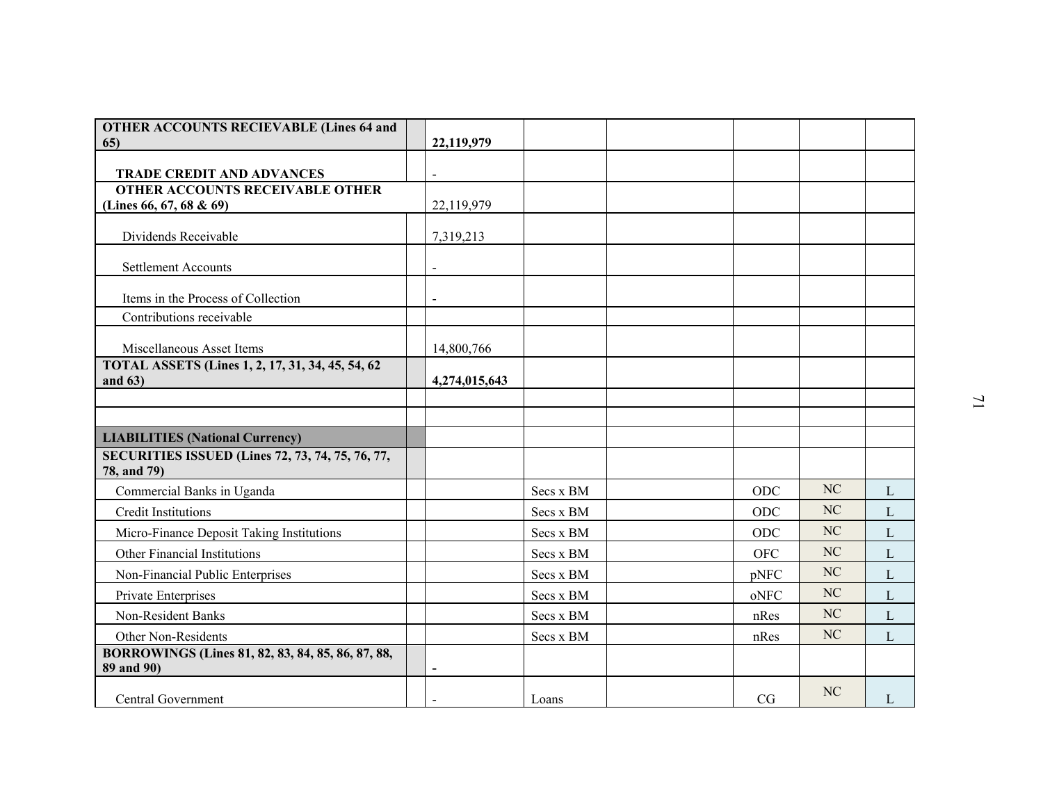| | | | | | | | |
|---|---|---|---|---|---|---|---|
| **OTHER ACCOUNTS RECIEVABLE (Lines 64 and 65)** | | **22,119,979** | | | | | |
| **TRADE CREDIT AND ADVANCES** | | - | | | | | |
| **OTHER ACCOUNTS RECEIVABLE OTHER (Lines 66, 67, 68 & 69)** | | 22,119,979 | | | | | |
| Dividends Receivable | | 7,319,213 | | | | | |
| Settlement Accounts | | - | | | | | |
| Items in the Process of Collection | | - | | | | | |
| Contributions receivable | | | | | | | |
| Miscellaneous Asset Items | | 14,800,766 | | | | | |
| **TOTAL ASSETS (Lines 1, 2, 17, 31, 34, 45, 54, 62 and 63)** | | **4,274,015,643** | | | | | |
| | | | | | | | |
| | | | | | | | |
| **LIABILITIES (National Currency)** | | | | | | | |
| **SECURITIES ISSUED (Lines 72, 73, 74, 75, 76, 77, 78, and 79)** | | | | | | | |
| Commercial Banks in Uganda | | | Secs x BM | | ODC | NC | L |
| Credit Institutions | | | Secs x BM | | ODC | NC | L |
| Micro-Finance Deposit Taking Institutions | | | Secs x BM | | ODC | NC | L |
| Other Financial Institutions | | | Secs x BM | | OFC | NC | L |
| Non-Financial Public Enterprises | | | Secs x BM | | pNFC | NC | L |
| Private Enterprises | | | Secs x BM | | oNFC | NC | L |
| Non-Resident Banks | | | Secs x BM | | nRes | NC | L |
| Other Non-Residents | | | Secs x BM | | nRes | NC | L |
| **BORROWINGS (Lines 81, 82, 83, 84, 85, 86, 87, 88, 89 and 90)** | | **-** | | | | | |
| Central Government | | - | Loans | | CG | NC | L |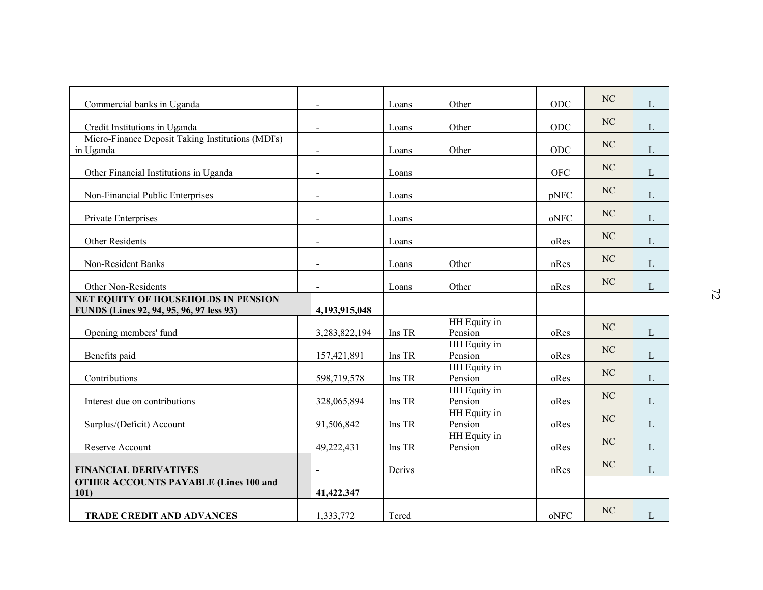| | | | | | | | |
|---|---|---|---|---|---|---|---|
| Commercial banks in Uganda | | - | Loans | Other | ODC | NC | L |
| Credit Institutions in Uganda | | - | Loans | Other | ODC | NC | L |
| Micro-Finance Deposit Taking Institutions (MDI's) in Uganda | | - | Loans | Other | ODC | NC | L |
| Other Financial Institutions in Uganda | | - | Loans | | OFC | NC | L |
| Non-Financial Public Enterprises | | - | Loans | | pNFC | NC | L |
| Private Enterprises | | - | Loans | | oNFC | NC | L |
| Other Residents | | - | Loans | | oRes | NC | L |
| Non-Resident Banks | | - | Loans | Other | nRes | NC | L |
| Other Non-Residents | | - | Loans | Other | nRes | NC | L |
| **NET EQUITY OF HOUSEHOLDS IN PENSION FUNDS (Lines 92, 94, 95, 96, 97 less 93)** | | **4,193,915,048** | | | | | |
| Opening members' fund | | 3,283,822,194 | Ins TR | HH Equity in Pension | oRes | NC | L |
| Benefits paid | | 157,421,891 | Ins TR | HH Equity in Pension | oRes | NC | L |
| Contributions | | 598,719,578 | Ins TR | HH Equity in Pension | oRes | NC | L |
| Interest due on contributions | | 328,065,894 | Ins TR | HH Equity in Pension | oRes | NC | L |
| Surplus/(Deficit) Account | | 91,506,842 | Ins TR | HH Equity in Pension | oRes | NC | L |
| Reserve Account | | 49,222,431 | Ins TR | HH Equity in Pension | oRes | NC | L |
| **FINANCIAL DERIVATIVES** | | **-** | Derivs | | nRes | NC | L |
| **OTHER ACCOUNTS PAYABLE (Lines 100 and 101)** | | **41,422,347** | | | | | |
| **TRADE CREDIT AND ADVANCES** | | 1,333,772 | Tcred | | oNFC | NC | L |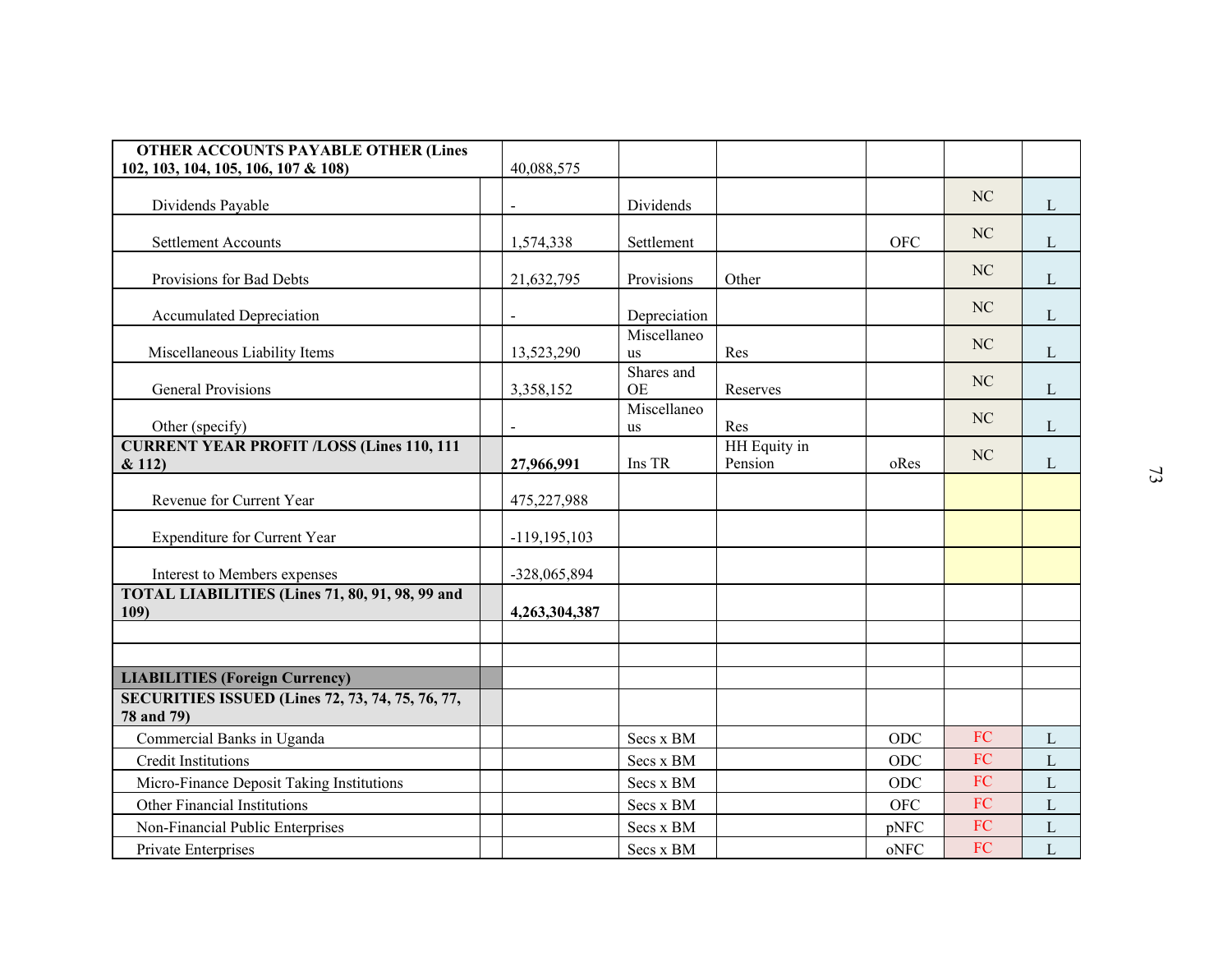| | | | | | | | |
|---|---|---|---|---|---|---|---|
| **OTHER ACCOUNTS PAYABLE OTHER (Lines 102, 103, 104, 105, 106, 107 & 108)** | | 40,088,575 | | | | | |
| Dividends Payable | | - | Dividends | | | NC | L |
| Settlement Accounts | | 1,574,338 | Settlement | | OFC | NC | L |
| Provisions for Bad Debts | | 21,632,795 | Provisions | Other | | NC | L |
| Accumulated Depreciation | | - | Depreciation | | | NC | L |
| Miscellaneous Liability Items | | 13,523,290 | Miscellaneous | Res | | NC | L |
| General Provisions | | 3,358,152 | Shares and OE | Reserves | | NC | L |
| Other (specify) | | - | Miscellaneous | Res | | NC | L |
| **CURRENT YEAR PROFIT /LOSS (Lines 110, 111 & 112)** | | **27,966,991** | Ins TR | HH Equity in Pension | oRes | NC | L |
| Revenue for Current Year | | 475,227,988 | | | | | |
| Expenditure for Current Year | | -119,195,103 | | | | | |
| Interest to Members expenses | | -328,065,894 | | | | | |
| **TOTAL LIABILITIES (Lines 71, 80, 91, 98, 99 and 109)** | | **4,263,304,387** | | | | | |
| | | | | | | | |
| | | | | | | | |
| **LIABILITIES (Foreign Currency)** | | | | | | | |
| **SECURITIES ISSUED (Lines 72, 73, 74, 75, 76, 77, 78 and 79)** | | | | | | | |
| Commercial Banks in Uganda | | | Secs x BM | | ODC | FC | L |
| Credit Institutions | | | Secs x BM | | ODC | FC | L |
| Micro-Finance Deposit Taking Institutions | | | Secs x BM | | ODC | FC | L |
| Other Financial Institutions | | | Secs x BM | | OFC | FC | L |
| Non-Financial Public Enterprises | | | Secs x BM | | pNFC | FC | L |
| Private Enterprises | | | Secs x BM | | oNFC | FC | L |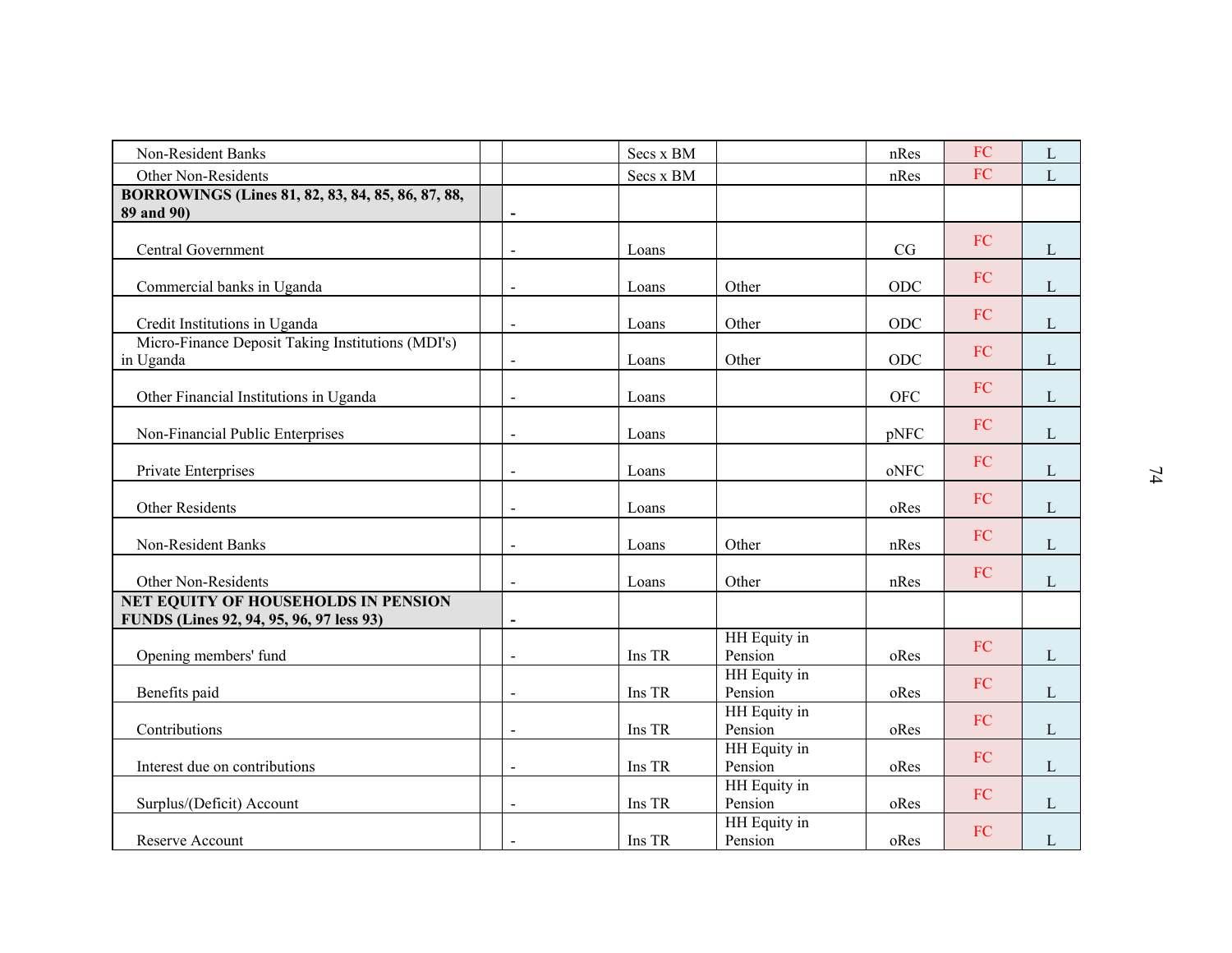| | | | | | | | |
|---|---|---|---|---|---|---|---|
| Non-Resident Banks | | | Secs x BM | | nRes | FC | L |
| Other Non-Residents | | | Secs x BM | | nRes | FC | L |
| **BORROWINGS (Lines 81, 82, 83, 84, 85, 86, 87, 88, 89 and 90)** | | - | | | | | |
| Central Government | | - | Loans | | CG | FC | L |
| Commercial banks in Uganda | | - | Loans | Other | ODC | FC | L |
| Credit Institutions in Uganda | | - | Loans | Other | ODC | FC | L |
| Micro-Finance Deposit Taking Institutions (MDI's) in Uganda | | - | Loans | Other | ODC | FC | L |
| Other Financial Institutions in Uganda | | - | Loans | | OFC | FC | L |
| Non-Financial Public Enterprises | | - | Loans | | pNFC | FC | L |
| Private Enterprises | | - | Loans | | oNFC | FC | L |
| Other Residents | | - | Loans | | oRes | FC | L |
| Non-Resident Banks | | - | Loans | Other | nRes | FC | L |
| Other Non-Residents | | - | Loans | Other | nRes | FC | L |
| **NET EQUITY OF HOUSEHOLDS IN PENSION FUNDS (Lines 92, 94, 95, 96, 97 less 93)** | | - | | | | | |
| Opening members' fund | | - | Ins TR | HH Equity in Pension | oRes | FC | L |
| Benefits paid | | - | Ins TR | HH Equity in Pension | oRes | FC | L |
| Contributions | | - | Ins TR | HH Equity in Pension | oRes | FC | L |
| Interest due on contributions | | - | Ins TR | HH Equity in Pension | oRes | FC | L |
| Surplus/(Deficit) Account | | - | Ins TR | HH Equity in Pension | oRes | FC | L |
| Reserve Account | | - | Ins TR | HH Equity in Pension | oRes | FC | L |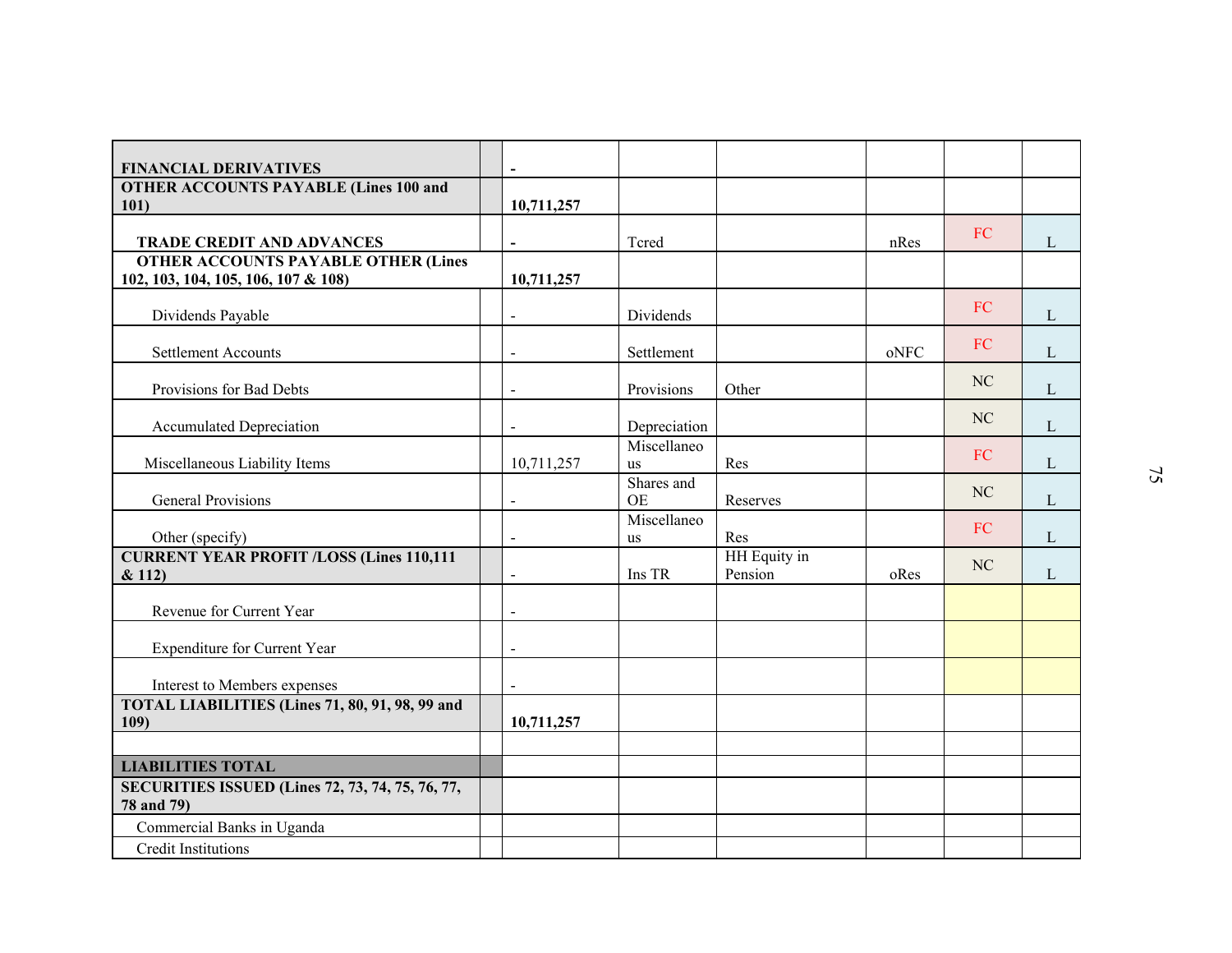| | | | | | | | |
|---|---|---|---|---|---|---|---|
| **FINANCIAL DERIVATIVES** | | **-** | | | | | |
| **OTHER ACCOUNTS PAYABLE (Lines 100 and 101)** | | **10,711,257** | | | | | |
| **TRADE CREDIT AND ADVANCES** | | **-** | Tcred | | nRes | FC | L |
| **OTHER ACCOUNTS PAYABLE OTHER (Lines 102, 103, 104, 105, 106, 107 & 108)** | | **10,711,257** | | | | | |
| Dividends Payable | | - | Dividends | | | FC | L |
| Settlement Accounts | | - | Settlement | | oNFC | FC | L |
| Provisions for Bad Debts | | - | Provisions | Other | | NC | L |
| Accumulated Depreciation | | - | Depreciation | | | NC | L |
| Miscellaneous Liability Items | | 10,711,257 | Miscellaneous | Res | | FC | L |
| General Provisions | | - | Shares and OE | Reserves | | NC | L |
| Other (specify) | | - | Miscellaneous | Res | | FC | L |
| **CURRENT YEAR PROFIT /LOSS (Lines 110,111 & 112)** | | - | Ins TR | HH Equity in Pension | oRes | NC | L |
| Revenue for Current Year | | - | | | | | |
| Expenditure for Current Year | | - | | | | | |
| Interest to Members expenses | | - | | | | | |
| **TOTAL LIABILITIES (Lines 71, 80, 91, 98, 99 and 109)** | | **10,711,257** | | | | | |
| | | | | | | | |
| **LIABILITIES TOTAL** | | | | | | | |
| **SECURITIES ISSUED (Lines 72, 73, 74, 75, 76, 77, 78 and 79)** | | | | | | | |
| Commercial Banks in Uganda | | | | | | | |
| Credit Institutions | | | | | | | |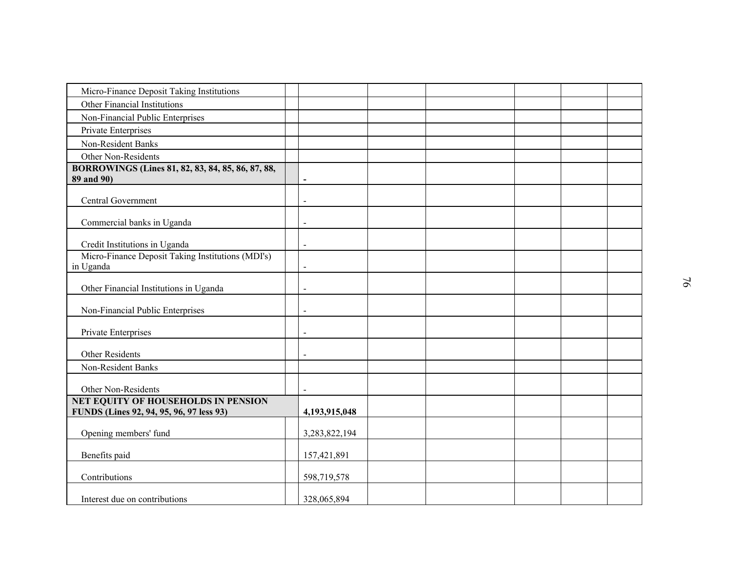| | | | | | | | |
|---|---|---|---|---|---|---|---|
| Micro-Finance Deposit Taking Institutions | | | | | | | |
| Other Financial Institutions | | | | | | | |
| Non-Financial Public Enterprises | | | | | | | |
| Private Enterprises | | | | | | | |
| Non-Resident Banks | | | | | | | |
| Other Non-Residents | | | | | | | |
| **BORROWINGS (Lines 81, 82, 83, 84, 85, 86, 87, 88, 89 and 90)** | | **-** | | | | | |
| Central Government | | - | | | | | |
| Commercial banks in Uganda | | - | | | | | |
| Credit Institutions in Uganda | | - | | | | | |
| Micro-Finance Deposit Taking Institutions (MDI's) in Uganda | | - | | | | | |
| Other Financial Institutions in Uganda | | - | | | | | |
| Non-Financial Public Enterprises | | - | | | | | |
| Private Enterprises | | - | | | | | |
| Other Residents | | - | | | | | |
| Non-Resident Banks | | | | | | | |
| Other Non-Residents | | - | | | | | |
| **NET EQUITY OF HOUSEHOLDS IN PENSION FUNDS (Lines 92, 94, 95, 96, 97 less 93)** | | **4,193,915,048** | | | | | |
| Opening members' fund | | 3,283,822,194 | | | | | |
| Benefits paid | | 157,421,891 | | | | | |
| Contributions | | 598,719,578 | | | | | |
| Interest due on contributions | | 328,065,894 | | | | | |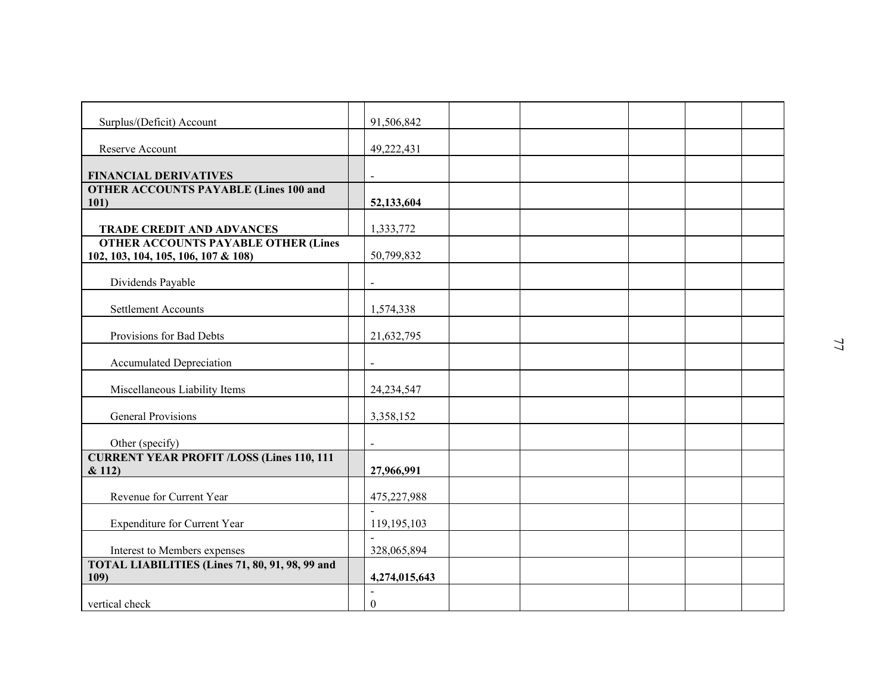| | | | | | | | |
|---|---|---|---|---|---|---|---|
| Surplus/(Deficit) Account | | 91,506,842 | | | | | |
| Reserve Account | | 49,222,431 | | | | | |
| **FINANCIAL DERIVATIVES** | | - | | | | | |
| **OTHER ACCOUNTS PAYABLE (Lines 100 and 101)** | | **52,133,604** | | | | | |
| **TRADE CREDIT AND ADVANCES** | | 1,333,772 | | | | | |
| **OTHER ACCOUNTS PAYABLE OTHER (Lines 102, 103, 104, 105, 106, 107 & 108)** | | 50,799,832 | | | | | |
| Dividends Payable | | - | | | | | |
| Settlement Accounts | | 1,574,338 | | | | | |
| Provisions for Bad Debts | | 21,632,795 | | | | | |
| Accumulated Depreciation | | - | | | | | |
| Miscellaneous Liability Items | | 24,234,547 | | | | | |
| General Provisions | | 3,358,152 | | | | | |
| Other (specify) | | - | | | | | |
| **CURRENT YEAR PROFIT /LOSS (Lines 110, 111 & 112)** | | **27,966,991** | | | | | |
| Revenue for Current Year | | 475,227,988 | | | | | |
| Expenditure for Current Year | | -119,195,103 | | | | | |
| Interest to Members expenses | | -328,065,894 | | | | | |
| **TOTAL LIABILITIES (Lines 71, 80, 91, 98, 99 and 109)** | | **4,274,015,643** | | | | | |
| vertical check | | -0 | | | | | |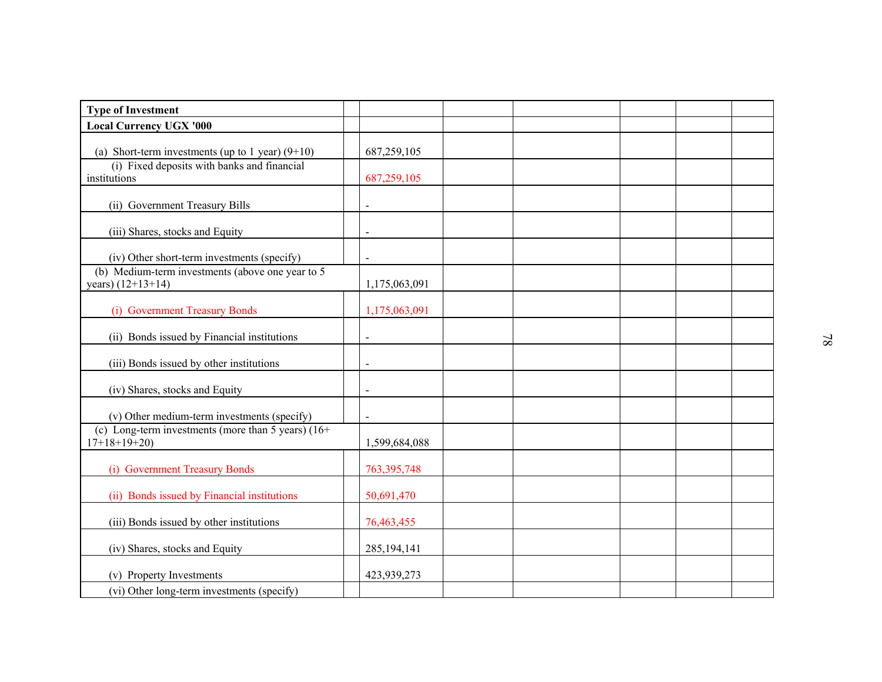| Type of Investment | | | | | | | |
|---|---|---|---|---|---|---|---|
| **Local Currency UGX '000** | | | | | | | |
| (a) Short-term investments (up to 1 year) (9+10) | | 687,259,105 | | | | | |
| (i) Fixed deposits with banks and financial institutions | | 687,259,105 | | | | | |
| (ii) Government Treasury Bills | | - | | | | | |
| (iii) Shares, stocks and Equity | | - | | | | | |
| (iv) Other short-term investments (specify) | | - | | | | | |
| (b) Medium-term investments (above one year to 5 years) (12+13+14) | | 1,175,063,091 | | | | | |
| (i) Government Treasury Bonds | | 1,175,063,091 | | | | | |
| (ii) Bonds issued by Financial institutions | | - | | | | | |
| (iii) Bonds issued by other institutions | | - | | | | | |
| (iv) Shares, stocks and Equity | | - | | | | | |
| (v) Other medium-term investments (specify) | | - | | | | | |
| (c) Long-term investments (more than 5 years) (16+ 17+18+19+20) | | 1,599,684,088 | | | | | |
| (i) Government Treasury Bonds | | 763,395,748 | | | | | |
| (ii) Bonds issued by Financial institutions | | 50,691,470 | | | | | |
| (iii) Bonds issued by other institutions | | 76,463,455 | | | | | |
| (iv) Shares, stocks and Equity | | 285,194,141 | | | | | |
| (v) Property Investments | | 423,939,273 | | | | | |
| (vi) Other long-term investments (specify) | | | | | | | |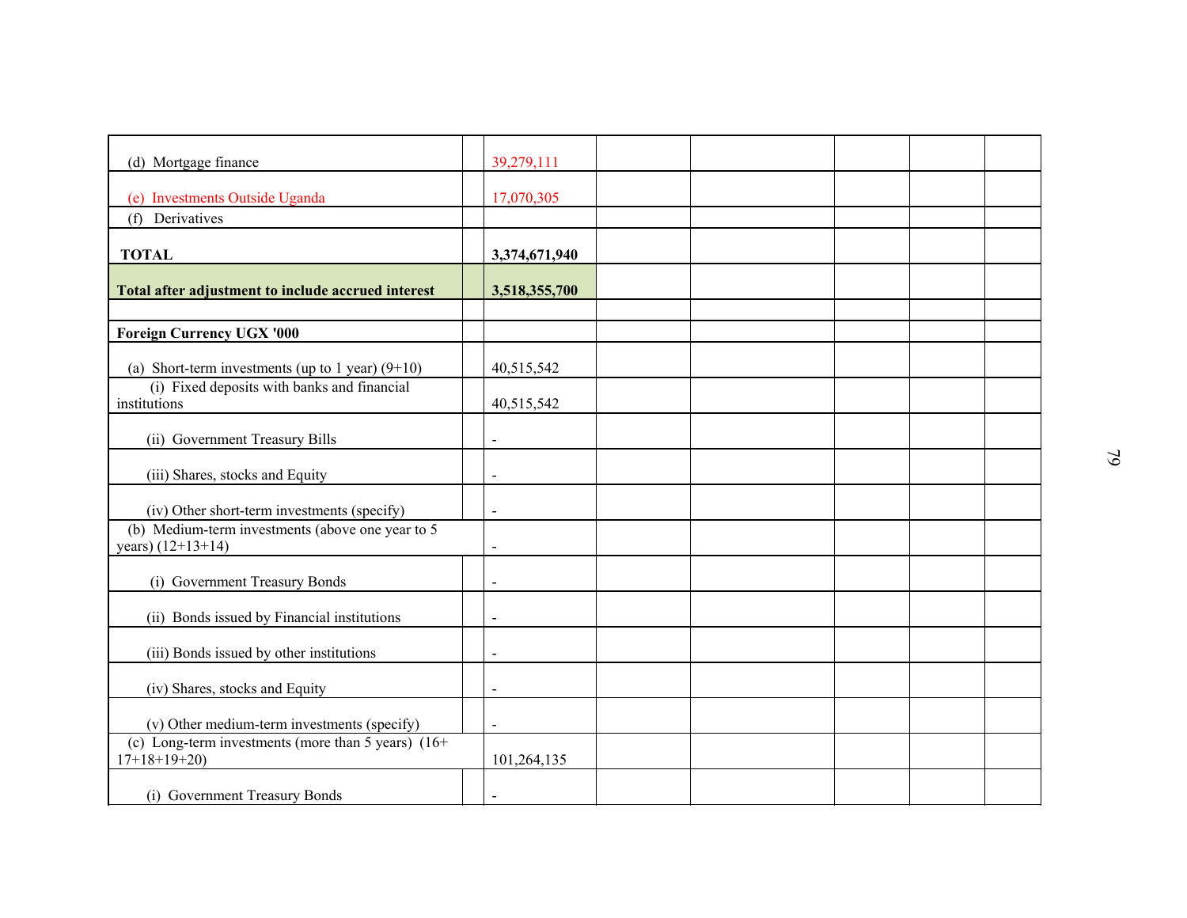| | | | | | | | |
|---|---|---|---|---|---|---|---|
| (d) Mortgage finance | | 39,279,111 | | | | | |
| (e) Investments Outside Uganda | | 17,070,305 | | | | | |
| (f) Derivatives | | | | | | | |
| **TOTAL** | | **3,374,671,940** | | | | | |
| **Total after adjustment to include accrued interest** | | **3,518,355,700** | | | | | |
| | | | | | | | |
| **Foreign Currency UGX '000** | | | | | | | |
| (a) Short-term investments (up to 1 year) (9+10) | | 40,515,542 | | | | | |
| (i) Fixed deposits with banks and financial institutions | | 40,515,542 | | | | | |
| (ii) Government Treasury Bills | | - | | | | | |
| (iii) Shares, stocks and Equity | | - | | | | | |
| (iv) Other short-term investments (specify) | | - | | | | | |
| (b) Medium-term investments (above one year to 5 years) (12+13+14) | | - | | | | | |
| (i) Government Treasury Bonds | | - | | | | | |
| (ii) Bonds issued by Financial institutions | | - | | | | | |
| (iii) Bonds issued by other institutions | | - | | | | | |
| (iv) Shares, stocks and Equity | | - | | | | | |
| (v) Other medium-term investments (specify) | | - | | | | | |
| (c) Long-term investments (more than 5 years) (16+17+18+19+20) | | 101,264,135 | | | | | |
| (i) Government Treasury Bonds | | - | | | | | |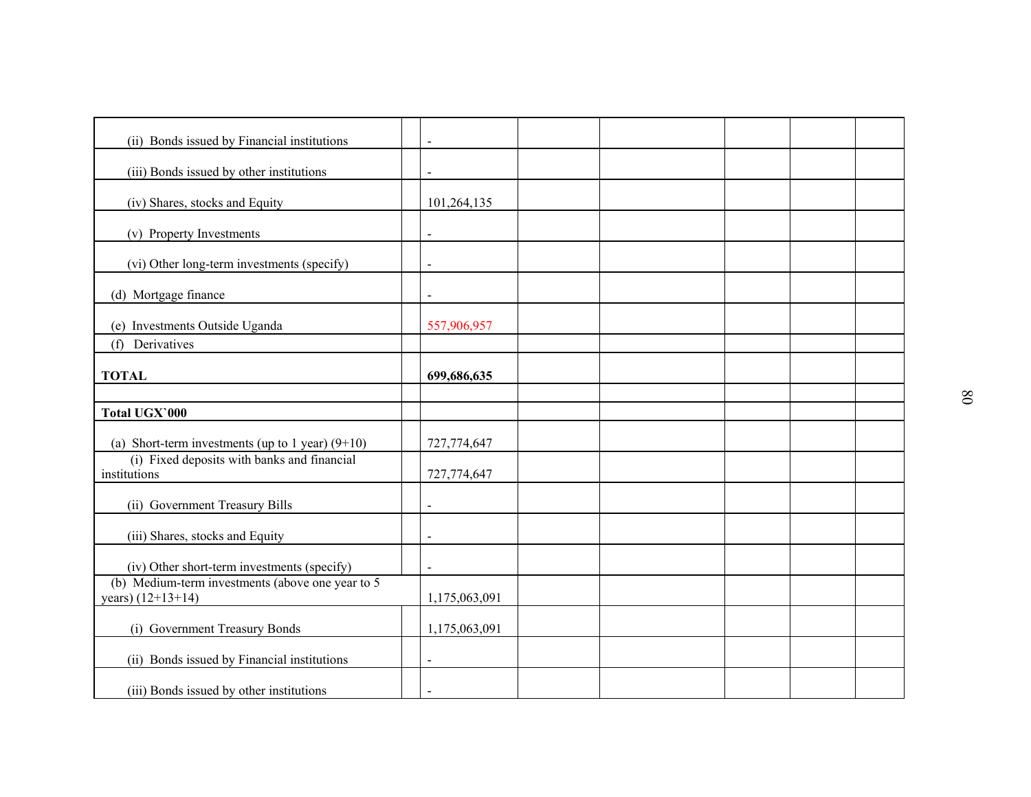| | | | | | | | |
|---|---|---|---|---|---|---|---|
| (ii) Bonds issued by Financial institutions | | - | | | | | |
| (iii) Bonds issued by other institutions | | - | | | | | |
| (iv) Shares, stocks and Equity | | 101,264,135 | | | | | |
| (v) Property Investments | | - | | | | | |
| (vi) Other long-term investments (specify) | | - | | | | | |
| (d) Mortgage finance | | - | | | | | |
| (e) Investments Outside Uganda | | 557,906,957 | | | | | |
| (f) Derivatives | | | | | | | |
| **TOTAL** | | **699,686,635** | | | | | |
| | | | | | | | |
| **Total UGX`000** | | | | | | | |
| (a) Short-term investments (up to 1 year) (9+10) | | 727,774,647 | | | | | |
| (i) Fixed deposits with banks and financial institutions | | 727,774,647 | | | | | |
| (ii) Government Treasury Bills | | - | | | | | |
| (iii) Shares, stocks and Equity | | - | | | | | |
| (iv) Other short-term investments (specify) | | - | | | | | |
| (b) Medium-term investments (above one year to 5 years) (12+13+14) | | 1,175,063,091 | | | | | |
| (i) Government Treasury Bonds | | 1,175,063,091 | | | | | |
| (ii) Bonds issued by Financial institutions | | - | | | | | |
| (iii) Bonds issued by other institutions | | - | | | | | |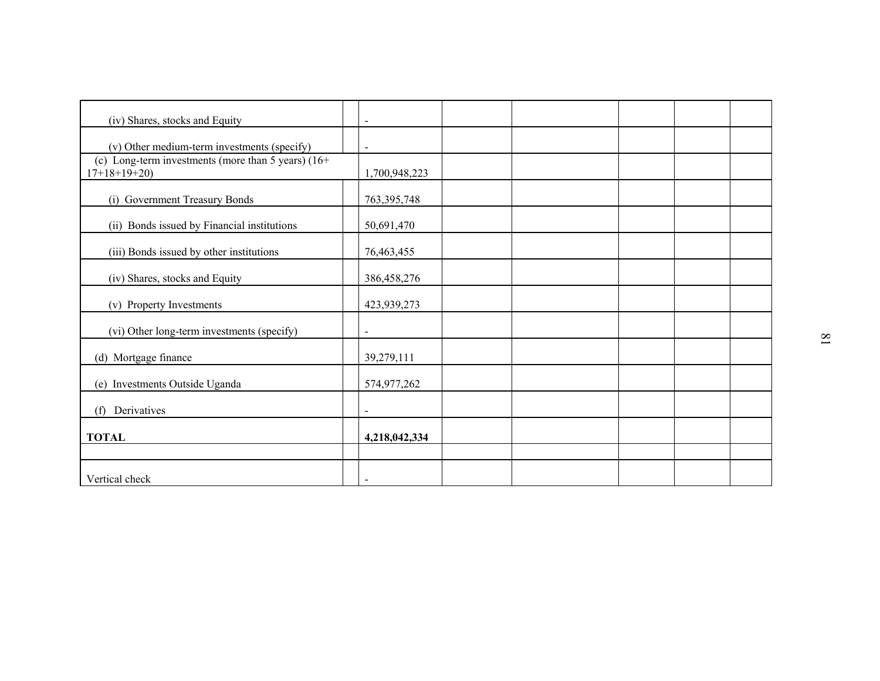| | | | | | | | |
|---|---|---|---|---|---|---|---|
| (iv) Shares, stocks and Equity | | - | | | | | |
| (v) Other medium-term investments (specify) | | - | | | | | |
| (c) Long-term investments (more than 5 years) (16+ 17+18+19+20) | | 1,700,948,223 | | | | | |
| (i) Government Treasury Bonds | | 763,395,748 | | | | | |
| (ii) Bonds issued by Financial institutions | | 50,691,470 | | | | | |
| (iii) Bonds issued by other institutions | | 76,463,455 | | | | | |
| (iv) Shares, stocks and Equity | | 386,458,276 | | | | | |
| (v) Property Investments | | 423,939,273 | | | | | |
| (vi) Other long-term investments (specify) | | - | | | | | |
| (d) Mortgage finance | | 39,279,111 | | | | | |
| (e) Investments Outside Uganda | | 574,977,262 | | | | | |
| (f) Derivatives | | - | | | | | |
| **TOTAL** | | **4,218,042,334** | | | | | |
| | | | | | | | |
| Vertical check | | - | | | | | |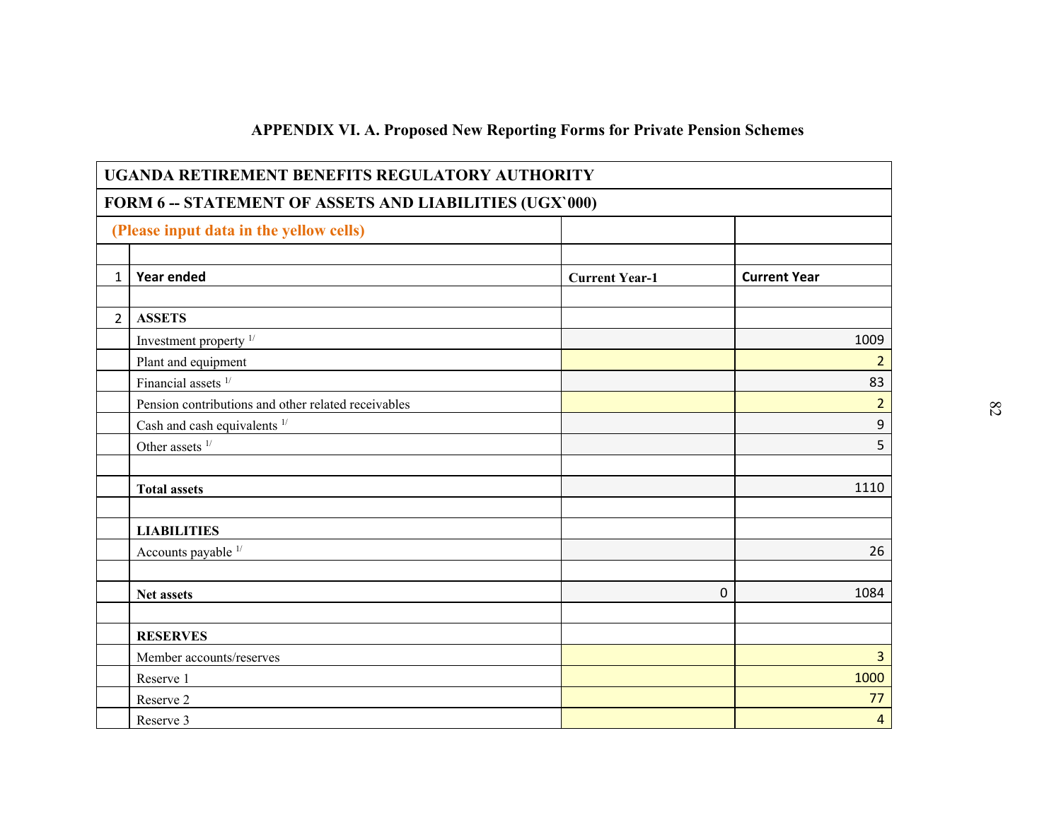## APPENDIX VI. A. Proposed New Reporting Forms for Private Pension Schemes

| | UGANDA RETIREMENT BENEFITS REGULATORY AUTHORITY | | |
|---|---|---|---|
| | **FORM 6 -- STATEMENT OF ASSETS AND LIABILITIES (UGX`000)** | | |
| | **(Please input data in the yellow cells)** | | |
| | | | |
| 1 | **Year ended** | **Current Year-1** | **Current Year** |
| | | | |
| 2 | **ASSETS** | | |
| | Investment property [1/] | | 1009 |
| | Plant and equipment | | 2 |
| | Financial assets [1/] | | 83 |
| | Pension contributions and other related receivables | | 2 |
| | Cash and cash equivalents [1/] | | 9 |
| | Other assets [1/] | | 5 |
| | | | |
| | **Total assets** | | 1110 |
| | | | |
| | **LIABILITIES** | | |
| | Accounts payable [1/] | | 26 |
| | | | |
| | **Net assets** | 0 | 1084 |
| | | | |
| | **RESERVES** | | |
| | Member accounts/reserves | | 3 |
| | Reserve 1 | | 1000 |
| | Reserve 2 | | 77 |
| | Reserve 3 | | 4 |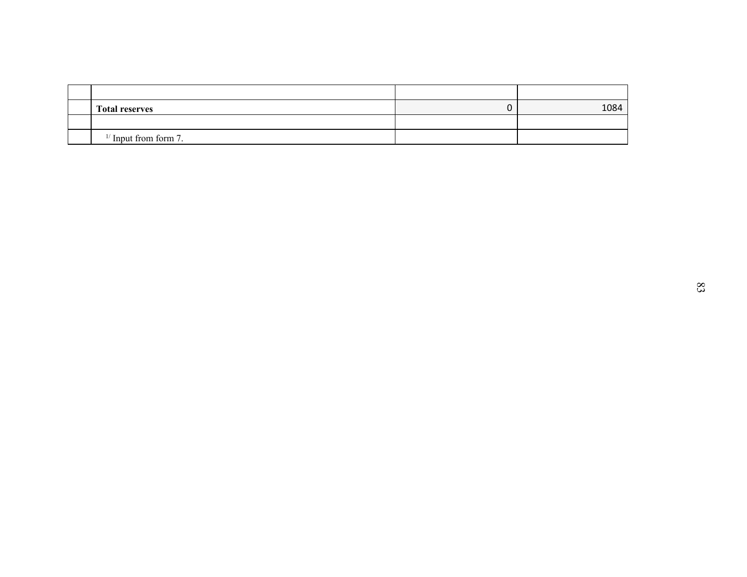| | | | |
|---|---|---|---|
| | **Total reserves** | 0 | 1084 |
| | | | |
| | [1/] Input from form 7. | | |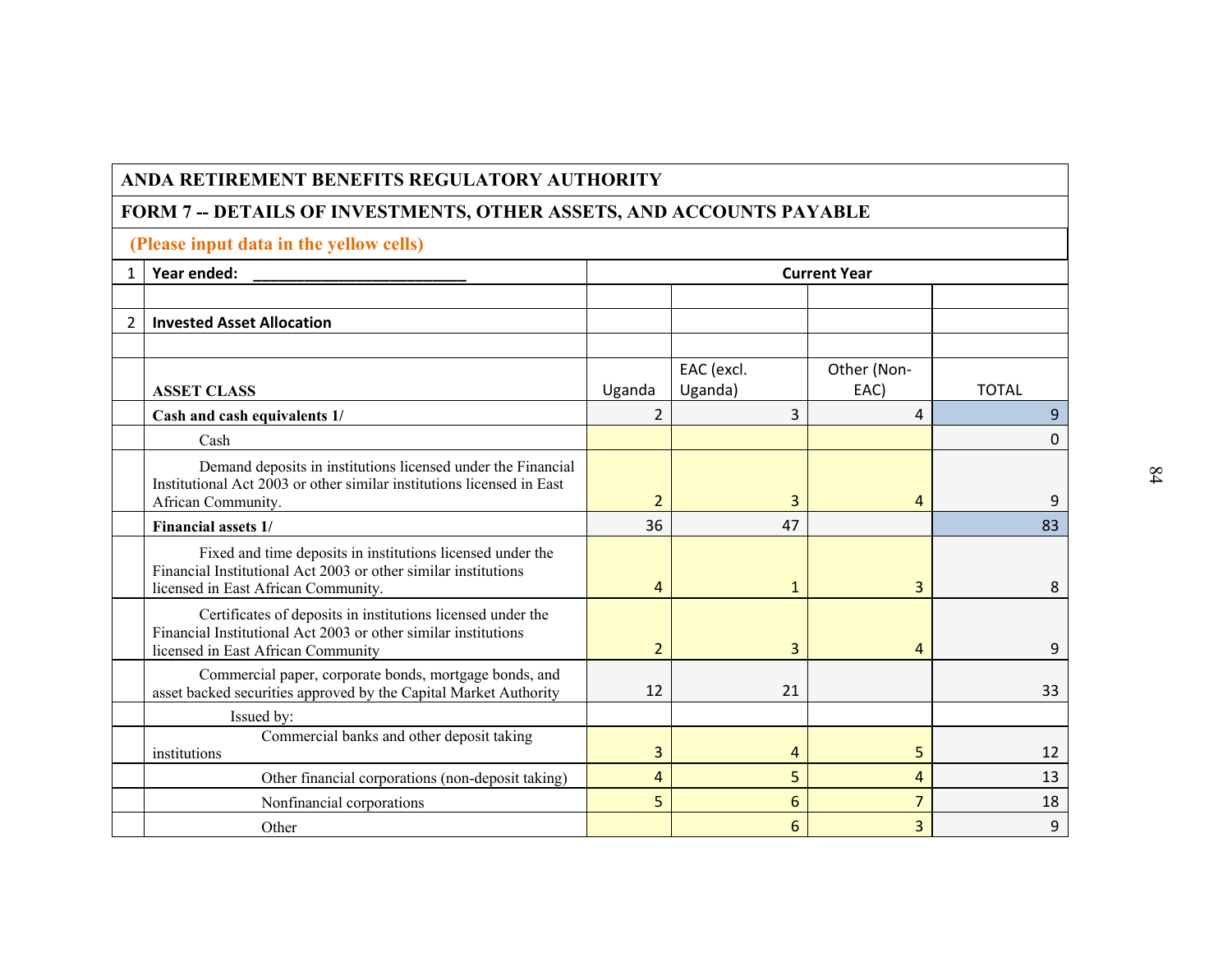| | ANDA RETIREMENT BENEFITS REGULATORY AUTHORITY | | | | |
|---|---|---|---|---|---|
| | **FORM 7 -- DETAILS OF INVESTMENTS, OTHER ASSETS, AND ACCOUNTS PAYABLE** | | | | |
| | **(Please input data in the yellow cells)** | | | | |
| 1 | **Year ended: ________________________** | **Current Year** | | | |
| | | | | | |
| 2 | **Invested Asset Allocation** | | | | |
| | | | | | |
| | **ASSET CLASS** | Uganda | EAC (excl. Uganda) | Other (Non-EAC) | TOTAL |
| | **Cash and cash equivalents 1/** | 2 | 3 | 4 | 9 |
| | Cash | | | | 0 |
| | Demand deposits in institutions licensed under the Financial Institutional Act 2003 or other similar institutions licensed in East African Community. | 2 | 3 | 4 | 9 |
| | **Financial assets 1/** | 36 | 47 | | 83 |
| | Fixed and time deposits in institutions licensed under the Financial Institutional Act 2003 or other similar institutions licensed in East African Community. | 4 | 1 | 3 | 8 |
| | Certificates of deposits in institutions licensed under the Financial Institutional Act 2003 or other similar institutions licensed in East African Community | 2 | 3 | 4 | 9 |
| | Commercial paper, corporate bonds, mortgage bonds, and asset backed securities approved by the Capital Market Authority | 12 | 21 | | 33 |
| | Issued by: | | | | |
| | Commercial banks and other deposit taking institutions | 3 | 4 | 5 | 12 |
| | Other financial corporations (non-deposit taking) | 4 | 5 | 4 | 13 |
| | Nonfinancial corporations | 5 | 6 | 7 | 18 |
| | Other | | 6 | 3 | 9 |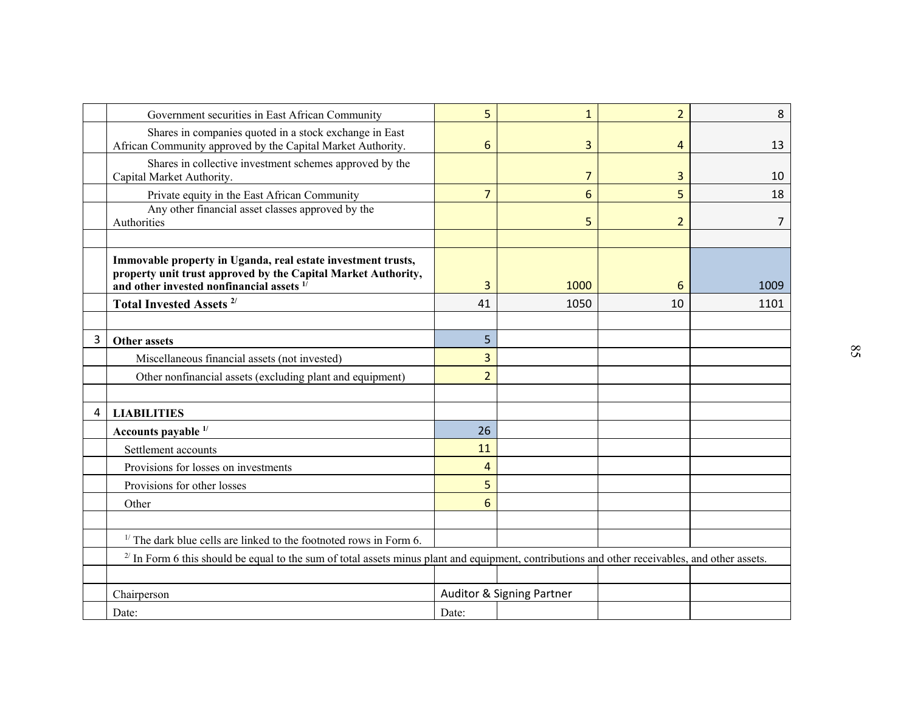| | | | | | |
|---|---|---|---|---|---|
| | Government securities in East African Community | 5 | 1 | 2 | 8 |
| | Shares in companies quoted in a stock exchange in East African Community approved by the Capital Market Authority. | 6 | 3 | 4 | 13 |
| | Shares in collective investment schemes approved by the Capital Market Authority. | | 7 | 3 | 10 |
| | Private equity in the East African Community | 7 | 6 | 5 | 18 |
| | Any other financial asset classes approved by the Authorities | | 5 | 2 | 7 |
| | | | | | |
| | **Immovable property in Uganda, real estate investment trusts, property unit trust approved by the Capital Market Authority, and other invested nonfinancial assets [1/]** | 3 | 1000 | 6 | 1009 |
| | **Total Invested Assets [2/]** | 41 | 1050 | 10 | 1101 |
| | | | | | |
| 3 | **Other assets** | 5 | | | |
| | Miscellaneous financial assets (not invested) | 3 | | | |
| | Other nonfinancial assets (excluding plant and equipment) | 2 | | | |
| | | | | | |
| 4 | **LIABILITIES** | | | | |
| | **Accounts payable [1/]** | 26 | | | |
| | Settlement accounts | 11 | | | |
| | Provisions for losses on investments | 4 | | | |
| | Provisions for other losses | 5 | | | |
| | Other | 6 | | | |
| | | | | | |
| | [1/] The dark blue cells are linked to the footnoted rows in Form 6. | | | | |
| | [2/] In Form 6 this should be equal to the sum of total assets minus plant and equipment, contributions and other receivables, and other assets. | | | | |
| | | | | | |
| | Chairperson | Auditor & Signing Partner | | | |
| | Date: | Date: | | | |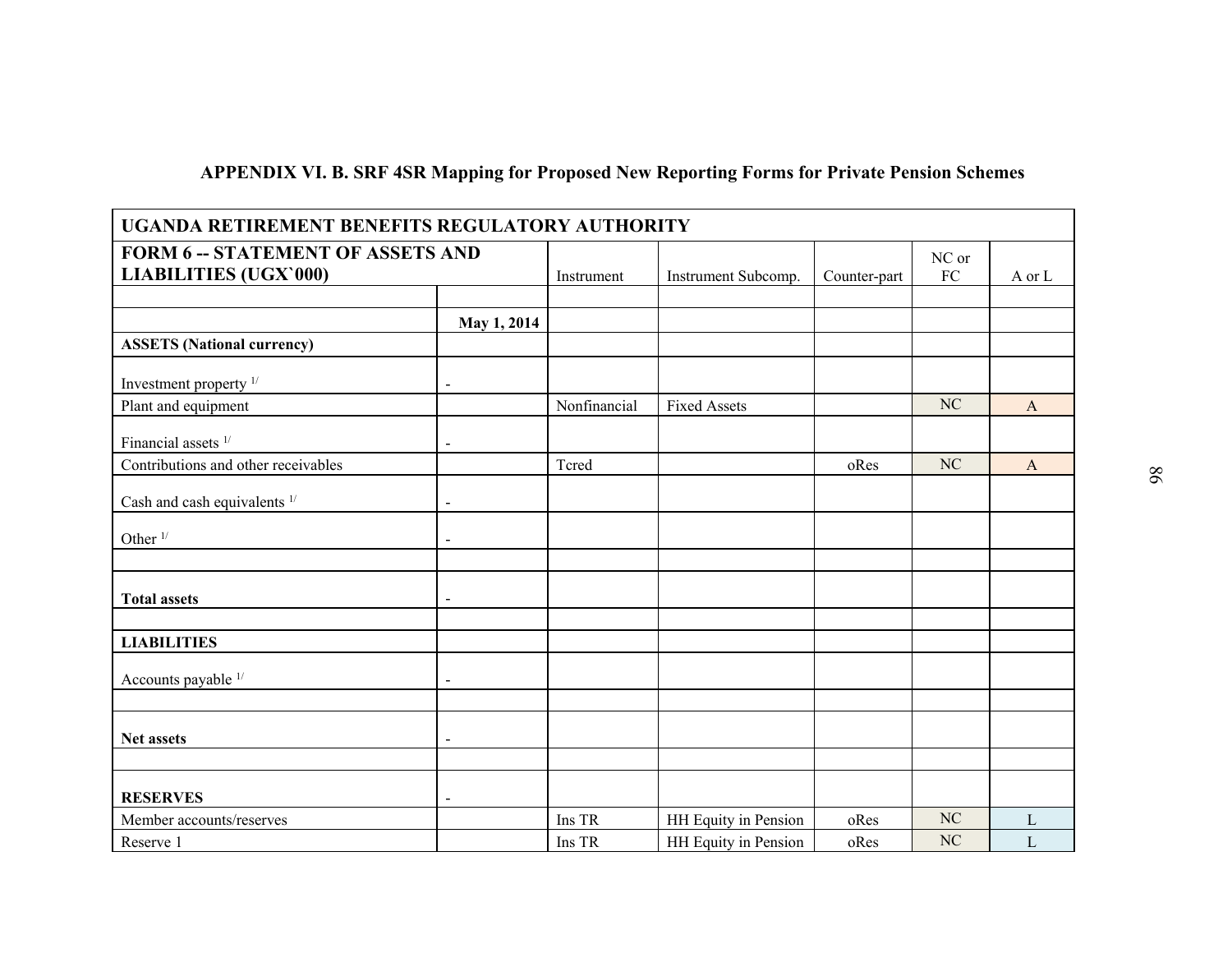## APPENDIX VI. B. SRF 4SR Mapping for Proposed New Reporting Forms for Private Pension Schemes

| UGANDA RETIREMENT BENEFITS REGULATORY AUTHORITY | | | | | | |
|---|---|---|---|---|---|---|
| **FORM 6 -- STATEMENT OF ASSETS AND LIABILITIES (UGX`000)** | | Instrument | Instrument Subcomp. | Counter-part | NC or FC | A or L |
| | | | | | | |
| | **May 1, 2014** | | | | | |
| **ASSETS (National currency)** | | | | | | |
| Investment property [1/] | - | | | | | |
| Plant and equipment | | Nonfinancial | Fixed Assets | | NC | A |
| Financial assets [1/] | - | | | | | |
| Contributions and other receivables | | Tcred | | oRes | NC | A |
| Cash and cash equivalents [1/] | - | | | | | |
| Other [1/] | - | | | | | |
| | | | | | | |
| **Total assets** | - | | | | | |
| | | | | | | |
| **LIABILITIES** | | | | | | |
| Accounts payable [1/] | - | | | | | |
| | | | | | | |
| **Net assets** | - | | | | | |
| | | | | | | |
| **RESERVES** | - | | | | | |
| Member accounts/reserves | | Ins TR | HH Equity in Pension | oRes | NC | L |
| Reserve 1 | | Ins TR | HH Equity in Pension | oRes | NC | L |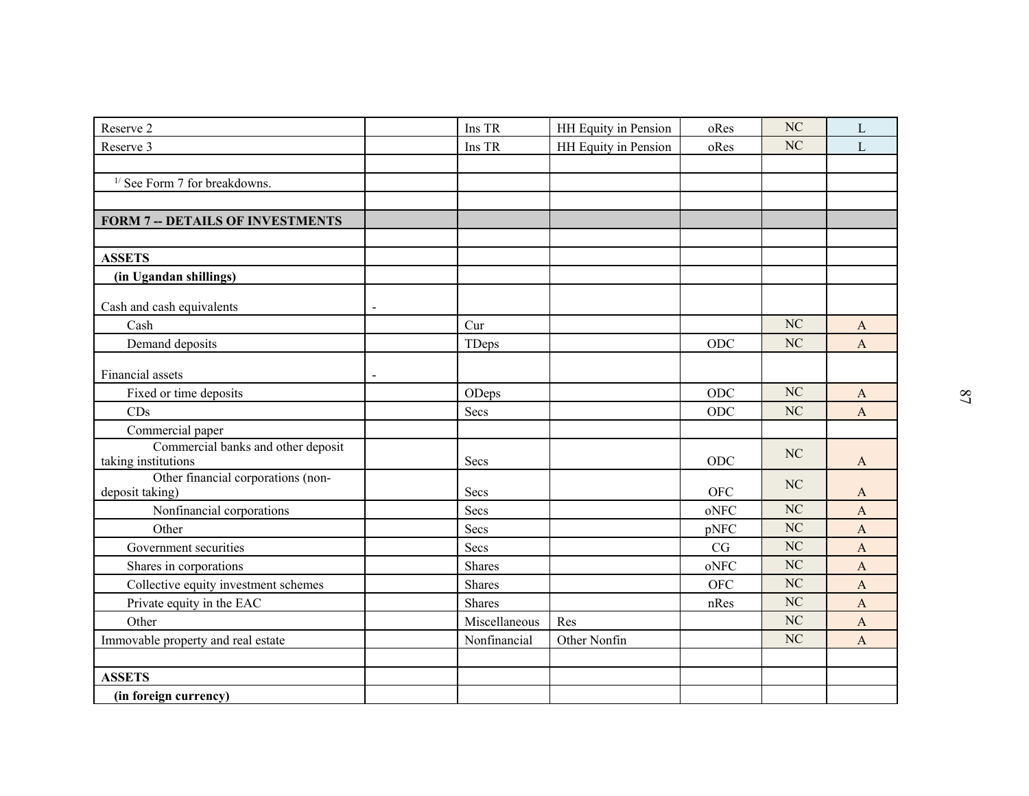| Reserve 2 | | Ins TR | HH Equity in Pension | oRes | NC | L |
|---|---|---|---|---|---|---|
| Reserve 3 | | Ins TR | HH Equity in Pension | oRes | NC | L |
| | | | | | | |
| [1/] See Form 7 for breakdowns. | | | | | | |
| | | | | | | |
| **FORM 7 -- DETAILS OF INVESTMENTS** | | | | | | |
| | | | | | | |
| **ASSETS** | | | | | | |
| **(in Ugandan shillings)** | | | | | | |
| Cash and cash equivalents | - | | | | | |
| Cash | | Cur | | | NC | A |
| Demand deposits | | TDeps | | ODC | NC | A |
| Financial assets | - | | | | | |
| Fixed or time deposits | | ODeps | | ODC | NC | A |
| CDs | | Secs | | ODC | NC | A |
| Commercial paper | | | | | | |
| Commercial banks and other deposit taking institutions | | Secs | | ODC | NC | A |
| Other financial corporations (non-deposit taking) | | Secs | | OFC | NC | A |
| Nonfinancial corporations | | Secs | | oNFC | NC | A |
| Other | | Secs | | pNFC | NC | A |
| Government securities | | Secs | | CG | NC | A |
| Shares in corporations | | Shares | | oNFC | NC | A |
| Collective equity investment schemes | | Shares | | OFC | NC | A |
| Private equity in the EAC | | Shares | | nRes | NC | A |
| Other | | Miscellaneous | Res | | NC | A |
| Immovable property and real estate | | Nonfinancial | Other Nonfin | | NC | A |
| | | | | | | |
| **ASSETS** | | | | | | |
| **(in foreign currency)** | | | | | | |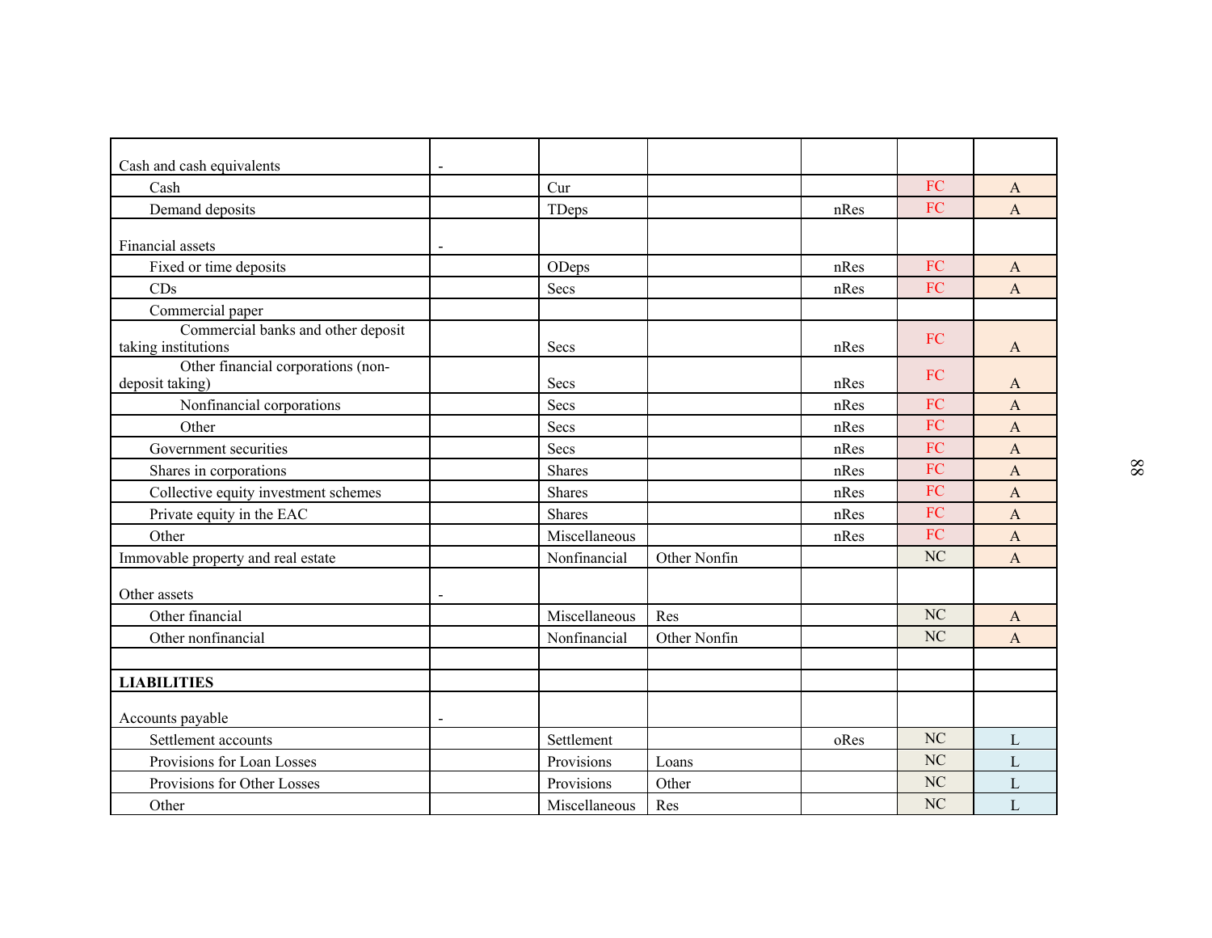| | | | | | | |
|---|---|---|---|---|---|---|
| Cash and cash equivalents | - | | | | | |
| Cash | | Cur | | | FC | A |
| Demand deposits | | TDeps | | nRes | FC | A |
| Financial assets | - | | | | | |
| Fixed or time deposits | | ODeps | | nRes | FC | A |
| CDs | | Secs | | nRes | FC | A |
| Commercial paper | | | | | | |
| Commercial banks and other deposit taking institutions | | Secs | | nRes | FC | A |
| Other financial corporations (non-deposit taking) | | Secs | | nRes | FC | A |
| Nonfinancial corporations | | Secs | | nRes | FC | A |
| Other | | Secs | | nRes | FC | A |
| Government securities | | Secs | | nRes | FC | A |
| Shares in corporations | | Shares | | nRes | FC | A |
| Collective equity investment schemes | | Shares | | nRes | FC | A |
| Private equity in the EAC | | Shares | | nRes | FC | A |
| Other | | Miscellaneous | | nRes | FC | A |
| Immovable property and real estate | | Nonfinancial | Other Nonfin | | NC | A |
| Other assets | - | | | | | |
| Other financial | | Miscellaneous | Res | | NC | A |
| Other nonfinancial | | Nonfinancial | Other Nonfin | | NC | A |
| | | | | | | |
| **LIABILITIES** | | | | | | |
| Accounts payable | - | | | | | |
| Settlement accounts | | Settlement | | oRes | NC | L |
| Provisions for Loan Losses | | Provisions | Loans | | NC | L |
| Provisions for Other Losses | | Provisions | Other | | NC | L |
| Other | | Miscellaneous | Res | | NC | L |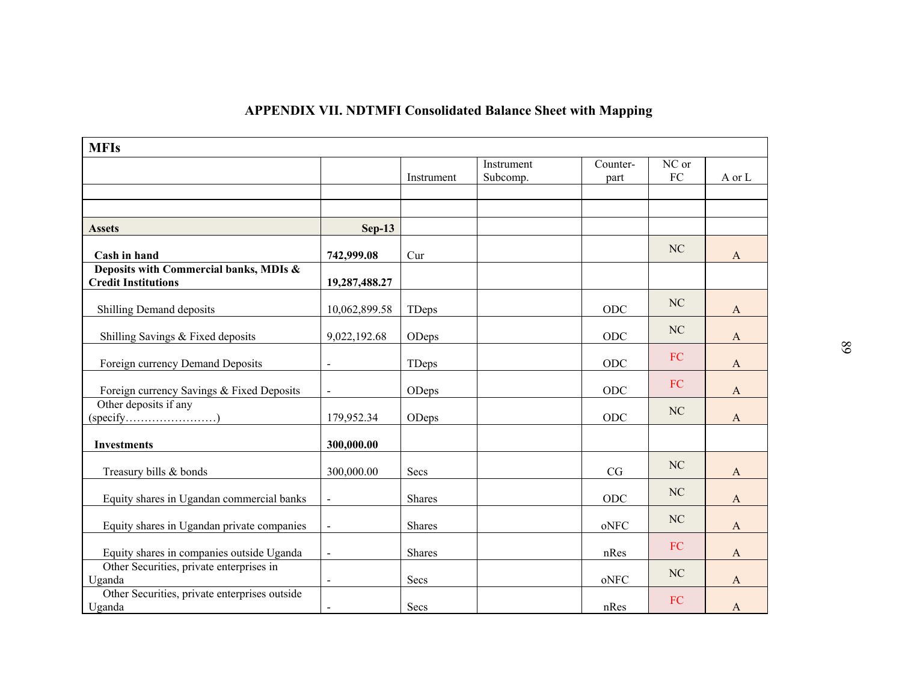## APPENDIX VII. NDTMFI Consolidated Balance Sheet with Mapping

| MFIs | | | | | | |
|---|---|---|---|---|---|---|
| | | Instrument | Instrument Subcomp. | Counter-part | NC or FC | A or L |
| | | | | | | |
| | | | | | | |
| **Assets** | **Sep-13** | | | | | |
| **Cash in hand** | **742,999.08** | Cur | | | NC | A |
| **Deposits with Commercial banks, MDIs & Credit Institutions** | **19,287,488.27** | | | | | |
| Shilling Demand deposits | 10,062,899.58 | TDeps | | ODC | NC | A |
| Shilling Savings & Fixed deposits | 9,022,192.68 | ODeps | | ODC | NC | A |
| Foreign currency Demand Deposits | - | TDeps | | ODC | FC | A |
| Foreign currency Savings & Fixed Deposits | - | ODeps | | ODC | FC | A |
| Other deposits if any (specify……………………) | 179,952.34 | ODeps | | ODC | NC | A |
| **Investments** | **300,000.00** | | | | | |
| Treasury bills & bonds | 300,000.00 | Secs | | CG | NC | A |
| Equity shares in Ugandan commercial banks | - | Shares | | ODC | NC | A |
| Equity shares in Ugandan private companies | - | Shares | | oNFC | NC | A |
| Equity shares in companies outside Uganda | - | Shares | | nRes | FC | A |
| Other Securities, private enterprises in Uganda | - | Secs | | oNFC | NC | A |
| Other Securities, private enterprises outside Uganda | - | Secs | | nRes | FC | A |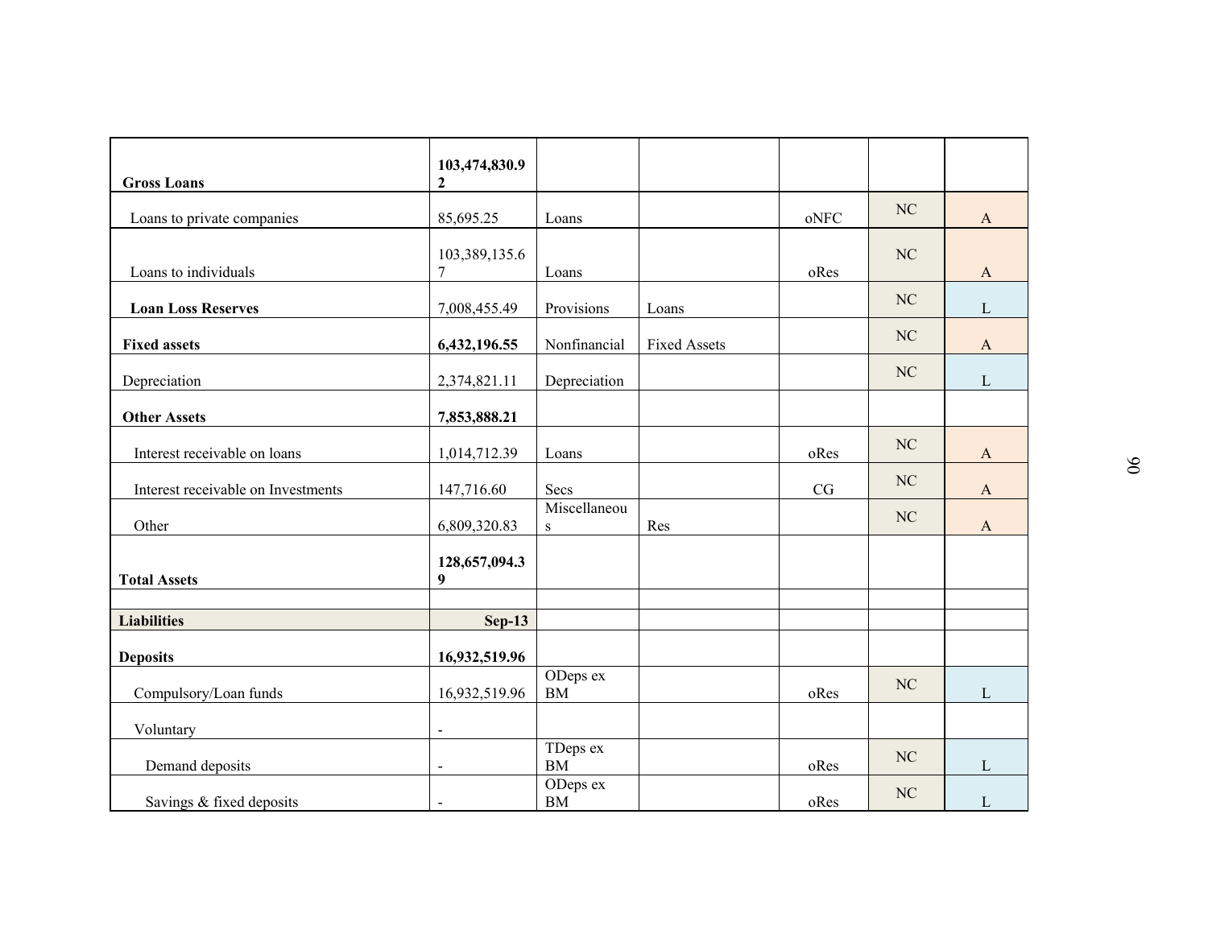| **Gross Loans** | **103,474,830.92** | | | | | |
|---|---|---|---|---|---|---|
| Loans to private companies | 85,695.25 | Loans | | oNFC | NC | A |
| Loans to individuals | 103,389,135.67 | Loans | | oRes | NC | A |
| **Loan Loss Reserves** | 7,008,455.49 | Provisions | Loans | | NC | L |
| **Fixed assets** | **6,432,196.55** | Nonfinancial | Fixed Assets | | NC | A |
| Depreciation | 2,374,821.11 | Depreciation | | | NC | L |
| **Other Assets** | **7,853,888.21** | | | | | |
| Interest receivable on loans | 1,014,712.39 | Loans | | oRes | NC | A |
| Interest receivable on Investments | 147,716.60 | Secs | | CG | NC | A |
| Other | 6,809,320.83 | Miscellaneous | Res | | NC | A |
| **Total Assets** | **128,657,094.39** | | | | | |
| | | | | | | |
| **Liabilities** | **Sep-13** | | | | | |
| **Deposits** | **16,932,519.96** | | | | | |
| Compulsory/Loan funds | 16,932,519.96 | ODeps ex BM | | oRes | NC | L |
| Voluntary | - | | | | | |
| Demand deposits | - | TDeps ex BM | | oRes | NC | L |
| Savings & fixed deposits | - | ODeps ex BM | | oRes | NC | L |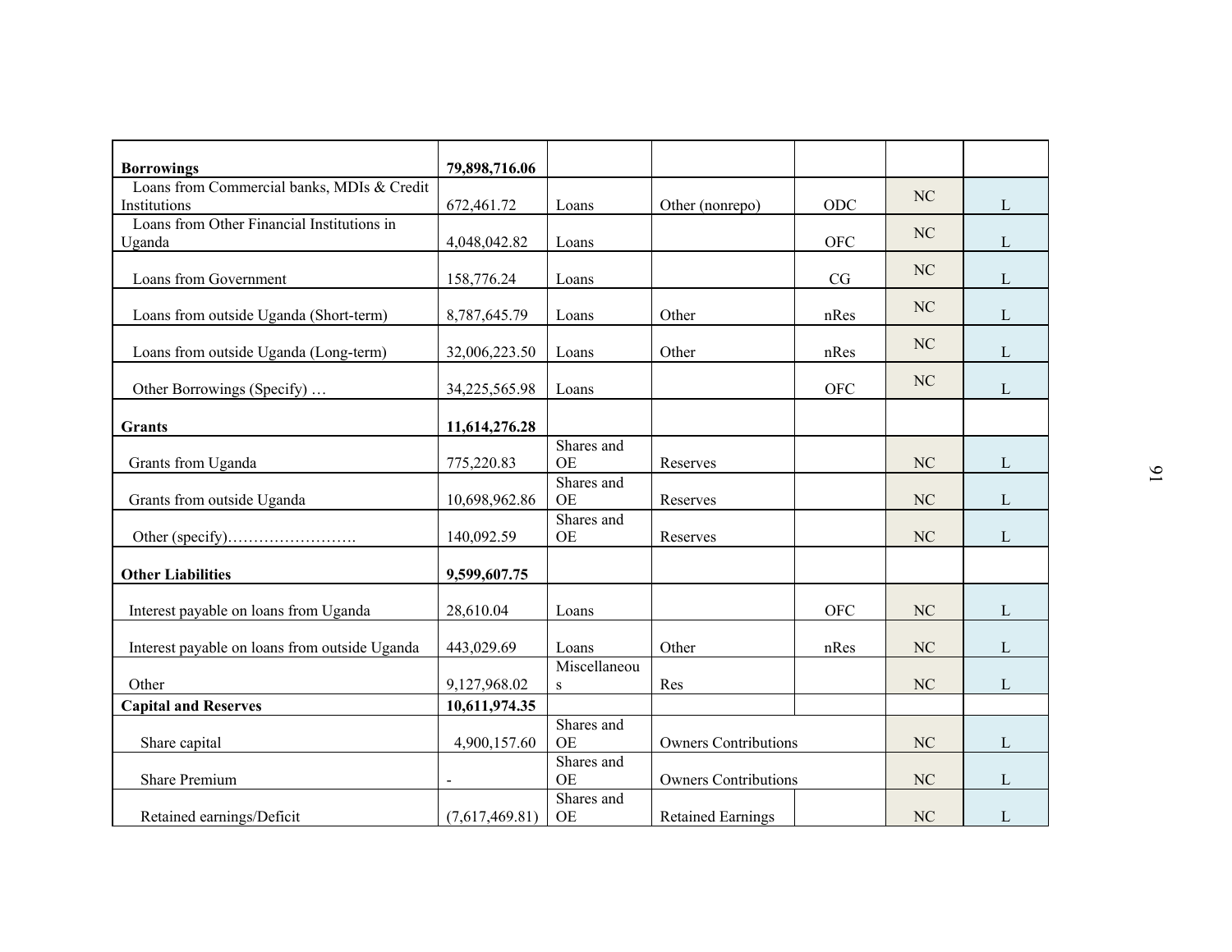| Borrowings | 79,898,716.06 | | | | | |
|---|---|---|---|---|---|---|
| Loans from Commercial banks, MDIs & Credit Institutions | 672,461.72 | Loans | Other (nonrepo) | ODC | NC | L |
| Loans from Other Financial Institutions in Uganda | 4,048,042.82 | Loans | | OFC | NC | L |
| Loans from Government | 158,776.24 | Loans | | CG | NC | L |
| Loans from outside Uganda (Short-term) | 8,787,645.79 | Loans | Other | nRes | NC | L |
| Loans from outside Uganda (Long-term) | 32,006,223.50 | Loans | Other | nRes | NC | L |
| Other Borrowings (Specify) … | 34,225,565.98 | Loans | | OFC | NC | L |
| **Grants** | **11,614,276.28** | | | | | |
| Grants from Uganda | 775,220.83 | Shares and OE | Reserves | | NC | L |
| Grants from outside Uganda | 10,698,962.86 | Shares and OE | Reserves | | NC | L |
| Other (specify)……………………. | 140,092.59 | Shares and OE | Reserves | | NC | L |
| **Other Liabilities** | **9,599,607.75** | | | | | |
| Interest payable on loans from Uganda | 28,610.04 | Loans | | OFC | NC | L |
| Interest payable on loans from outside Uganda | 443,029.69 | Loans | Other | nRes | NC | L |
| Other | 9,127,968.02 | Miscellaneous | Res | | NC | L |
| **Capital and Reserves** | **10,611,974.35** | | | | | |
| Share capital | 4,900,157.60 | Shares and OE | Owners Contributions | | NC | L |
| Share Premium | - | Shares and OE | Owners Contributions | | NC | L |
| Retained earnings/Deficit | (7,617,469.81) | Shares and OE | Retained Earnings | | NC | L |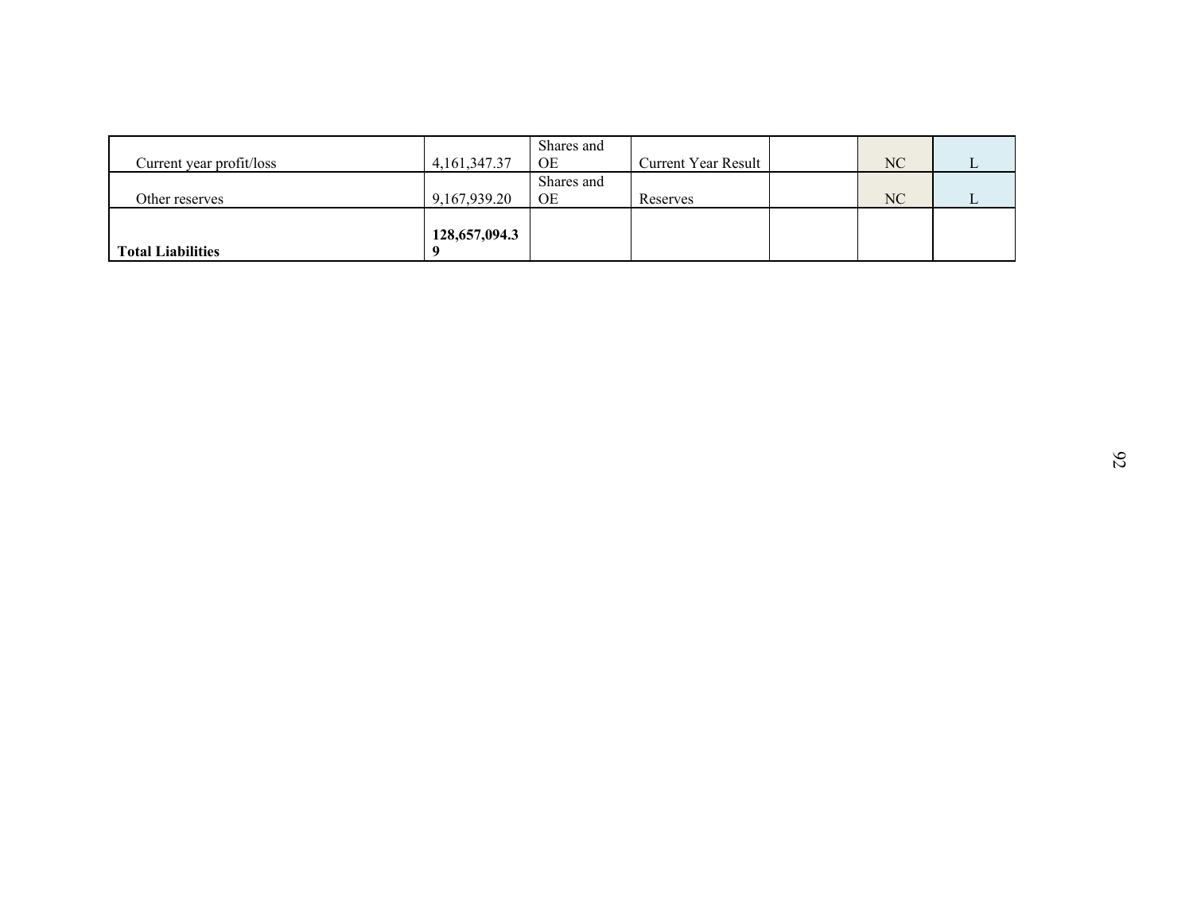| | | | | | | |
|---|---|---|---|---|---|---|
| Current year profit/loss | 4,161,347.37 | Shares and OE | Current Year Result | | NC | L |
| Other reserves | 9,167,939.20 | Shares and OE | Reserves | | NC | L |
| **Total Liabilities** | **128,657,094.39** | | | | | |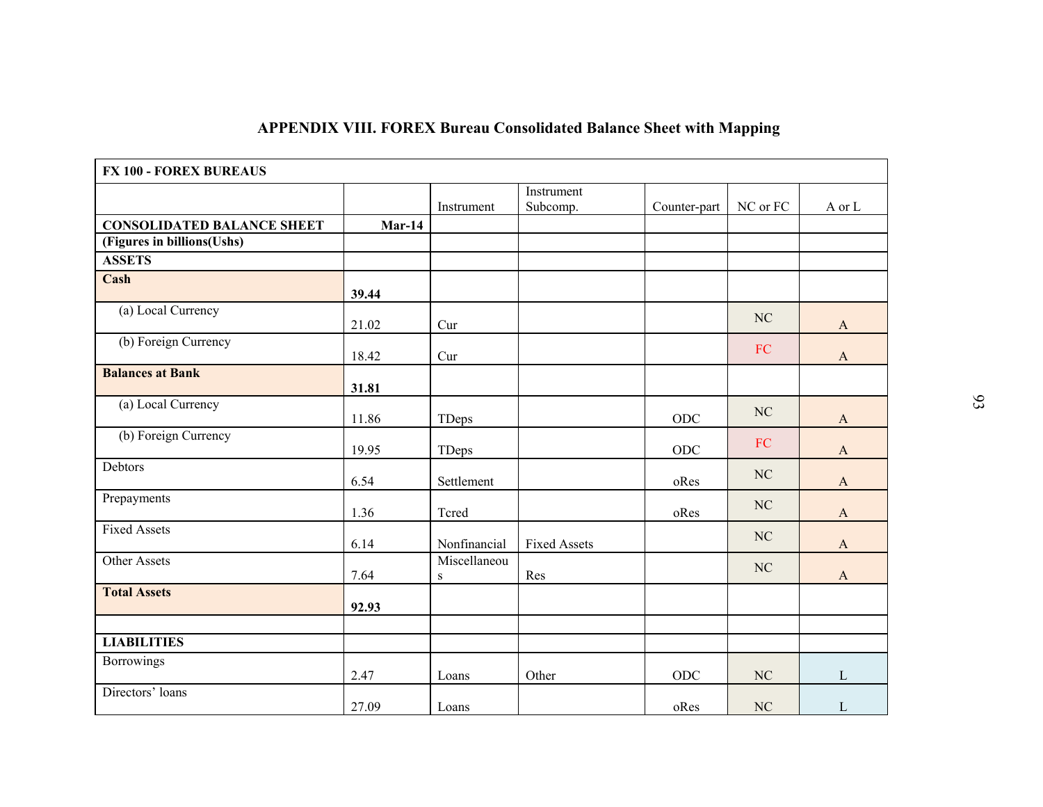## APPENDIX VIII. FOREX Bureau Consolidated Balance Sheet with Mapping

| FX 100 - FOREX BUREAUS | | | | | | |
|---|---|---|---|---|---|---|
| | | Instrument | Instrument Subcomp. | Counter-part | NC or FC | A or L |
| **CONSOLIDATED BALANCE SHEET** | **Mar-14** | | | | | |
| **(Figures in billions(Ushs)** | | | | | | |
| **ASSETS** | | | | | | |
| **Cash** | **39.44** | | | | | |
| (a) Local Currency | 21.02 | Cur | | | NC | A |
| (b) Foreign Currency | 18.42 | Cur | | | FC | A |
| **Balances at Bank** | **31.81** | | | | | |
| (a) Local Currency | 11.86 | TDeps | | ODC | NC | A |
| (b) Foreign Currency | 19.95 | TDeps | | ODC | FC | A |
| Debtors | 6.54 | Settlement | | oRes | NC | A |
| Prepayments | 1.36 | Tcred | | oRes | NC | A |
| Fixed Assets | 6.14 | Nonfinancial | Fixed Assets | | NC | A |
| Other Assets | 7.64 | Miscellaneous | Res | | NC | A |
| **Total Assets** | **92.93** | | | | | |
| | | | | | | |
| **LIABILITIES** | | | | | | |
| Borrowings | 2.47 | Loans | Other | ODC | NC | L |
| Directors' loans | 27.09 | Loans | | oRes | NC | L |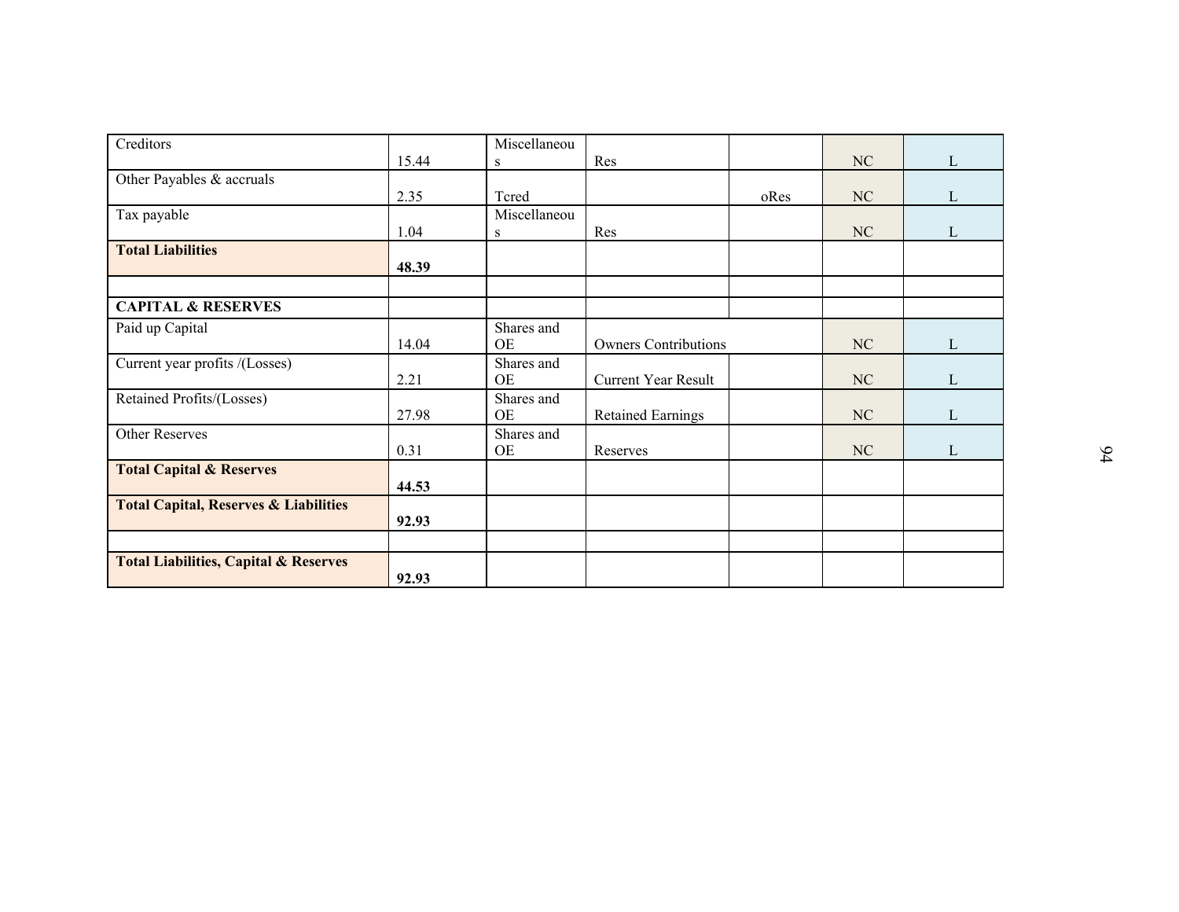| | | | | | | |
|---|---|---|---|---|---|---|
| Creditors | 15.44 | Miscellaneous | Res | | NC | L |
| Other Payables & accruals | 2.35 | Tcred | | oRes | NC | L |
| Tax payable | 1.04 | Miscellaneous | Res | | NC | L |
| **Total Liabilities** | **48.39** | | | | | |
| | | | | | | |
| **CAPITAL & RESERVES** | | | | | | |
| Paid up Capital | 14.04 | Shares and OE | Owners Contributions | | NC | L |
| Current year profits /(Losses) | 2.21 | Shares and OE | Current Year Result | | NC | L |
| Retained Profits/(Losses) | 27.98 | Shares and OE | Retained Earnings | | NC | L |
| Other Reserves | 0.31 | Shares and OE | Reserves | | NC | L |
| **Total Capital & Reserves** | **44.53** | | | | | |
| **Total Capital, Reserves & Liabilities** | **92.93** | | | | | |
| | | | | | | |
| **Total Liabilities, Capital & Reserves** | **92.93** | | | | | |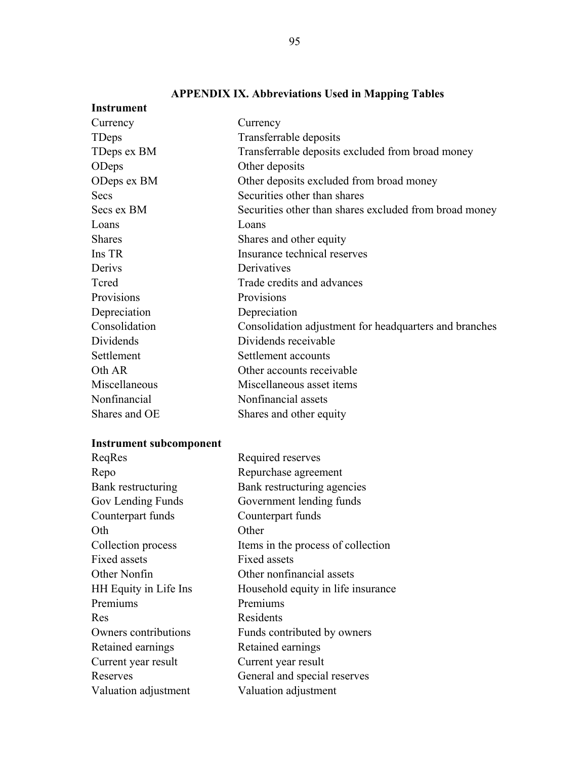## APPENDIX IX. Abbreviations Used in Mapping Tables

**Instrument**

| | |
|---|---|
| Currency | Currency |
| TDeps | Transferrable deposits |
| TDeps ex BM | Transferrable deposits excluded from broad money |
| ODeps | Other deposits |
| ODeps ex BM | Other deposits excluded from broad money |
| Secs | Securities other than shares |
| Secs ex BM | Securities other than shares excluded from broad money |
| Loans | Loans |
| Shares | Shares and other equity |
| Ins TR | Insurance technical reserves |
| Derivs | Derivatives |
| Tcred | Trade credits and advances |
| Provisions | Provisions |
| Depreciation | Depreciation |
| Consolidation | Consolidation adjustment for headquarters and branches |
| Dividends | Dividends receivable |
| Settlement | Settlement accounts |
| Oth AR | Other accounts receivable |
| Miscellaneous | Miscellaneous asset items |
| Nonfinancial | Nonfinancial assets |
| Shares and OE | Shares and other equity |

**Instrument subcomponent**

| | |
|---|---|
| ReqRes | Required reserves |
| Repo | Repurchase agreement |
| Bank restructuring | Bank restructuring agencies |
| Gov Lending Funds | Government lending funds |
| Counterpart funds | Counterpart funds |
| Oth | Other |
| Collection process | Items in the process of collection |
| Fixed assets | Fixed assets |
| Other Nonfin | Other nonfinancial assets |
| HH Equity in Life Ins | Household equity in life insurance |
| Premiums | Premiums |
| Res | Residents |
| Owners contributions | Funds contributed by owners |
| Retained earnings | Retained earnings |
| Current year result | Current year result |
| Reserves | General and special reserves |
| Valuation adjustment | Valuation adjustment |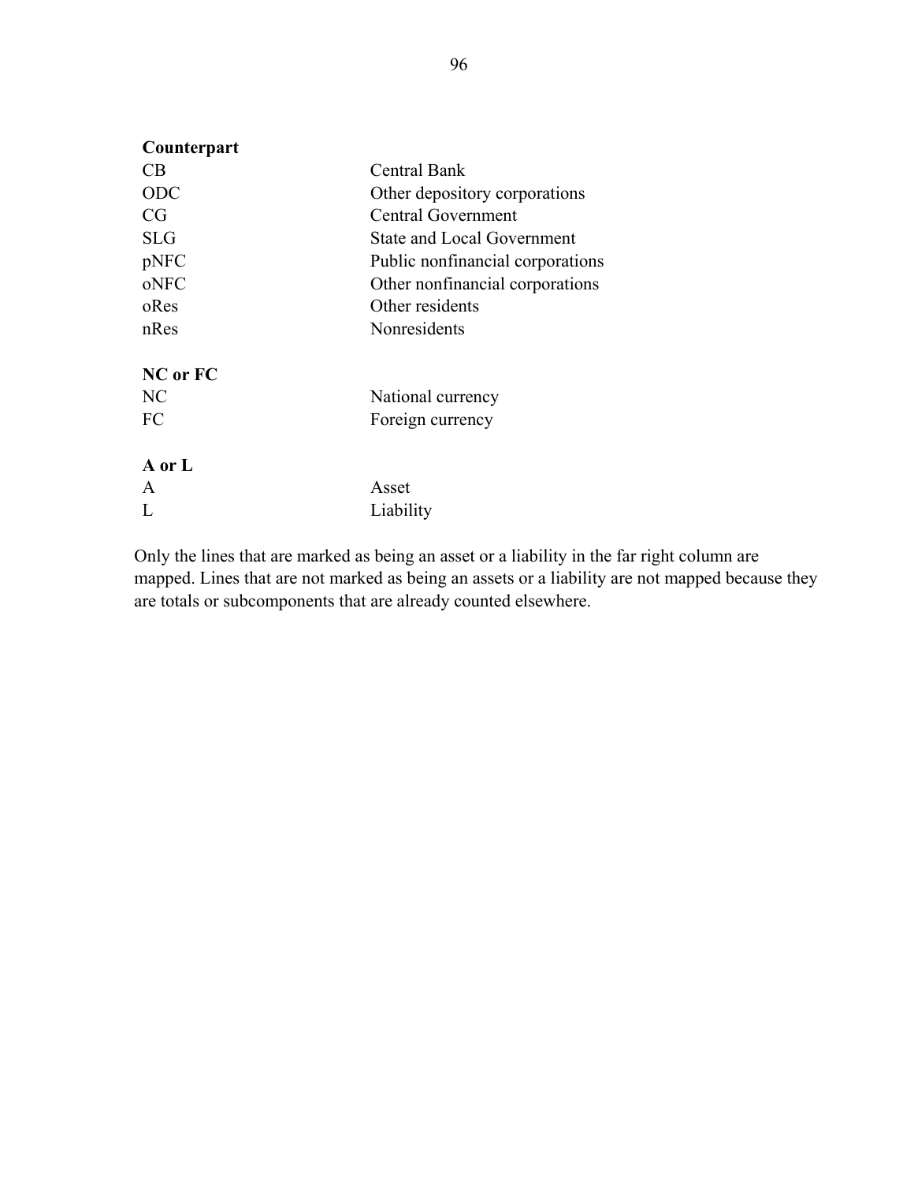| **Counterpart** | |
|---|---|
| CB | Central Bank |
| ODC | Other depository corporations |
| CG | Central Government |
| SLG | State and Local Government |
| pNFC | Public nonfinancial corporations |
| oNFC | Other nonfinancial corporations |
| oRes | Other residents |
| nRes | Nonresidents |

| **NC or FC** | |
|---|---|
| NC | National currency |
| FC | Foreign currency |

| **A or L** | |
|---|---|
| A | Asset |
| L | Liability |

Only the lines that are marked as being an asset or a liability in the far right column are mapped. Lines that are not marked as being an assets or a liability are not mapped because they are totals or subcomponents that are already counted elsewhere.